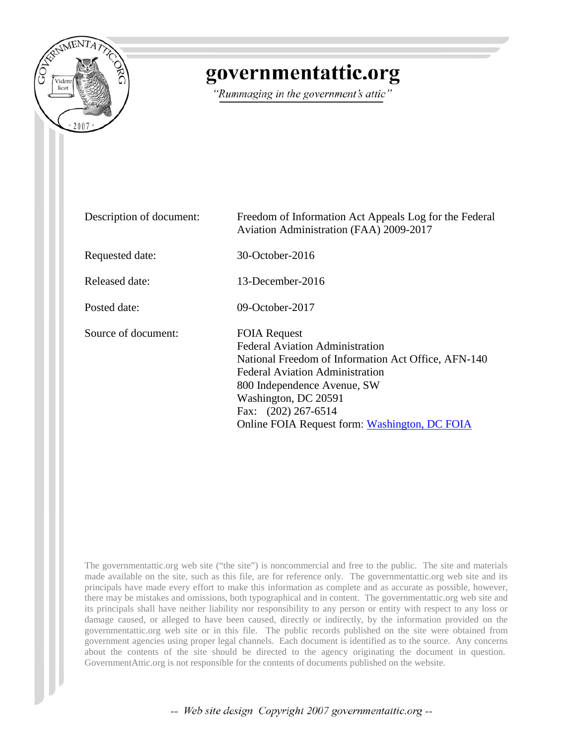# governmentattic.org

*"Rummaging in the government's attic"*

| | |
|---|---|
| Description of document: | Freedom of Information Act Appeals Log for the Federal Aviation Administration (FAA) 2009-2017 |
| Requested date: | 30-October-2016 |
| Released date: | 13-December-2016 |
| Posted date: | 09-October-2017 |
| Source of document: | FOIA Request<br>Federal Aviation Administration<br>National Freedom of Information Act Office, AFN-140<br>Federal Aviation Administration<br>800 Independence Avenue, SW<br>Washington, DC 20591<br>Fax: (202) 267-6514<br>Online FOIA Request form: [Washington, DC FOIA] |

The governmentattic.org web site ("the site") is noncommercial and free to the public. The site and materials made available on the site, such as this file, are for reference only. The governmentattic.org web site and its principals have made every effort to make this information as complete and as accurate as possible, however, there may be mistakes and omissions, both typographical and in content. The governmentattic.org web site and its principals shall have neither liability nor responsibility to any person or entity with respect to any loss or damage caused, or alleged to have been caused, directly or indirectly, by the information provided on the governmentattic.org web site or in this file. The public records published on the site were obtained from government agencies using proper legal channels. Each document is identified as to the source. Any concerns about the contents of the site should be directed to the agency originating the document in question. GovernmentAttic.org is not responsible for the contents of documents published on the website.

*-- Web site design Copyright 2007 governmentattic.org --*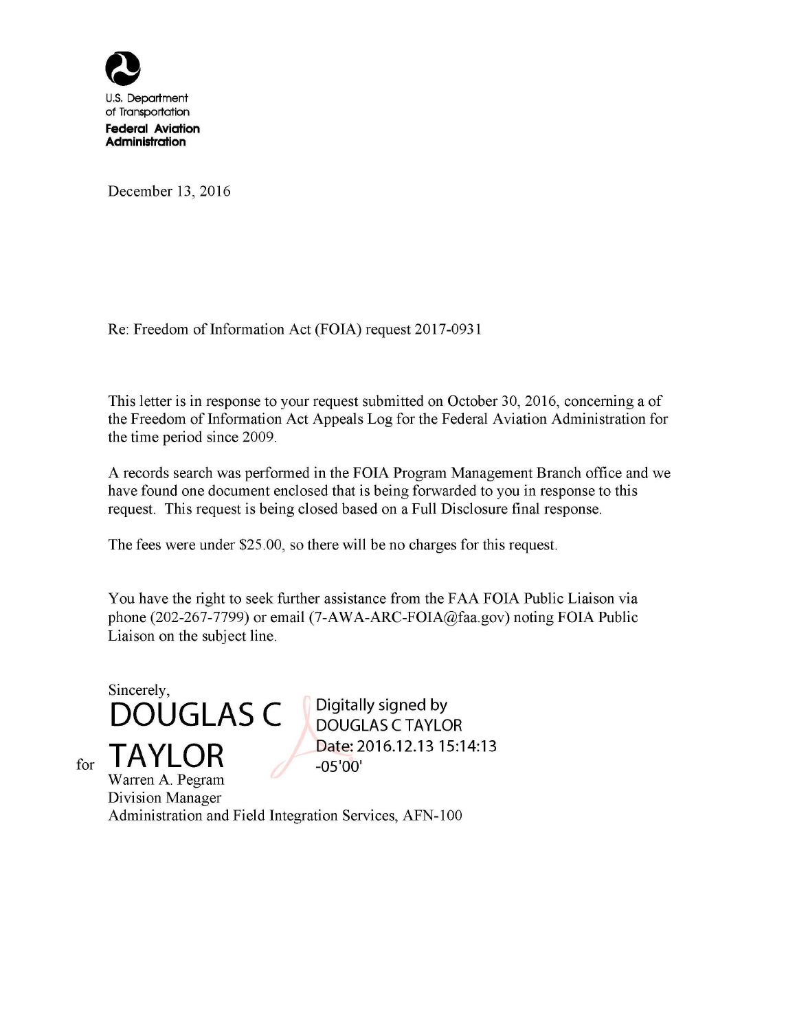U.S. Department of Transportation
**Federal Aviation Administration**

December 13, 2016

Re: Freedom of Information Act (FOIA) request 2017-0931

This letter is in response to your request submitted on October 30, 2016, concerning a of the Freedom of Information Act Appeals Log for the Federal Aviation Administration for the time period since 2009.

A records search was performed in the FOIA Program Management Branch office and we have found one document enclosed that is being forwarded to you in response to this request. This request is being closed based on a Full Disclosure final response.

The fees were under $25.00, so there will be no charges for this request.

You have the right to seek further assistance from the FAA FOIA Public Liaison via phone (202-267-7799) or email (7-AWA-ARC-FOIA@faa.gov) noting FOIA Public Liaison on the subject line.

Sincerely,

for DOUGLAS C TAYLOR

Digitally signed by DOUGLAS C TAYLOR
Date: 2016.12.13 15:14:13 -05'00'

Warren A. Pegram
Division Manager
Administration and Field Integration Services, AFN-100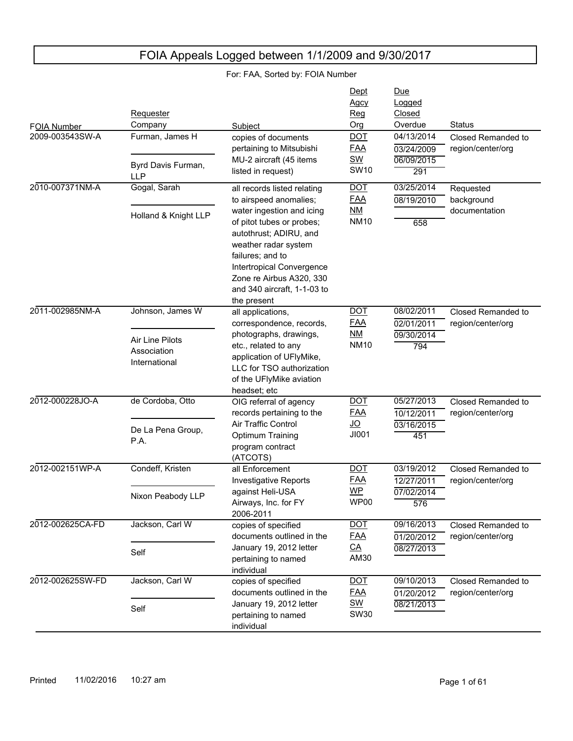# FOIA Appeals Logged between 1/1/2009 and 9/30/2017

For: FAA, Sorted by: FOIA Number

| FOIA Number | Requester / Company | Subject | Dept / Agcy / Reg / Org | Due / Logged / Closed / Overdue | Status |
|---|---|---|---|---|---|
| 2009-003543SW-A | Furman, James H / Byrd Davis Furman, LLP | copies of documents pertaining to Mitsubishi MU-2 aircraft (45 items listed in request) | DOT / FAA / SW / SW10 | 04/13/2014 / 03/24/2009 / 06/09/2015 / 291 | Closed Remanded to region/center/org |
| 2010-007371NM-A | Gogal, Sarah / Holland & Knight LLP | all records listed relating to airspeed anomalies; water ingestion and icing of pitot tubes or probes; autothrust; ADIRU, and weather radar system failures; and to Intertropical Convergence Zone re Airbus A320, 330 and 340 aircraft, 1-1-03 to the present | DOT / FAA / NM / NM10 | 03/25/2014 / 08/19/2010 / / 658 | Requested background documentation |
| 2011-002985NM-A | Johnson, James W / Air Line Pilots Association International | all applications, correspondence, records, photographs, drawings, etc., related to any application of UFlyMike, LLC for TSO authorization of the UFlyMike aviation headset; etc | DOT / FAA / NM / NM10 | 08/02/2011 / 02/01/2011 / 09/30/2014 / 794 | Closed Remanded to region/center/org |
| 2012-000228JO-A | de Cordoba, Otto / De La Pena Group, P.A. | OIG referral of agency records pertaining to the Air Traffic Control Optimum Training program contract (ATCOTS) | DOT / FAA / JO / JI001 | 05/27/2013 / 10/12/2011 / 03/16/2015 / 451 | Closed Remanded to region/center/org |
| 2012-002151WP-A | Condeff, Kristen / Nixon Peabody LLP | all Enforcement Investigative Reports against Heli-USA Airways, Inc. for FY 2006-2011 | DOT / FAA / WP / WP00 | 03/19/2012 / 12/27/2011 / 07/02/2014 / 576 | Closed Remanded to region/center/org |
| 2012-002625CA-FD | Jackson, Carl W / Self | copies of specified documents outlined in the January 19, 2012 letter pertaining to named individual | DOT / FAA / CA / AM30 | 09/16/2013 / 01/20/2012 / 08/27/2013 / | Closed Remanded to region/center/org |
| 2012-002625SW-FD | Jackson, Carl W / Self | copies of specified documents outlined in the January 19, 2012 letter pertaining to named individual | DOT / FAA / SW / SW30 | 09/10/2013 / 01/20/2012 / 08/21/2013 / | Closed Remanded to region/center/org |

Printed 11/02/2016 10:27 am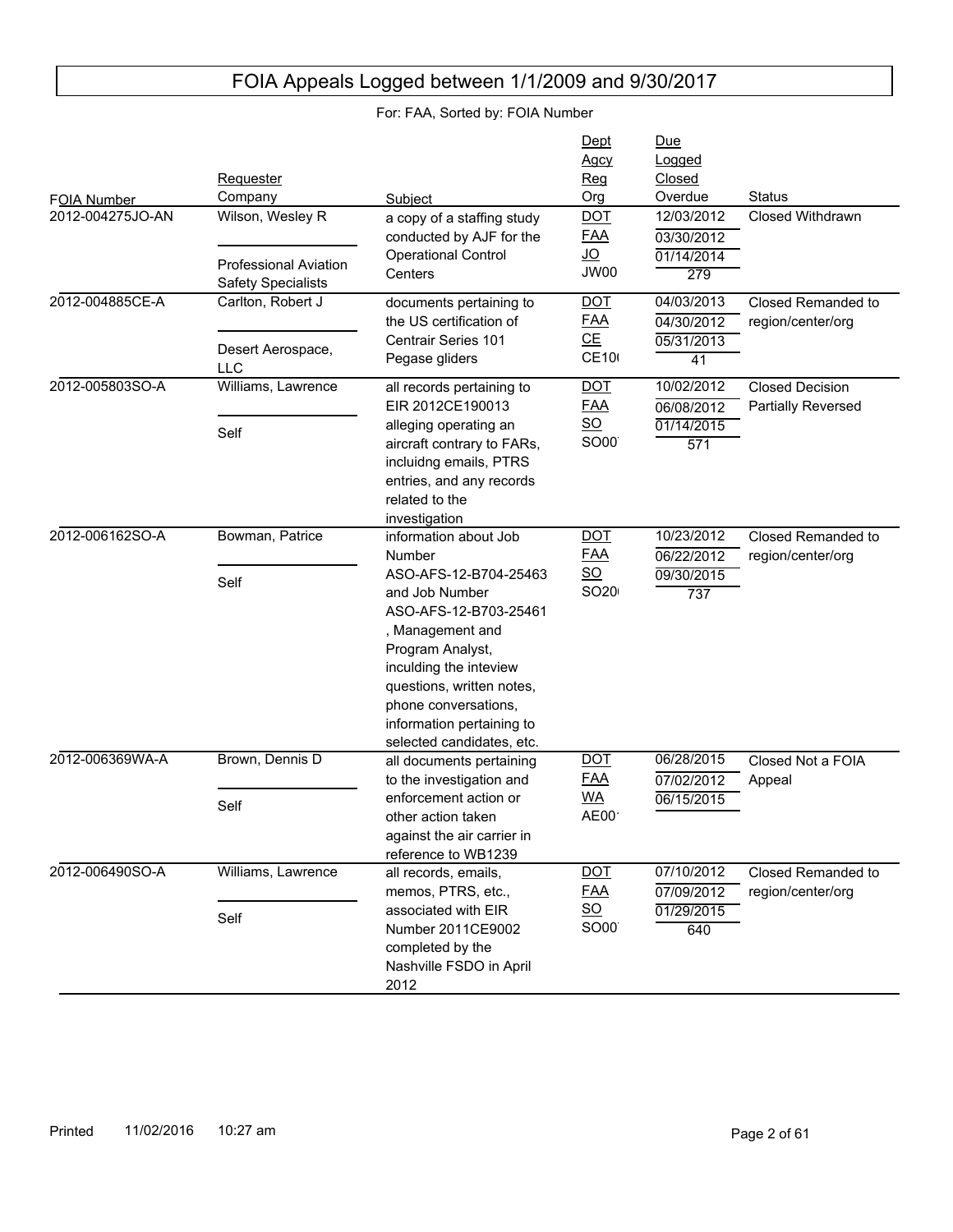# FOIA Appeals Logged between 1/1/2009 and 9/30/2017

For: FAA, Sorted by: FOIA Number

| FOIA Number | Requester / Company | Subject | Dept / Agcy / Reg / Org | Due / Logged / Closed / Overdue | Status |
|---|---|---|---|---|---|
| 2012-004275JO-AN | Wilson, Wesley R / Professional Aviation Safety Specialists | a copy of a staffing study conducted by AJF for the Operational Control Centers | DOT / FAA / JO / JW00 | 12/03/2012 / 03/30/2012 / 01/14/2014 / 279 | Closed Withdrawn |
| 2012-004885CE-A | Carlton, Robert J / Desert Aerospace, LLC | documents pertaining to the US certification of Centrair Series 101 Pegase gliders | DOT / FAA / CE / CE10( | 04/03/2013 / 04/30/2012 / 05/31/2013 / 41 | Closed Remanded to region/center/org |
| 2012-005803SO-A | Williams, Lawrence / Self | all records pertaining to EIR 2012CE190013 alleging operating an aircraft contrary to FARs, incluidng emails, PTRS entries, and any records related to the investigation | DOT / FAA / SO / SO00 | 10/02/2012 / 06/08/2012 / 01/14/2015 / 571 | Closed Decision Partially Reversed |
| 2012-006162SO-A | Bowman, Patrice / Self | information about Job Number ASO-AFS-12-B704-25463 and Job Number ASO-AFS-12-B703-25461 , Management and Program Analyst, inculding the inteview questions, written notes, phone conversations, information pertaining to selected candidates, etc. | DOT / FAA / SO / SO20( | 10/23/2012 / 06/22/2012 / 09/30/2015 / 737 | Closed Remanded to region/center/org |
| 2012-006369WA-A | Brown, Dennis D / Self | all documents pertaining to the investigation and enforcement action or other action taken against the air carrier in reference to WB1239 | DOT / FAA / WA / AE00 | 06/28/2015 / 07/02/2012 / 06/15/2015 / | Closed Not a FOIA Appeal |
| 2012-006490SO-A | Williams, Lawrence / Self | all records, emails, memos, PTRS, etc., associated with EIR Number 2011CE9002 completed by the Nashville FSDO in April 2012 | DOT / FAA / SO / SO00 | 07/10/2012 / 07/09/2012 / 01/29/2015 / 640 | Closed Remanded to region/center/org |

Printed 11/02/2016 10:27 am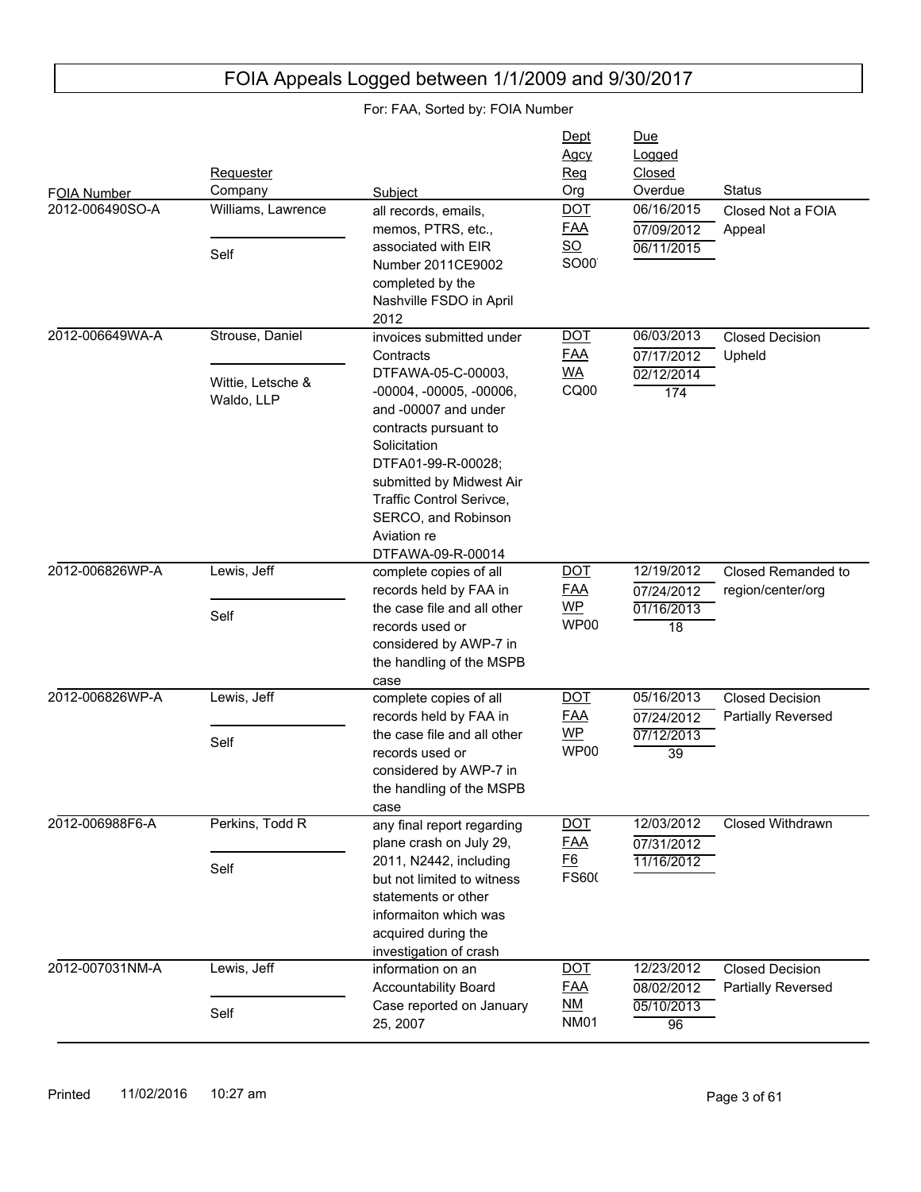# FOIA Appeals Logged between 1/1/2009 and 9/30/2017

For: FAA, Sorted by: FOIA Number

| FOIA Number | Requester / Company | Subject | Dept / Agcy / Reg / Org | Due / Logged / Closed / Overdue | Status |
|---|---|---|---|---|---|
| 2012-006490SO-A | Williams, Lawrence / Self | all records, emails, memos, PTRS, etc., associated with EIR Number 2011CE9002 completed by the Nashville FSDO in April 2012 | DOT / FAA / SO / SO00 | 06/16/2015 / 07/09/2012 / 06/11/2015 | Closed Not a FOIA Appeal |
| 2012-006649WA-A | Strouse, Daniel / Wittie, Letsche & Waldo, LLP | invoices submitted under Contracts DTFAWA-05-C-00003, -00004, -00005, -00006, and -00007 and under contracts pursuant to Solicitation DTFA01-99-R-00028; submitted by Midwest Air Traffic Control Serivce, SERCO, and Robinson Aviation re DTFAWA-09-R-00014 | DOT / FAA / WA / CQ00 | 06/03/2013 / 07/17/2012 / 02/12/2014 / 174 | Closed Decision Upheld |
| 2012-006826WP-A | Lewis, Jeff / Self | complete copies of all records held by FAA in the case file and all other records used or considered by AWP-7 in the handling of the MSPB case | DOT / FAA / WP / WP00 | 12/19/2012 / 07/24/2012 / 01/16/2013 / 18 | Closed Remanded to region/center/org |
| 2012-006826WP-A | Lewis, Jeff / Self | complete copies of all records held by FAA in the case file and all other records used or considered by AWP-7 in the handling of the MSPB case | DOT / FAA / WP / WP00 | 05/16/2013 / 07/24/2012 / 07/12/2013 / 39 | Closed Decision Partially Reversed |
| 2012-006988F6-A | Perkins, Todd R / Self | any final report regarding plane crash on July 29, 2011, N2442, including but not limited to witness statements or other informaiton which was acquired during the investigation of crash | DOT / FAA / F6 / FS60 | 12/03/2012 / 07/31/2012 / 11/16/2012 | Closed Withdrawn |
| 2012-007031NM-A | Lewis, Jeff / Self | information on an Accountability Board Case reported on January 25, 2007 | DOT / FAA / NM / NM01 | 12/23/2012 / 08/02/2012 / 05/10/2013 / 96 | Closed Decision Partially Reversed |

Printed 11/02/2016 10:27 am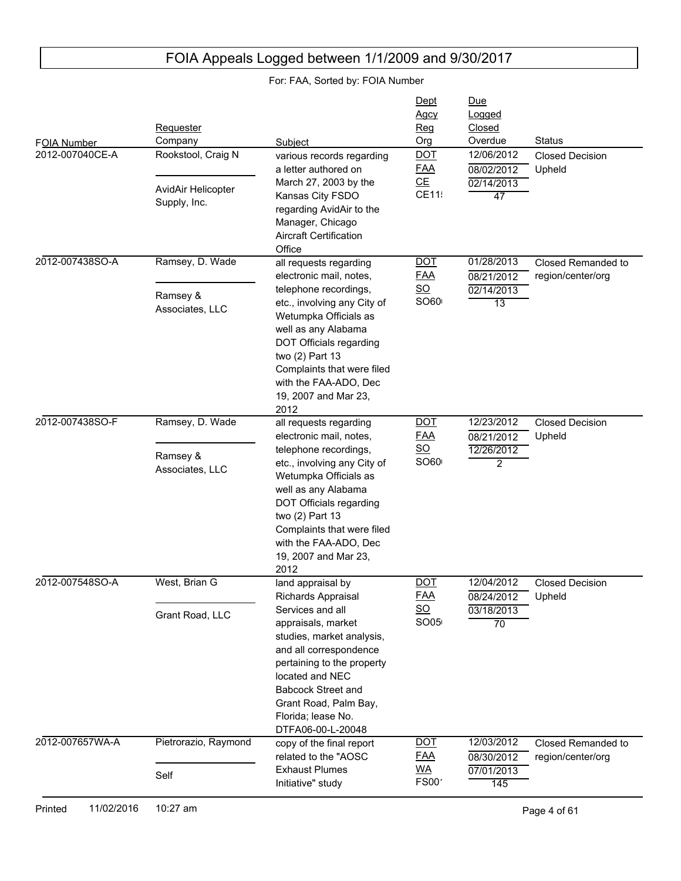# FOIA Appeals Logged between 1/1/2009 and 9/30/2017

For: FAA, Sorted by: FOIA Number

| FOIA Number | Requester / Company | Subject | Dept / Agcy / Reg / Org | Due / Logged / Closed / Overdue | Status |
|---|---|---|---|---|---|
| 2012-007040CE-A | Rookstool, Craig N / AvidAir Helicopter Supply, Inc. | various records regarding a letter authored on March 27, 2003 by the Kansas City FSDO regarding AvidAir to the Manager, Chicago Aircraft Certification Office | DOT / FAA / CE / CE11! | 12/06/2012 / 08/02/2012 / 02/14/2013 / 47 | Closed Decision Upheld |
| 2012-007438SO-A | Ramsey, D. Wade / Ramsey & Associates, LLC | all requests regarding electronic mail, notes, telephone recordings, etc., involving any City of Wetumpka Officials as well as any Alabama DOT Officials regarding two (2) Part 13 Complaints that were filed with the FAA-ADO, Dec 19, 2007 and Mar 23, 2012 | DOT / FAA / SO / SO60 | 01/28/2013 / 08/21/2012 / 02/14/2013 / 13 | Closed Remanded to region/center/org |
| 2012-007438SO-F | Ramsey, D. Wade / Ramsey & Associates, LLC | all requests regarding electronic mail, notes, telephone recordings, etc., involving any City of Wetumpka Officials as well as any Alabama DOT Officials regarding two (2) Part 13 Complaints that were filed with the FAA-ADO, Dec 19, 2007 and Mar 23, 2012 | DOT / FAA / SO / SO60 | 12/23/2012 / 08/21/2012 / 12/26/2012 / 2 | Closed Decision Upheld |
| 2012-007548SO-A | West, Brian G / Grant Road, LLC | land appraisal by Richards Appraisal Services and all appraisals, market studies, market analysis, and all correspondence pertaining to the property located and NEC Babcock Street and Grant Road, Palm Bay, Florida; lease No. DTFA06-00-L-20048 | DOT / FAA / SO / SO05 | 12/04/2012 / 08/24/2012 / 03/18/2013 / 70 | Closed Decision Upheld |
| 2012-007657WA-A | Pietrorazio, Raymond / Self | copy of the final report related to the "AOSC Exhaust Plumes Initiative" study | DOT / FAA / WA / FS001 | 12/03/2012 / 08/30/2012 / 07/01/2013 / 145 | Closed Remanded to region/center/org |

Printed 11/02/2016 10:27 am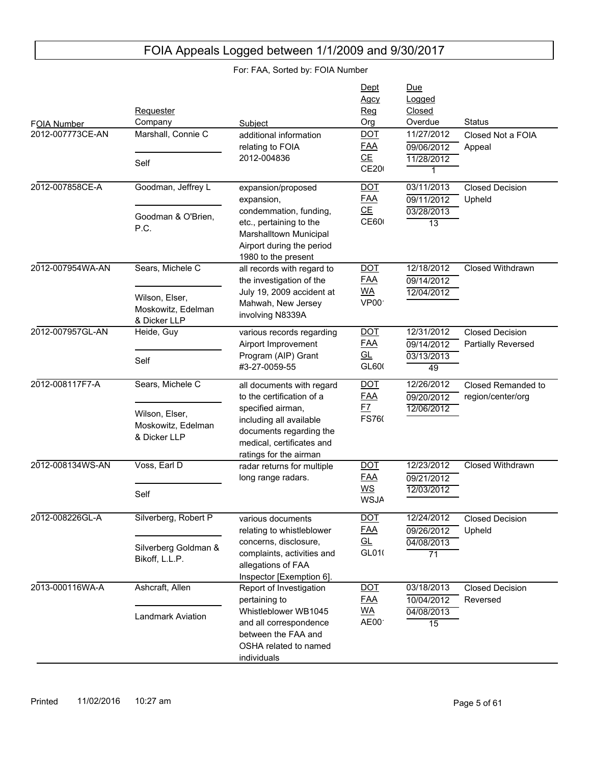# FOIA Appeals Logged between 1/1/2009 and 9/30/2017

For: FAA, Sorted by: FOIA Number

| FOIA Number | Requester / Company | Subject | Dept / Agcy / Reg / Org | Due / Logged / Closed / Overdue | Status |
|---|---|---|---|---|---|
| 2012-007773CE-AN | Marshall, Connie C / Self | additional information relating to FOIA 2012-004836 | DOT / FAA / CE / CE20( | 11/27/2012 / 09/06/2012 / 11/28/2012 / 1 | Closed Not a FOIA Appeal |
| 2012-007858CE-A | Goodman, Jeffrey L / Goodman & O'Brien, P.C. | expansion/proposed expansion, condemmation, funding, etc., pertaining to the Marshalltown Municipal Airport during the period 1980 to the present | DOT / FAA / CE / CE60( | 03/11/2013 / 09/11/2012 / 03/28/2013 / 13 | Closed Decision Upheld |
| 2012-007954WA-AN | Sears, Michele C / Wilson, Elser, Moskowitz, Edelman & Dicker LLP | all records with regard to the investigation of the July 19, 2009 accident at Mahwah, New Jersey involving N8339A | DOT / FAA / WA / VP00 | 12/18/2012 / 09/14/2012 / 12/04/2012 | Closed Withdrawn |
| 2012-007957GL-AN | Heide, Guy / Self | various records regarding Airport Improvement Program (AIP) Grant #3-27-0059-55 | DOT / FAA / GL / GL60( | 12/31/2012 / 09/14/2012 / 03/13/2013 / 49 | Closed Decision Partially Reversed |
| 2012-008117F7-A | Sears, Michele C / Wilson, Elser, Moskowitz, Edelman & Dicker LLP | all documents with regard to the certification of a specified airman, including all available documents regarding the medical, certificates and ratings for the airman | DOT / FAA / F7 / FS76( | 12/26/2012 / 09/20/2012 / 12/06/2012 | Closed Remanded to region/center/org |
| 2012-008134WS-AN | Voss, Earl D / Self | radar returns for multiple long range radars. | DOT / FAA / WS / WSJA | 12/23/2012 / 09/21/2012 / 12/03/2012 | Closed Withdrawn |
| 2012-008226GL-A | Silverberg, Robert P / Silverberg Goldman & Bikoff, L.L.P. | various documents relating to whistleblower concerns, disclosure, complaints, activities and allegations of FAA Inspector [Exemption 6]. | DOT / FAA / GL / GL01( | 12/24/2012 / 09/26/2012 / 04/08/2013 / 71 | Closed Decision Upheld |
| 2013-000116WA-A | Ashcraft, Allen / Landmark Aviation | Report of Investigation pertaining to Whistleblower WB1045 and all correspondence between the FAA and OSHA related to named individuals | DOT / FAA / WA / AE00 | 03/18/2013 / 10/04/2012 / 04/08/2013 / 15 | Closed Decision Reversed |

Printed 11/02/2016 10:27 am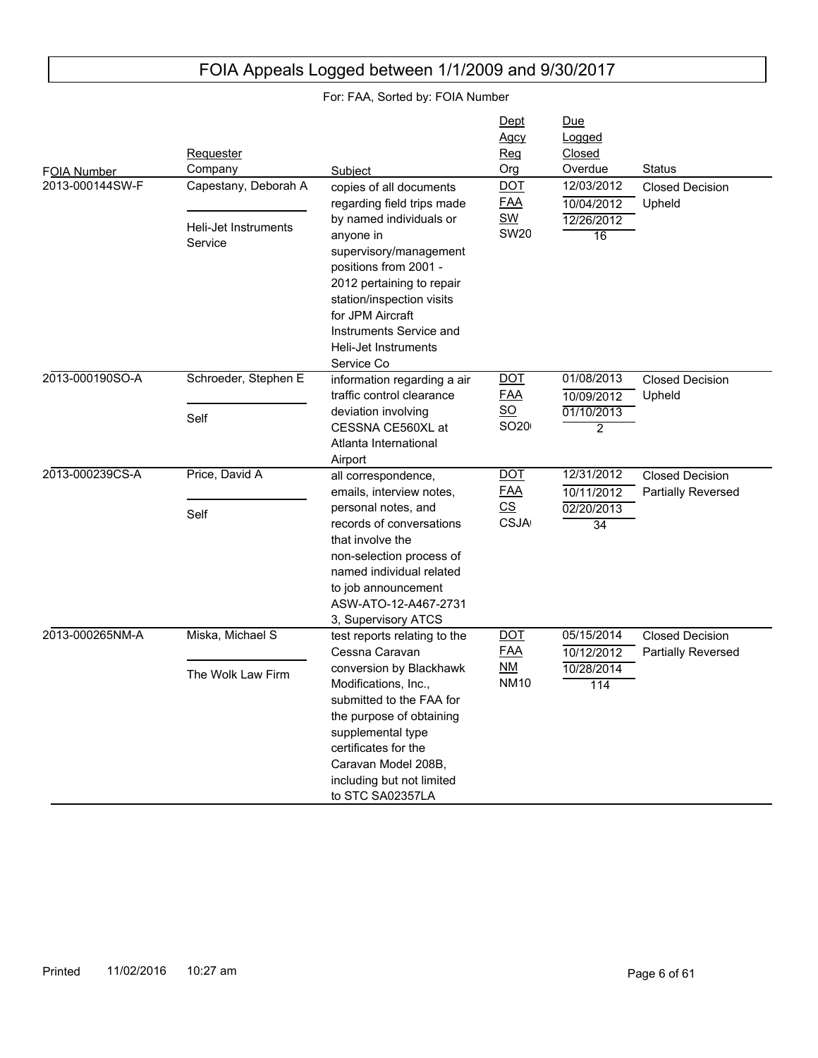# FOIA Appeals Logged between 1/1/2009 and 9/30/2017

For: FAA, Sorted by: FOIA Number

| FOIA Number | Requester / Company | Subject | Dept / Agcy / Reg / Org | Due / Logged / Closed / Overdue | Status |
|---|---|---|---|---|---|
| 2013-000144SW-F | Capestany, Deborah A / Heli-Jet Instruments Service | copies of all documents regarding field trips made by named individuals or anyone in supervisory/management positions from 2001 - 2012 pertaining to repair station/inspection visits for JPM Aircraft Instruments Service and Heli-Jet Instruments Service Co | DOT / FAA / SW / SW20 | 12/03/2012 / 10/04/2012 / 12/26/2012 / 16 | Closed Decision Upheld |
| 2013-000190SO-A | Schroeder, Stephen E / Self | information regarding a air traffic control clearance deviation involving CESSNA CE560XL at Atlanta International Airport | DOT / FAA / SO / SO20 | 01/08/2013 / 10/09/2012 / 01/10/2013 / 2 | Closed Decision Upheld |
| 2013-000239CS-A | Price, David A / Self | all correspondence, emails, interview notes, personal notes, and records of conversations that involve the non-selection process of named individual related to job announcement ASW-ATO-12-A467-2731 3, Supervisory ATCS | DOT / FAA / CS / CSJA | 12/31/2012 / 10/11/2012 / 02/20/2013 / 34 | Closed Decision Partially Reversed |
| 2013-000265NM-A | Miska, Michael S / The Wolk Law Firm | test reports relating to the Cessna Caravan conversion by Blackhawk Modifications, Inc., submitted to the FAA for the purpose of obtaining supplemental type certificates for the Caravan Model 208B, including but not limited to STC SA02357LA | DOT / FAA / NM / NM10 | 05/15/2014 / 10/12/2012 / 10/28/2014 / 114 | Closed Decision Partially Reversed |

Printed 11/02/2016 10:27 am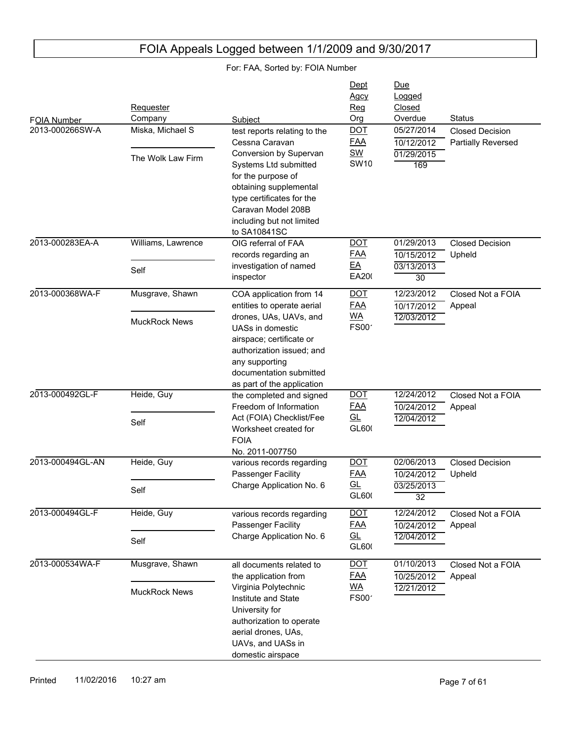# FOIA Appeals Logged between 1/1/2009 and 9/30/2017

For: FAA, Sorted by: FOIA Number

| FOIA Number | Requester / Company | Subject | Dept / Agcy / Reg / Org | Due / Logged / Closed / Overdue | Status |
|---|---|---|---|---|---|
| 2013-000266SW-A | Miska, Michael S / The Wolk Law Firm | test reports relating to the Cessna Caravan Conversion by Supervan Systems Ltd submitted for the purpose of obtaining supplemental type certificates for the Caravan Model 208B including but not limited to SA10841SC | DOT / FAA / SW / SW10 | 05/27/2014 / 10/12/2012 / 01/29/2015 / 169 | Closed Decision Partially Reversed |
| 2013-000283EA-A | Williams, Lawrence / Self | OIG referral of FAA records regarding an investigation of named inspector | DOT / FAA / EA / EA20( | 01/29/2013 / 10/15/2012 / 03/13/2013 / 30 | Closed Decision Upheld |
| 2013-000368WA-F | Musgrave, Shawn / MuckRock News | COA application from 14 entities to operate aerial drones, UAs, UAVs, and UASs in domestic airspace; certificate or authorization issued; and any supporting documentation submitted as part of the application | DOT / FAA / WA / FS00´ | 12/23/2012 / 10/17/2012 / 12/03/2012 | Closed Not a FOIA Appeal |
| 2013-000492GL-F | Heide, Guy / Self | the completed and signed Freedom of Information Act (FOIA) Checklist/Fee Worksheet created for FOIA No. 2011-007750 | DOT / FAA / GL / GL60( | 12/24/2012 / 10/24/2012 / 12/04/2012 | Closed Not a FOIA Appeal |
| 2013-000494GL-AN | Heide, Guy / Self | various records regarding Passenger Facility Charge Application No. 6 | DOT / FAA / GL / GL60( | 02/06/2013 / 10/24/2012 / 03/25/2013 / 32 | Closed Decision Upheld |
| 2013-000494GL-F | Heide, Guy / Self | various records regarding Passenger Facility Charge Application No. 6 | DOT / FAA / GL / GL60( | 12/24/2012 / 10/24/2012 / 12/04/2012 | Closed Not a FOIA Appeal |
| 2013-000534WA-F | Musgrave, Shawn / MuckRock News | all documents related to the application from Virginia Polytechnic Institute and State University for authorization to operate aerial drones, UAs, UAVs, and UASs in domestic airspace | DOT / FAA / WA / FS00´ | 01/10/2013 / 10/25/2012 / 12/21/2012 | Closed Not a FOIA Appeal |

Printed 11/02/2016 10:27 am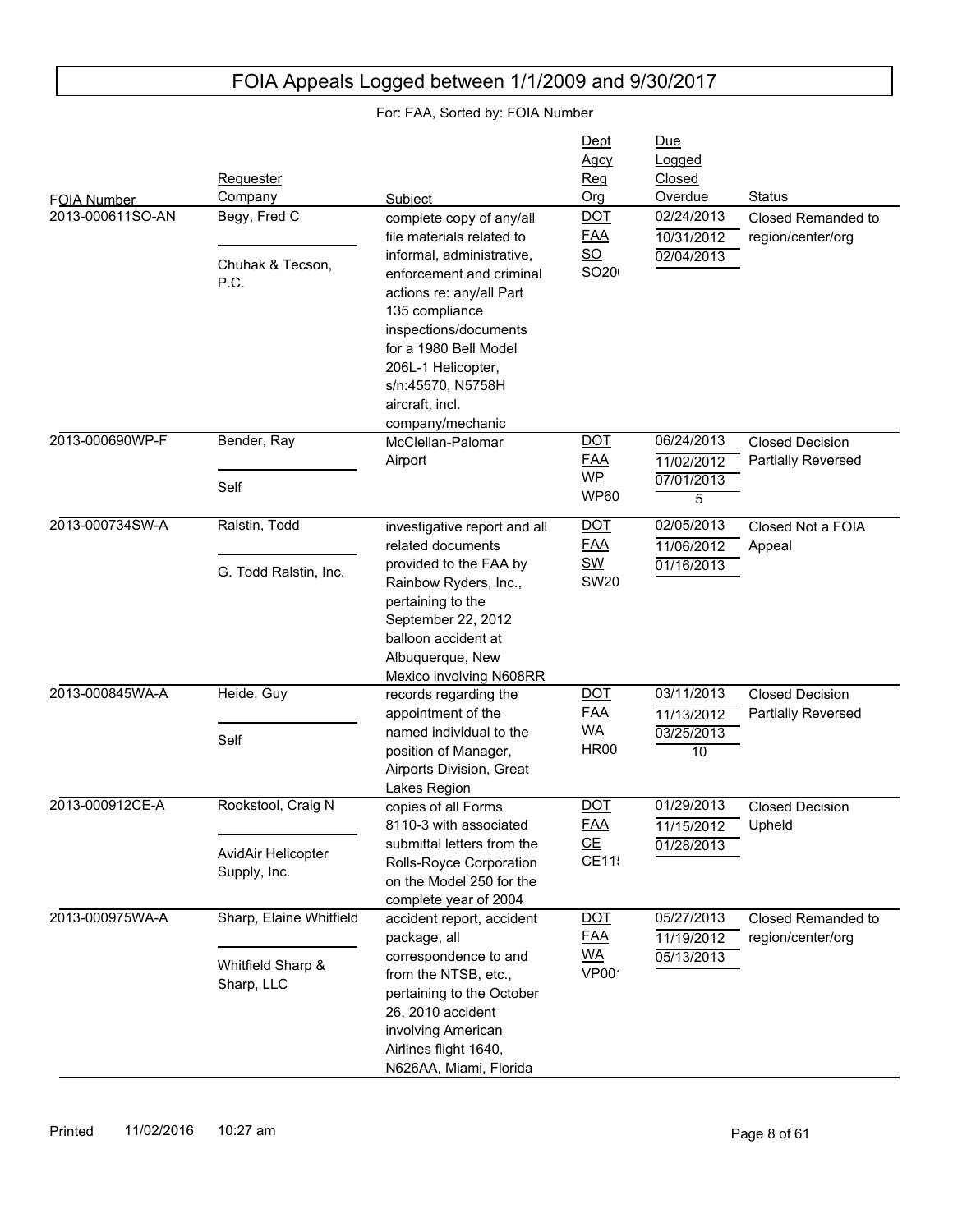# FOIA Appeals Logged between 1/1/2009 and 9/30/2017

For: FAA, Sorted by: FOIA Number

| FOIA Number | Requester / Company | Subject | Dept / Agcy / Reg / Org | Due / Logged / Closed / Overdue | Status |
|---|---|---|---|---|---|
| 2013-000611SO-AN | Begy, Fred C / Chuhak & Tecson, P.C. | complete copy of any/all file materials related to informal, administrative, enforcement and criminal actions re: any/all Part 135 compliance inspections/documents for a 1980 Bell Model 206L-1 Helicopter, s/n:45570, N5758H aircraft, incl. company/mechanic | DOT / FAA / SO / SO20 | 02/24/2013 / 10/31/2012 / 02/04/2013 | Closed Remanded to region/center/org |
| 2013-000690WP-F | Bender, Ray / Self | McClellan-Palomar Airport | DOT / FAA / WP / WP60 | 06/24/2013 / 11/02/2012 / 07/01/2013 / 5 | Closed Decision Partially Reversed |
| 2013-000734SW-A | Ralstin, Todd / G. Todd Ralstin, Inc. | investigative report and all related documents provided to the FAA by Rainbow Ryders, Inc., pertaining to the September 22, 2012 balloon accident at Albuquerque, New Mexico involving N608RR | DOT / FAA / SW / SW20 | 02/05/2013 / 11/06/2012 / 01/16/2013 | Closed Not a FOIA Appeal |
| 2013-000845WA-A | Heide, Guy / Self | records regarding the appointment of the named individual to the position of Manager, Airports Division, Great Lakes Region | DOT / FAA / WA / HR00 | 03/11/2013 / 11/13/2012 / 03/25/2013 / 10 | Closed Decision Partially Reversed |
| 2013-000912CE-A | Rookstool, Craig N / AvidAir Helicopter Supply, Inc. | copies of all Forms 8110-3 with associated submittal letters from the Rolls-Royce Corporation on the Model 250 for the complete year of 2004 | DOT / FAA / CE / CE11 | 01/29/2013 / 11/15/2012 / 01/28/2013 | Closed Decision Upheld |
| 2013-000975WA-A | Sharp, Elaine Whitfield / Whitfield Sharp & Sharp, LLC | accident report, accident package, all correspondence to and from the NTSB, etc., pertaining to the October 26, 2010 accident involving American Airlines flight 1640, N626AA, Miami, Florida | DOT / FAA / WA / VP00 | 05/27/2013 / 11/19/2012 / 05/13/2013 | Closed Remanded to region/center/org |

Printed 11/02/2016 10:27 am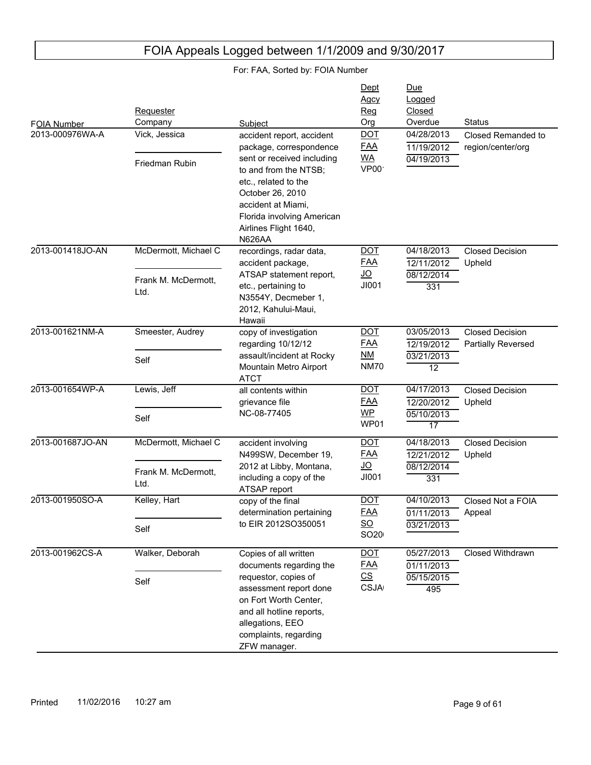# FOIA Appeals Logged between 1/1/2009 and 9/30/2017

For: FAA, Sorted by: FOIA Number

| FOIA Number | Requester / Company | Subject | Dept / Agcy / Reg / Org | Due / Logged / Closed / Overdue | Status |
|---|---|---|---|---|---|
| 2013-000976WA-A | Vick, Jessica / Friedman Rubin | accident report, accident package, correspondence sent or received including to and from the NTSB; etc., related to the October 26, 2010 accident at Miami, Florida involving American Airlines Flight 1640, N626AA | DOT / FAA / WA / VP001 | 04/28/2013 / 11/19/2012 / 04/19/2013 | Closed Remanded to region/center/org |
| 2013-001418JO-AN | McDermott, Michael C / Frank M. McDermott, Ltd. | recordings, radar data, accident package, ATSAP statement report, etc., pertaining to N3554Y, Decmeber 1, 2012, Kahului-Maui, Hawaii | DOT / FAA / JO / JI001 | 04/18/2013 / 12/11/2012 / 08/12/2014 / 331 | Closed Decision Upheld |
| 2013-001621NM-A | Smeester, Audrey / Self | copy of investigation regarding 10/12/12 assault/incident at Rocky Mountain Metro Airport ATCT | DOT / FAA / NM / NM70 | 03/05/2013 / 12/19/2012 / 03/21/2013 / 12 | Closed Decision Partially Reversed |
| 2013-001654WP-A | Lewis, Jeff / Self | all contents within grievance file NC-08-77405 | DOT / FAA / WP / WP01 | 04/17/2013 / 12/20/2012 / 05/10/2013 / 17 | Closed Decision Upheld |
| 2013-001687JO-AN | McDermott, Michael C / Frank M. McDermott, Ltd. | accident involving N499SW, December 19, 2012 at Libby, Montana, including a copy of the ATSAP report | DOT / FAA / JO / JI001 | 04/18/2013 / 12/21/2012 / 08/12/2014 / 331 | Closed Decision Upheld |
| 2013-001950SO-A | Kelley, Hart / Self | copy of the final determination pertaining to EIR 2012SO350051 | DOT / FAA / SO / SO20 | 04/10/2013 / 01/11/2013 / 03/21/2013 | Closed Not a FOIA Appeal |
| 2013-001962CS-A | Walker, Deborah / Self | Copies of all written documents regarding the requestor, copies of assessment report done on Fort Worth Center, and all hotline reports, allegations, EEO complaints, regarding ZFW manager. | DOT / FAA / CS / CSJA | 05/27/2013 / 01/11/2013 / 05/15/2015 / 495 | Closed Withdrawn |

Printed 11/02/2016 10:27 am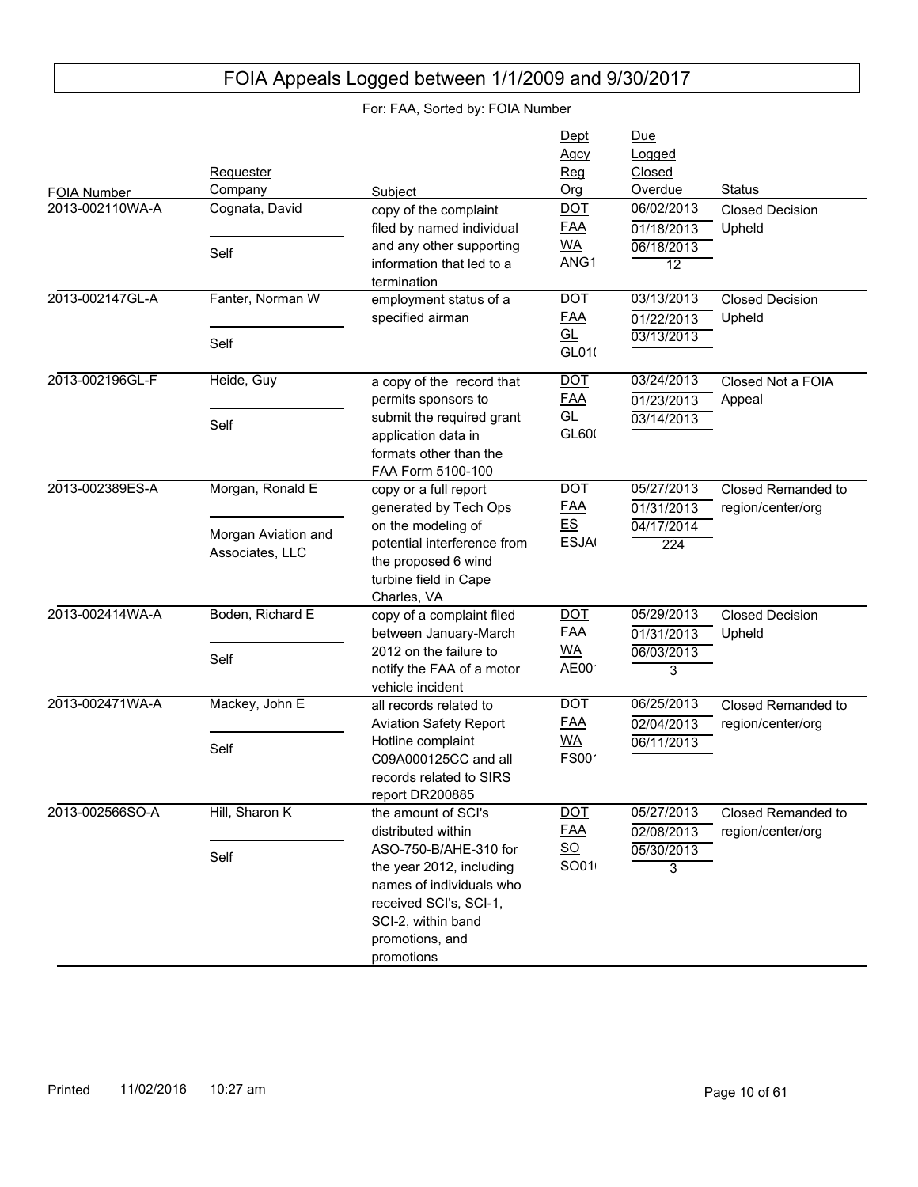# FOIA Appeals Logged between 1/1/2009 and 9/30/2017

For: FAA, Sorted by: FOIA Number

| FOIA Number | Requester / Company | Subject | Dept / Agcy / Reg / Org | Due / Logged / Closed / Overdue | Status |
|---|---|---|---|---|---|
| 2013-002110WA-A | Cognata, David / Self | copy of the complaint filed by named individual and any other supporting information that led to a termination | DOT / FAA / WA / ANG1 | 06/02/2013 / 01/18/2013 / 06/18/2013 / 12 | Closed Decision Upheld |
| 2013-002147GL-A | Fanter, Norman W / Self | employment status of a specified airman | DOT / FAA / GL / GL01( | 03/13/2013 / 01/22/2013 / 03/13/2013 | Closed Decision Upheld |
| 2013-002196GL-F | Heide, Guy / Self | a copy of the record that permits sponsors to submit the required grant application data in formats other than the FAA Form 5100-100 | DOT / FAA / GL / GL60( | 03/24/2013 / 01/23/2013 / 03/14/2013 | Closed Not a FOIA Appeal |
| 2013-002389ES-A | Morgan, Ronald E / Morgan Aviation and Associates, LLC | copy or a full report generated by Tech Ops on the modeling of potential interference from the proposed 6 wind turbine field in Cape Charles, VA | DOT / FAA / ES / ESJA( | 05/27/2013 / 01/31/2013 / 04/17/2014 / 224 | Closed Remanded to region/center/org |
| 2013-002414WA-A | Boden, Richard E / Self | copy of a complaint filed between January-March 2012 on the failure to notify the FAA of a motor vehicle incident | DOT / FAA / WA / AE00' | 05/29/2013 / 01/31/2013 / 06/03/2013 / 3 | Closed Decision Upheld |
| 2013-002471WA-A | Mackey, John E / Self | all records related to Aviation Safety Report Hotline complaint C09A000125CC and all records related to SIRS report DR200885 | DOT / FAA / WA / FS00' | 06/25/2013 / 02/04/2013 / 06/11/2013 | Closed Remanded to region/center/org |
| 2013-002566SO-A | Hill, Sharon K / Self | the amount of SCI's distributed within ASO-750-B/AHE-310 for the year 2012, including names of individuals who received SCI's, SCI-1, SCI-2, within band promotions, and promotions | DOT / FAA / SO / SO01( | 05/27/2013 / 02/08/2013 / 05/30/2013 / 3 | Closed Remanded to region/center/org |

Printed 11/02/2016 10:27 am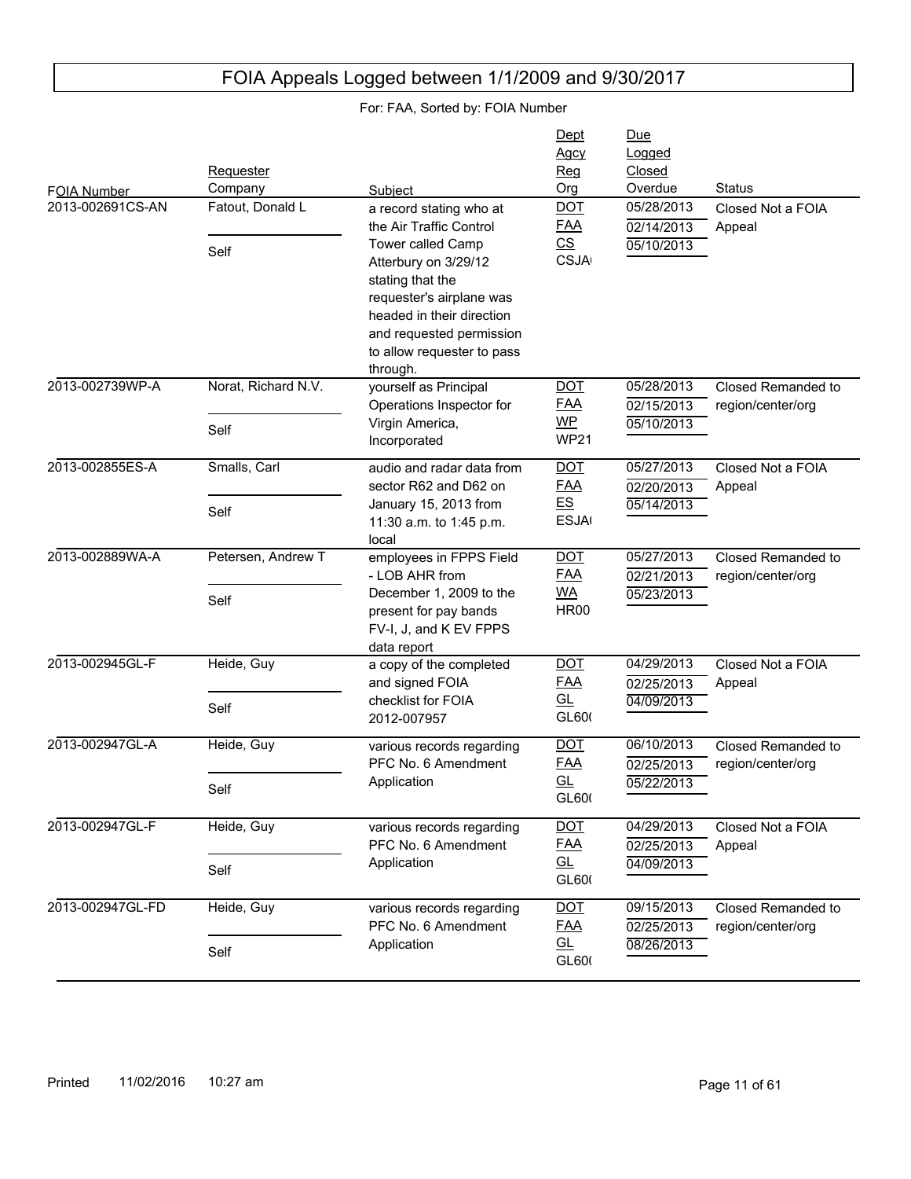# FOIA Appeals Logged between 1/1/2009 and 9/30/2017

For: FAA, Sorted by: FOIA Number

| FOIA Number | Requester / Company | Subject | Dept / Agcy / Reg / Org | Due / Logged / Closed / Overdue | Status |
|---|---|---|---|---|---|
| 2013-002691CS-AN | Fatout, Donald L / Self | a record stating who at the Air Traffic Control Tower called Camp Atterbury on 3/29/12 stating that the requester's airplane was headed in their direction and requested permission to allow requester to pass through. | DOT / FAA / CS / CSJA( | 05/28/2013 / 02/14/2013 / 05/10/2013 | Closed Not a FOIA Appeal |
| 2013-002739WP-A | Norat, Richard N.V. / Self | yourself as Principal Operations Inspector for Virgin America, Incorporated | DOT / FAA / WP / WP21 | 05/28/2013 / 02/15/2013 / 05/10/2013 | Closed Remanded to region/center/org |
| 2013-002855ES-A | Smalls, Carl / Self | audio and radar data from sector R62 and D62 on January 15, 2013 from 11:30 a.m. to 1:45 p.m. local | DOT / FAA / ES / ESJA( | 05/27/2013 / 02/20/2013 / 05/14/2013 | Closed Not a FOIA Appeal |
| 2013-002889WA-A | Petersen, Andrew T / Self | employees in FPPS Field - LOB AHR from December 1, 2009 to the present for pay bands FV-I, J, and K EV FPPS data report | DOT / FAA / WA / HR00 | 05/27/2013 / 02/21/2013 / 05/23/2013 | Closed Remanded to region/center/org |
| 2013-002945GL-F | Heide, Guy / Self | a copy of the completed and signed FOIA checklist for FOIA 2012-007957 | DOT / FAA / GL / GL60( | 04/29/2013 / 02/25/2013 / 04/09/2013 | Closed Not a FOIA Appeal |
| 2013-002947GL-A | Heide, Guy / Self | various records regarding PFC No. 6 Amendment Application | DOT / FAA / GL / GL60( | 06/10/2013 / 02/25/2013 / 05/22/2013 | Closed Remanded to region/center/org |
| 2013-002947GL-F | Heide, Guy / Self | various records regarding PFC No. 6 Amendment Application | DOT / FAA / GL / GL60( | 04/29/2013 / 02/25/2013 / 04/09/2013 | Closed Not a FOIA Appeal |
| 2013-002947GL-FD | Heide, Guy / Self | various records regarding PFC No. 6 Amendment Application | DOT / FAA / GL / GL60( | 09/15/2013 / 02/25/2013 / 08/26/2013 | Closed Remanded to region/center/org |

Printed 11/02/2016 10:27 am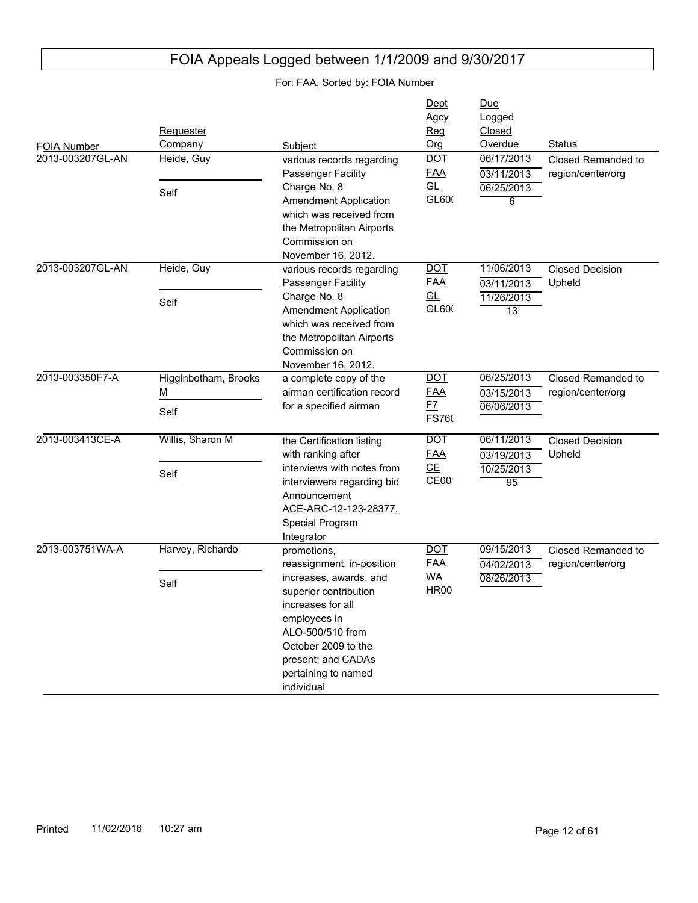# FOIA Appeals Logged between 1/1/2009 and 9/30/2017

For: FAA, Sorted by: FOIA Number

| FOIA Number | Requester / Company | Subject | Dept / Agcy / Reg / Org | Due / Logged / Closed / Overdue | Status |
|---|---|---|---|---|---|
| 2013-003207GL-AN | Heide, Guy / Self | various records regarding Passenger Facility Charge No. 8 Amendment Application which was received from the Metropolitan Airports Commission on November 16, 2012. | DOT / FAA / GL / GL60( | 06/17/2013 / 03/11/2013 / 06/25/2013 / 6 | Closed Remanded to region/center/org |
| 2013-003207GL-AN | Heide, Guy / Self | various records regarding Passenger Facility Charge No. 8 Amendment Application which was received from the Metropolitan Airports Commission on November 16, 2012. | DOT / FAA / GL / GL60( | 11/06/2013 / 03/11/2013 / 11/26/2013 / 13 | Closed Decision Upheld |
| 2013-003350F7-A | Higginbotham, Brooks M / Self | a complete copy of the airman certification record for a specified airman | DOT / FAA / F7 / FS76( | 06/25/2013 / 03/15/2013 / 06/06/2013 | Closed Remanded to region/center/org |
| 2013-003413CE-A | Willis, Sharon M / Self | the Certification listing with ranking after interviews with notes from interviewers regarding bid Announcement ACE-ARC-12-123-28377, Special Program Integrator | DOT / FAA / CE / CE00 | 06/11/2013 / 03/19/2013 / 10/25/2013 / 95 | Closed Decision Upheld |
| 2013-003751WA-A | Harvey, Richardo / Self | promotions, reassignment, in-position increases, awards, and superior contribution increases for all employees in ALO-500/510 from October 2009 to the present; and CADAs pertaining to named individual | DOT / FAA / WA / HR00 | 09/15/2013 / 04/02/2013 / 08/26/2013 | Closed Remanded to region/center/org |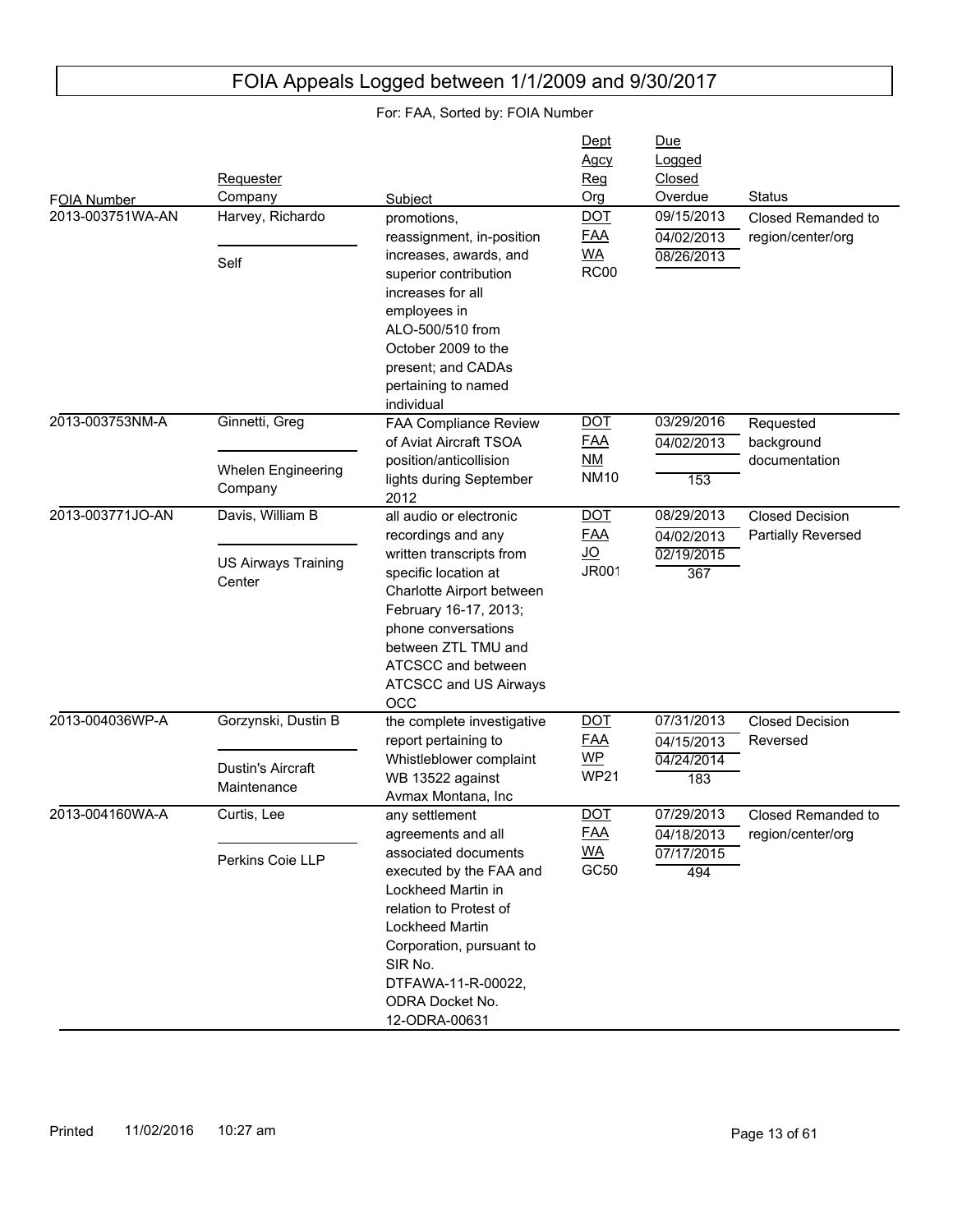# FOIA Appeals Logged between 1/1/2009 and 9/30/2017

For: FAA, Sorted by: FOIA Number

| FOIA Number | Requester / Company | Subject | Dept / Agcy / Reg / Org | Due / Logged / Closed / Overdue | Status |
|---|---|---|---|---|---|
| 2013-003751WA-AN | Harvey, Richardo / Self | promotions, reassignment, in-position increases, awards, and superior contribution increases for all employees in ALO-500/510 from October 2009 to the present; and CADAs pertaining to named individual | DOT / FAA / WA / RC00 | 09/15/2013 / 04/02/2013 / 08/26/2013 / | Closed Remanded to region/center/org |
| 2013-003753NM-A | Ginnetti, Greg / Whelen Engineering Company | FAA Compliance Review of Aviat Aircraft TSOA position/anticollision lights during September 2012 | DOT / FAA / NM / NM10 | 03/29/2016 / 04/02/2013 / / 153 | Requested background documentation |
| 2013-003771JO-AN | Davis, William B / US Airways Training Center | all audio or electronic recordings and any written transcripts from specific location at Charlotte Airport between February 16-17, 2013; phone conversations between ZTL TMU and ATCSCC and between ATCSCC and US Airways OCC | DOT / FAA / JO / JR001 | 08/29/2013 / 04/02/2013 / 02/19/2015 / 367 | Closed Decision Partially Reversed |
| 2013-004036WP-A | Gorzynski, Dustin B / Dustin's Aircraft Maintenance | the complete investigative report pertaining to Whistleblower complaint WB 13522 against Avmax Montana, Inc | DOT / FAA / WP / WP21 | 07/31/2013 / 04/15/2013 / 04/24/2014 / 183 | Closed Decision Reversed |
| 2013-004160WA-A | Curtis, Lee / Perkins Coie LLP | any settlement agreements and all associated documents executed by the FAA and Lockheed Martin in relation to Protest of Lockheed Martin Corporation, pursuant to SIR No. DTFAWA-11-R-00022, ODRA Docket No. 12-ODRA-00631 | DOT / FAA / WA / GC50 | 07/29/2013 / 04/18/2013 / 07/17/2015 / 494 | Closed Remanded to region/center/org |

Printed 11/02/2016 10:27 am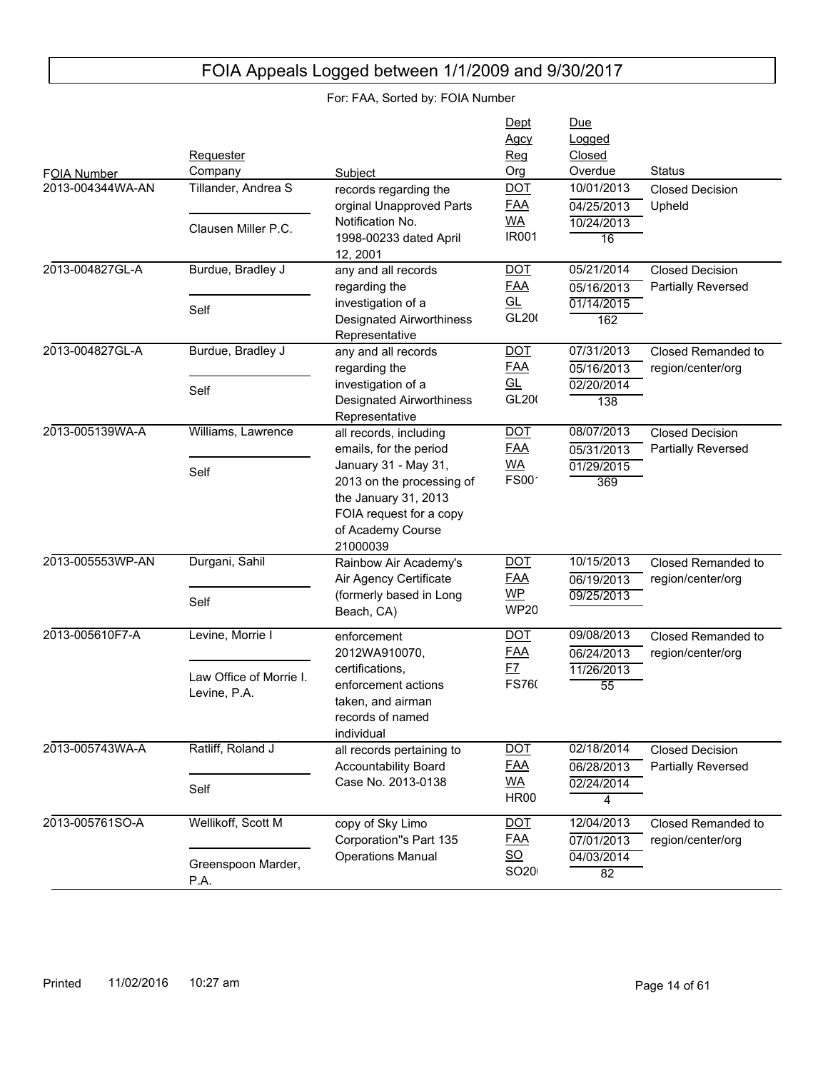# FOIA Appeals Logged between 1/1/2009 and 9/30/2017

For: FAA, Sorted by: FOIA Number

| FOIA Number | Requester / Company | Subject | Dept / Agcy / Reg / Org | Due / Logged / Closed / Overdue | Status |
|---|---|---|---|---|---|
| 2013-004344WA-AN | Tillander, Andrea S / Clausen Miller P.C. | records regarding the orginal Unapproved Parts Notification No. 1998-00233 dated April 12, 2001 | DOT / FAA / WA / IR001 | 10/01/2013 / 04/25/2013 / 10/24/2013 / 16 | Closed Decision Upheld |
| 2013-004827GL-A | Burdue, Bradley J / Self | any and all records regarding the investigation of a Designated Airworthiness Representative | DOT / FAA / GL / GL20( | 05/21/2014 / 05/16/2013 / 01/14/2015 / 162 | Closed Decision Partially Reversed |
| 2013-004827GL-A | Burdue, Bradley J / Self | any and all records regarding the investigation of a Designated Airworthiness Representative | DOT / FAA / GL / GL20( | 07/31/2013 / 05/16/2013 / 02/20/2014 / 138 | Closed Remanded to region/center/org |
| 2013-005139WA-A | Williams, Lawrence / Self | all records, including emails, for the period January 31 - May 31, 2013 on the processing of the January 31, 2013 FOIA request for a copy of Academy Course 21000039 | DOT / FAA / WA / FS001 | 08/07/2013 / 05/31/2013 / 01/29/2015 / 369 | Closed Decision Partially Reversed |
| 2013-005553WP-AN | Durgani, Sahil / Self | Rainbow Air Academy's Air Agency Certificate (formerly based in Long Beach, CA) | DOT / FAA / WP / WP20 | 10/15/2013 / 06/19/2013 / 09/25/2013 | Closed Remanded to region/center/org |
| 2013-005610F7-A | Levine, Morrie I / Law Office of Morrie I. Levine, P.A. | enforcement 2012WA910070, certifications, enforcement actions taken, and airman records of named individual | DOT / FAA / F7 / FS76( | 09/08/2013 / 06/24/2013 / 11/26/2013 / 55 | Closed Remanded to region/center/org |
| 2013-005743WA-A | Ratliff, Roland J / Self | all records pertaining to Accountability Board Case No. 2013-0138 | DOT / FAA / WA / HR00 | 02/18/2014 / 06/28/2013 / 02/24/2014 / 4 | Closed Decision Partially Reversed |
| 2013-005761SO-A | Wellikoff, Scott M / Greenspoon Marder, P.A. | copy of Sky Limo Corporation"s Part 135 Operations Manual | DOT / FAA / SO / SO20 | 12/04/2013 / 07/01/2013 / 04/03/2014 / 82 | Closed Remanded to region/center/org |

Printed 11/02/2016 10:27 am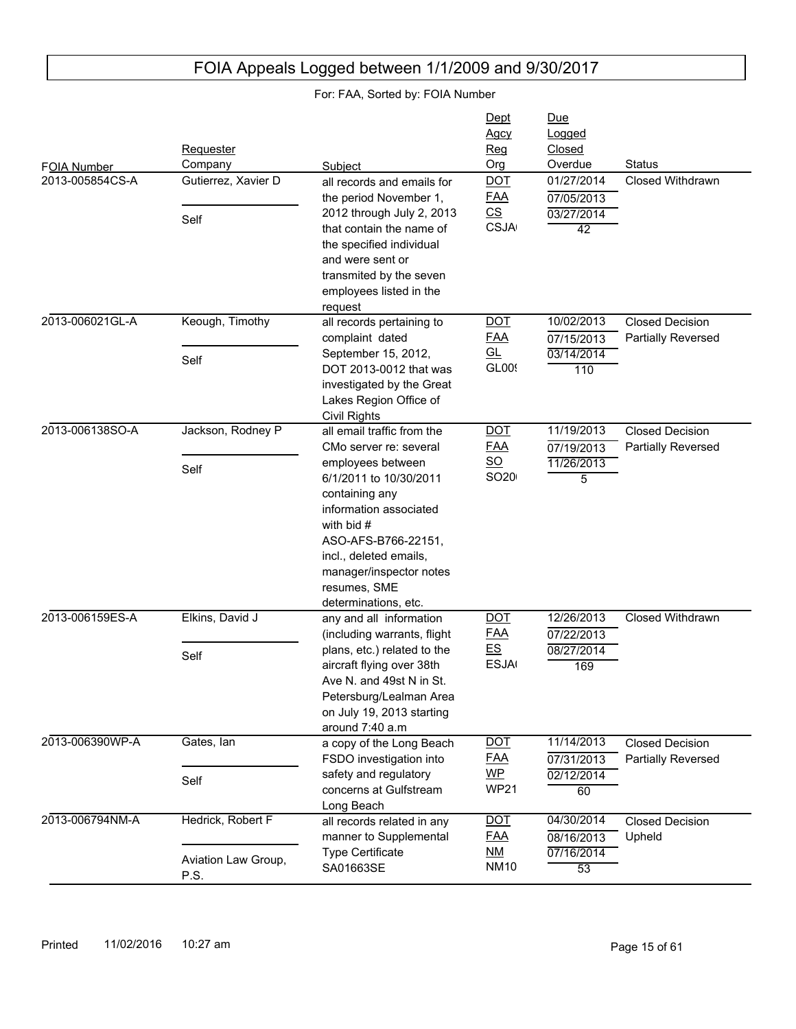# FOIA Appeals Logged between 1/1/2009 and 9/30/2017

For: FAA, Sorted by: FOIA Number

| FOIA Number | Requester / Company | Subject | Dept / Agcy / Reg / Org | Due / Logged / Closed / Overdue | Status |
|---|---|---|---|---|---|
| 2013-005854CS-A | Gutierrez, Xavier D / Self | all records and emails for the period November 1, 2012 through July 2, 2013 that contain the name of the specified individual and were sent or transmited by the seven employees listed in the request | DOT / FAA / CS / CSJA | 01/27/2014 / 07/05/2013 / 03/27/2014 / 42 | Closed Withdrawn |
| 2013-006021GL-A | Keough, Timothy / Self | all records pertaining to complaint dated September 15, 2012, DOT 2013-0012 that was investigated by the Great Lakes Region Office of Civil Rights | DOT / FAA / GL / GL00 | 10/02/2013 / 07/15/2013 / 03/14/2014 / 110 | Closed Decision Partially Reversed |
| 2013-006138SO-A | Jackson, Rodney P / Self | all email traffic from the CMo server re: several employees between 6/1/2011 to 10/30/2011 containing any information associated with bid # ASO-AFS-B766-22151, incl., deleted emails, manager/inspector notes resumes, SME determinations, etc. | DOT / FAA / SO / SO20 | 11/19/2013 / 07/19/2013 / 11/26/2013 / 5 | Closed Decision Partially Reversed |
| 2013-006159ES-A | Elkins, David J / Self | any and all information (including warrants, flight plans, etc.) related to the aircraft flying over 38th Ave N. and 49st N in St. Petersburg/Lealman Area on July 19, 2013 starting around 7:40 a.m | DOT / FAA / ES / ESJA | 12/26/2013 / 07/22/2013 / 08/27/2014 / 169 | Closed Withdrawn |
| 2013-006390WP-A | Gates, Ian / Self | a copy of the Long Beach FSDO investigation into safety and regulatory concerns at Gulfstream Long Beach | DOT / FAA / WP / WP21 | 11/14/2013 / 07/31/2013 / 02/12/2014 / 60 | Closed Decision Partially Reversed |
| 2013-006794NM-A | Hedrick, Robert F / Aviation Law Group, P.S. | all records related in any manner to Supplemental Type Certificate SA01663SE | DOT / FAA / NM / NM10 | 04/30/2014 / 08/16/2013 / 07/16/2014 / 53 | Closed Decision Upheld |

Printed 11/02/2016 10:27 am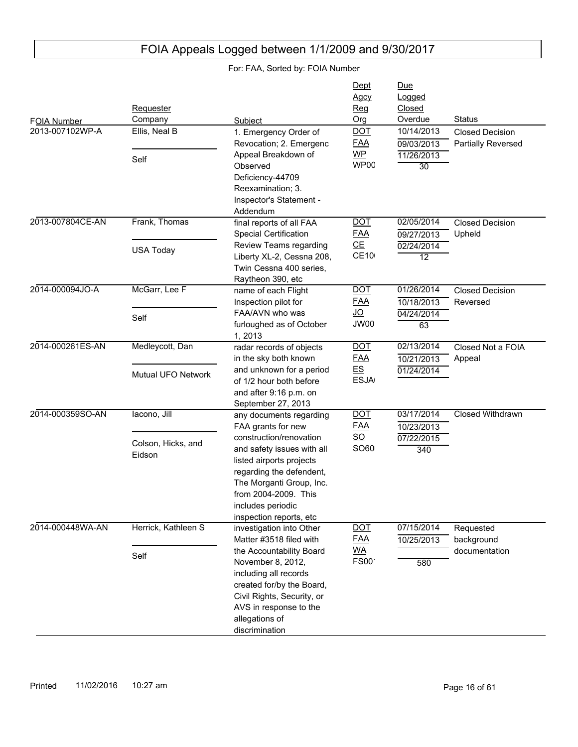# FOIA Appeals Logged between 1/1/2009 and 9/30/2017

For: FAA, Sorted by: FOIA Number

| FOIA Number | Requester / Company | Subject | Dept / Agcy / Reg / Org | Due / Logged / Closed / Overdue | Status |
|---|---|---|---|---|---|
| 2013-007102WP-A | Ellis, Neal B / Self | 1. Emergency Order of Revocation; 2. Emergenc Appeal Breakdown of Observed Deficiency-44709 Reexamination; 3. Inspector's Statement - Addendum | DOT / FAA / WP / WP00 | 10/14/2013 / 09/03/2013 / 11/26/2013 / 30 | Closed Decision Partially Reversed |
| 2013-007804CE-AN | Frank, Thomas / USA Today | final reports of all FAA Special Certification Review Teams regarding Liberty XL-2, Cessna 208, Twin Cessna 400 series, Raytheon 390, etc | DOT / FAA / CE / CE10( | 02/05/2014 / 09/27/2013 / 02/24/2014 / 12 | Closed Decision Upheld |
| 2014-000094JO-A | McGarr, Lee F / Self | name of each Flight Inspection pilot for FAA/AVN who was furloughed as of October 1, 2013 | DOT / FAA / JO / JW00 | 01/26/2014 / 10/18/2013 / 04/24/2014 / 63 | Closed Decision Reversed |
| 2014-000261ES-AN | Medleycott, Dan / Mutual UFO Network | radar records of objects in the sky both known and unknown for a period of 1/2 hour both before and after 9:16 p.m. on September 27, 2013 | DOT / FAA / ES / ESJA( | 02/13/2014 / 10/21/2013 / 01/24/2014 / | Closed Not a FOIA Appeal |
| 2014-000359SO-AN | Iacono, Jill / Colson, Hicks, and Eidson | any documents regarding FAA grants for new construction/renovation and safety issues with all listed airports projects regarding the defendent, The Morganti Group, Inc. from 2004-2009. This includes periodic inspection reports, etc | DOT / FAA / SO / SO6( | 03/17/2014 / 10/23/2013 / 07/22/2015 / 340 | Closed Withdrawn |
| 2014-000448WA-AN | Herrick, Kathleen S / Self | investigation into Other Matter #3518 filed with the Accountability Board November 8, 2012, including all records created for/by the Board, Civil Rights, Security, or AVS in response to the allegations of discrimination | DOT / FAA / WA / FS00' | 07/15/2014 / 10/25/2013 / / 580 | Requested background documentation |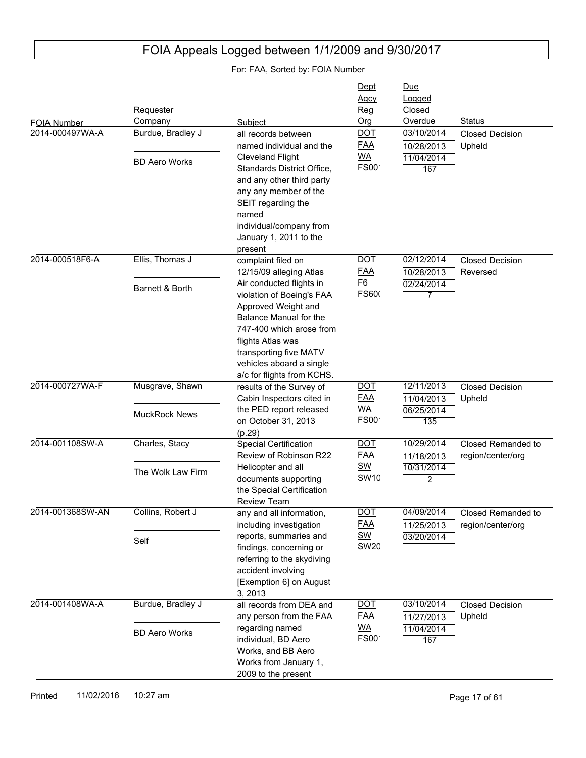# FOIA Appeals Logged between 1/1/2009 and 9/30/2017

For: FAA, Sorted by: FOIA Number

| FOIA Number | Requester / Company | Subject | Dept / Agcy / Reg / Org | Due / Logged / Closed / Overdue | Status |
|---|---|---|---|---|---|
| 2014-000497WA-A | Burdue, Bradley J / BD Aero Works | all records between named individual and the Cleveland Flight Standards District Office, and any other third party any any member of the SEIT regarding the named individual/company from January 1, 2011 to the present | DOT / FAA / WA / FS00´ | 03/10/2014 / 10/28/2013 / 11/04/2014 / 167 | Closed Decision Upheld |
| 2014-000518F6-A | Ellis, Thomas J / Barnett & Borth | complaint filed on 12/15/09 alleging Atlas Air conducted flights in violation of Boeing's FAA Approved Weight and Balance Manual for the 747-400 which arose from flights Atlas was transporting five MATV vehicles aboard a single a/c for flights from KCHS. | DOT / FAA / F6 / FS60( | 02/12/2014 / 10/28/2013 / 02/24/2014 / 7 | Closed Decision Reversed |
| 2014-000727WA-F | Musgrave, Shawn / MuckRock News | results of the Survey of Cabin Inspectors cited in the PED report released on October 31, 2013 (p.29) | DOT / FAA / WA / FS00´ | 12/11/2013 / 11/04/2013 / 06/25/2014 / 135 | Closed Decision Upheld |
| 2014-001108SW-A | Charles, Stacy / The Wolk Law Firm | Special Certification Review of Robinson R22 Helicopter and all documents supporting the Special Certification Review Team | DOT / FAA / SW / SW10 | 10/29/2014 / 11/18/2013 / 10/31/2014 / 2 | Closed Remanded to region/center/org |
| 2014-001368SW-AN | Collins, Robert J / Self | any and all information, including investigation reports, summaries and findings, concerning or referring to the skydiving accident involving [Exemption 6] on August 3, 2013 | DOT / FAA / SW / SW20 | 04/09/2014 / 11/25/2013 / 03/20/2014 | Closed Remanded to region/center/org |
| 2014-001408WA-A | Burdue, Bradley J / BD Aero Works | all records from DEA and any person from the FAA regarding named individual, BD Aero Works, and BB Aero Works from January 1, 2009 to the present | DOT / FAA / WA / FS00´ | 03/10/2014 / 11/27/2013 / 11/04/2014 / 167 | Closed Decision Upheld |

Printed 11/02/2016 10:27 am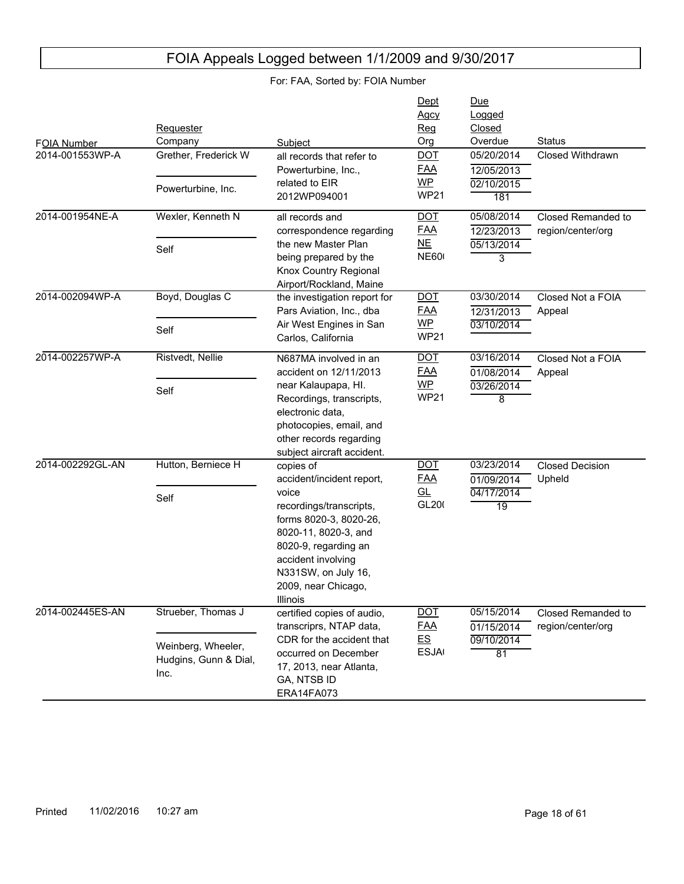# FOIA Appeals Logged between 1/1/2009 and 9/30/2017

For: FAA, Sorted by: FOIA Number

| FOIA Number | Requester / Company | Subject | Dept / Agcy / Reg / Org | Due / Logged / Closed / Overdue | Status |
|---|---|---|---|---|---|
| 2014-001553WP-A | Grether, Frederick W / Powerturbine, Inc. | all records that refer to Powerturbine, Inc., related to EIR 2012WP094001 | DOT / FAA / WP / WP21 | 05/20/2014 / 12/05/2013 / 02/10/2015 / 181 | Closed Withdrawn |
| 2014-001954NE-A | Wexler, Kenneth N / Self | all records and correspondence regarding the new Master Plan being prepared by the Knox Country Regional Airport/Rockland, Maine | DOT / FAA / NE / NE60( | 05/08/2014 / 12/23/2013 / 05/13/2014 / 3 | Closed Remanded to region/center/org |
| 2014-002094WP-A | Boyd, Douglas C / Self | the investigation report for Pars Aviation, Inc., dba Air West Engines in San Carlos, California | DOT / FAA / WP / WP21 | 03/30/2014 / 12/31/2013 / 03/10/2014 | Closed Not a FOIA Appeal |
| 2014-002257WP-A | Ristvedt, Nellie / Self | N687MA involved in an accident on 12/11/2013 near Kalaupapa, HI. Recordings, transcripts, electronic data, photocopies, email, and other records regarding subject aircraft accident. | DOT / FAA / WP / WP21 | 03/16/2014 / 01/08/2014 / 03/26/2014 / 8 | Closed Not a FOIA Appeal |
| 2014-002292GL-AN | Hutton, Berniece H / Self | copies of accident/incident report, voice recordings/transcripts, forms 8020-3, 8020-26, 8020-11, 8020-3, and 8020-9, regarding an accident involving N331SW, on July 16, 2009, near Chicago, Illinois | DOT / FAA / GL / GL20( | 03/23/2014 / 01/09/2014 / 04/17/2014 / 19 | Closed Decision Upheld |
| 2014-002445ES-AN | Strueber, Thomas J / Weinberg, Wheeler, Hudgins, Gunn & Dial, Inc. | certified copies of audio, transcriprs, NTAP data, CDR for the accident that occurred on December 17, 2013, near Atlanta, GA, NTSB ID ERA14FA073 | DOT / FAA / ES / ESJA( | 05/15/2014 / 01/15/2014 / 09/10/2014 / 81 | Closed Remanded to region/center/org |

Printed 11/02/2016 10:27 am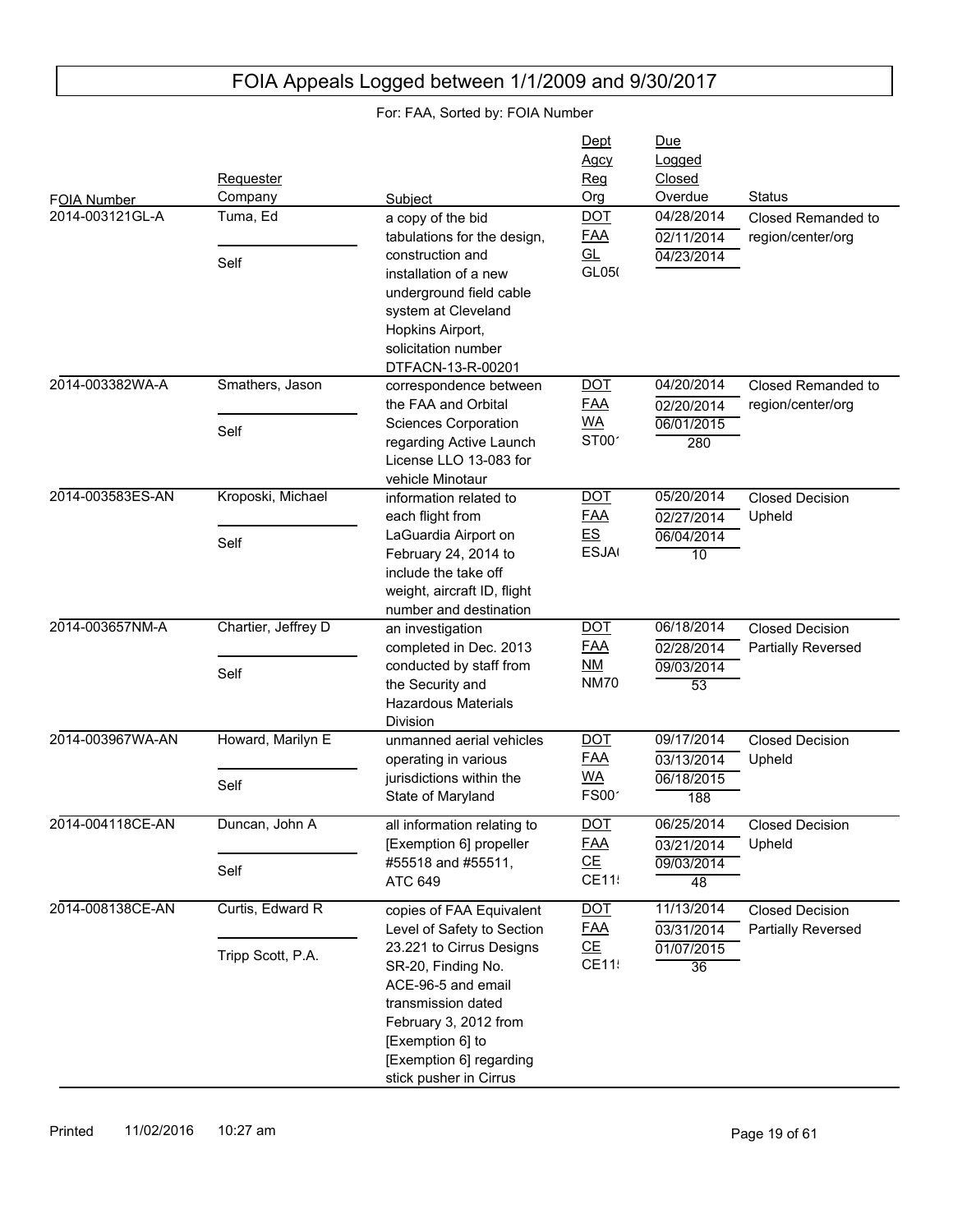# FOIA Appeals Logged between 1/1/2009 and 9/30/2017

For: FAA, Sorted by: FOIA Number

| FOIA Number | Requester / Company | Subject | Dept / Agcy / Reg / Org | Due / Logged / Closed / Overdue | Status |
|---|---|---|---|---|---|
| 2014-003121GL-A | Tuma, Ed / Self | a copy of the bid tabulations for the design, construction and installation of a new underground field cable system at Cleveland Hopkins Airport, solicitation number DTFACN-13-R-00201 | DOT / FAA / GL / GL05( | 04/28/2014 / 02/11/2014 / 04/23/2014 / | Closed Remanded to region/center/org |
| 2014-003382WA-A | Smathers, Jason / Self | correspondence between the FAA and Orbital Sciences Corporation regarding Active Launch License LLO 13-083 for vehicle Minotaur | DOT / FAA / WA / ST00' | 04/20/2014 / 02/20/2014 / 06/01/2015 / 280 | Closed Remanded to region/center/org |
| 2014-003583ES-AN | Kroposki, Michael / Self | information related to each flight from LaGuardia Airport on February 24, 2014 to include the take off weight, aircraft ID, flight number and destination | DOT / FAA / ES / ESJA( | 05/20/2014 / 02/27/2014 / 06/04/2014 / 10 | Closed Decision Upheld |
| 2014-003657NM-A | Chartier, Jeffrey D / Self | an investigation completed in Dec. 2013 conducted by staff from the Security and Hazardous Materials Division | DOT / FAA / NM / NM70 | 06/18/2014 / 02/28/2014 / 09/03/2014 / 53 | Closed Decision Partially Reversed |
| 2014-003967WA-AN | Howard, Marilyn E / Self | unmanned aerial vehicles operating in various jurisdictions within the State of Maryland | DOT / FAA / WA / FS00' | 09/17/2014 / 03/13/2014 / 06/18/2015 / 188 | Closed Decision Upheld |
| 2014-004118CE-AN | Duncan, John A / Self | all information relating to [Exemption 6] propeller #55518 and #55511, ATC 649 | DOT / FAA / CE / CE11! | 06/25/2014 / 03/21/2014 / 09/03/2014 / 48 | Closed Decision Upheld |
| 2014-008138CE-AN | Curtis, Edward R / Tripp Scott, P.A. | copies of FAA Equivalent Level of Safety to Section 23.221 to Cirrus Designs SR-20, Finding No. ACE-96-5 and email transmission dated February 3, 2012 from [Exemption 6] to [Exemption 6] regarding stick pusher in Cirrus | DOT / FAA / CE / CE11! | 11/13/2014 / 03/31/2014 / 01/07/2015 / 36 | Closed Decision Partially Reversed |

Printed 11/02/2016 10:27 am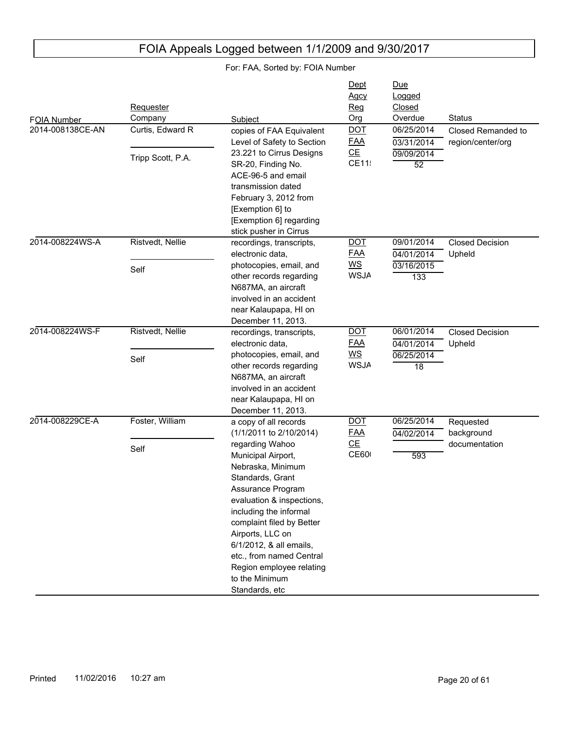# FOIA Appeals Logged between 1/1/2009 and 9/30/2017

For: FAA, Sorted by: FOIA Number

| FOIA Number | Requester / Company | Subject | Dept / Agcy / Reg / Org | Due / Logged / Closed / Overdue | Status |
|---|---|---|---|---|---|
| 2014-008138CE-AN | Curtis, Edward R / Tripp Scott, P.A. | copies of FAA Equivalent Level of Safety to Section 23.221 to Cirrus Designs SR-20, Finding No. ACE-96-5 and email transmission dated February 3, 2012 from [Exemption 6] to [Exemption 6] regarding stick pusher in Cirrus | DOT / FAA / CE / CE11! | 06/25/2014 / 03/31/2014 / 09/09/2014 / 52 | Closed Remanded to region/center/org |
| 2014-008224WS-A | Ristvedt, Nellie / Self | recordings, transcripts, electronic data, photocopies, email, and other records regarding N687MA, an aircraft involved in an accident near Kalaupapa, HI on December 11, 2013. | DOT / FAA / WS / WSJA | 09/01/2014 / 04/01/2014 / 03/16/2015 / 133 | Closed Decision Upheld |
| 2014-008224WS-F | Ristvedt, Nellie / Self | recordings, transcripts, electronic data, photocopies, email, and other records regarding N687MA, an aircraft involved in an accident near Kalaupapa, HI on December 11, 2013. | DOT / FAA / WS / WSJA | 06/01/2014 / 04/01/2014 / 06/25/2014 / 18 | Closed Decision Upheld |
| 2014-008229CE-A | Foster, William / Self | a copy of all records (1/1/2011 to 2/10/2014) regarding Wahoo Municipal Airport, Nebraska, Minimum Standards, Grant Assurance Program evaluation & inspections, including the informal complaint filed by Better Airports, LLC on 6/1/2012, & all emails, etc., from named Central Region employee relating to the Minimum Standards, etc | DOT / FAA / CE / CE60( | 06/25/2014 / 04/02/2014 / / 593 | Requested background documentation |

Printed 11/02/2016 10:27 am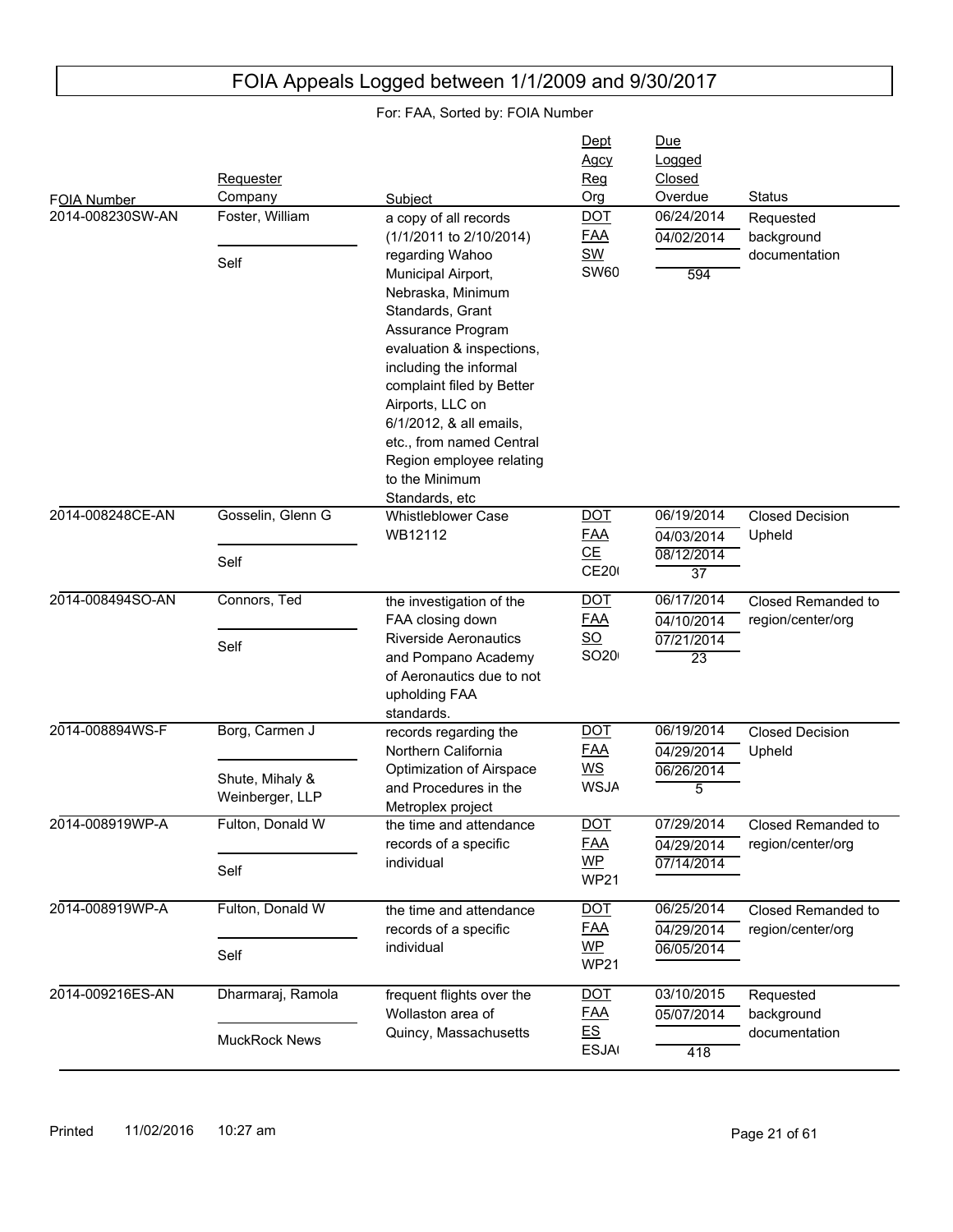# FOIA Appeals Logged between 1/1/2009 and 9/30/2017

For: FAA, Sorted by: FOIA Number

| FOIA Number | Requester / Company | Subject | Dept / Agcy / Reg / Org | Due / Logged / Closed / Overdue | Status |
|---|---|---|---|---|---|
| 2014-008230SW-AN | Foster, William / Self | a copy of all records (1/1/2011 to 2/10/2014) regarding Wahoo Municipal Airport, Nebraska, Minimum Standards, Grant Assurance Program evaluation & inspections, including the informal complaint filed by Better Airports, LLC on 6/1/2012, & all emails, etc., from named Central Region employee relating to the Minimum Standards, etc | DOT / FAA / SW / SW60 | 06/24/2014 / 04/02/2014 / / 594 | Requested background documentation |
| 2014-008248CE-AN | Gosselin, Glenn G / Self | Whistleblower Case WB12112 | DOT / FAA / CE / CE20 | 06/19/2014 / 04/03/2014 / 08/12/2014 / 37 | Closed Decision Upheld |
| 2014-008494SO-AN | Connors, Ted / Self | the investigation of the FAA closing down Riverside Aeronautics and Pompano Academy of Aeronautics due to not upholding FAA standards. | DOT / FAA / SO / SO20 | 06/17/2014 / 04/10/2014 / 07/21/2014 / 23 | Closed Remanded to region/center/org |
| 2014-008894WS-F | Borg, Carmen J / Shute, Mihaly & Weinberger, LLP | records regarding the Northern California Optimization of Airspace and Procedures in the Metroplex project | DOT / FAA / WS / WSJA | 06/19/2014 / 04/29/2014 / 06/26/2014 / 5 | Closed Decision Upheld |
| 2014-008919WP-A | Fulton, Donald W / Self | the time and attendance records of a specific individual | DOT / FAA / WP / WP21 | 07/29/2014 / 04/29/2014 / 07/14/2014 / | Closed Remanded to region/center/org |
| 2014-008919WP-A | Fulton, Donald W / Self | the time and attendance records of a specific individual | DOT / FAA / WP / WP21 | 06/25/2014 / 04/29/2014 / 06/05/2014 / | Closed Remanded to region/center/org |
| 2014-009216ES-AN | Dharmaraj, Ramola / MuckRock News | frequent flights over the Wollaston area of Quincy, Massachusetts | DOT / FAA / ES / ESJA | 03/10/2015 / 05/07/2014 / / 418 | Requested background documentation |

Printed 11/02/2016 10:27 am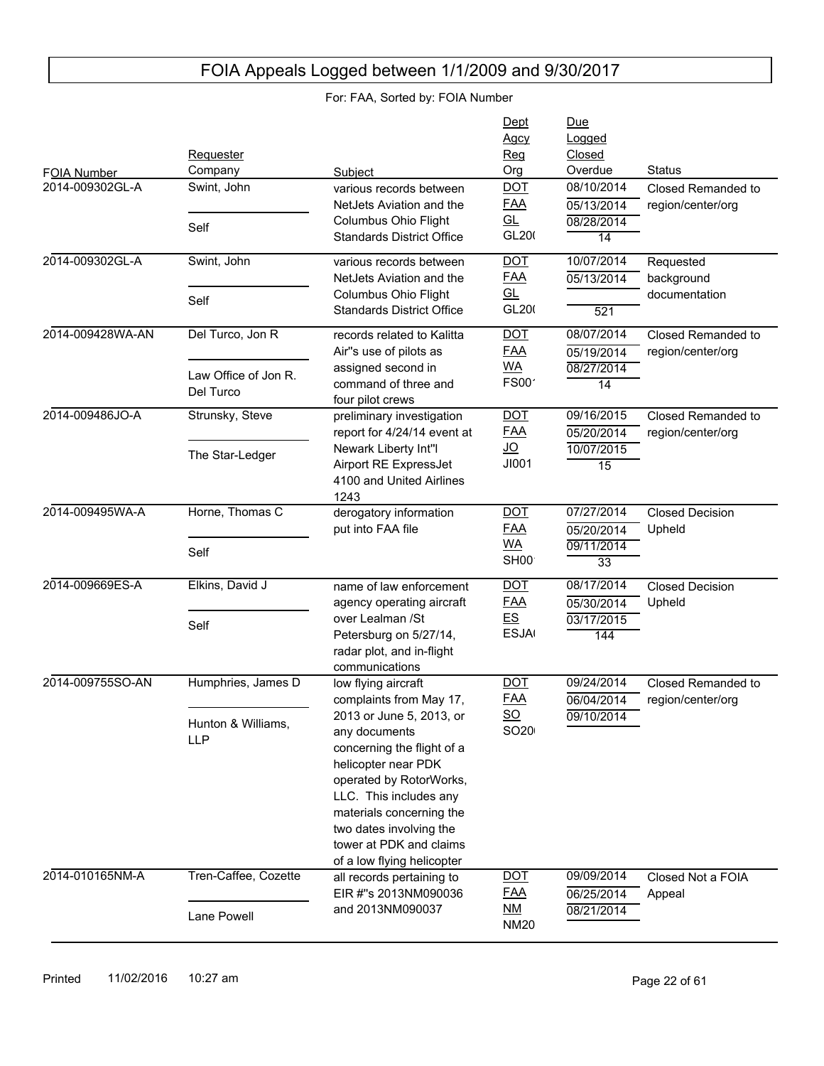# FOIA Appeals Logged between 1/1/2009 and 9/30/2017

For: FAA, Sorted by: FOIA Number

| FOIA Number | Requester / Company | Subject | Dept / Agcy / Reg / Org | Due / Logged / Closed / Overdue | Status |
|---|---|---|---|---|---|
| 2014-009302GL-A | Swint, John / Self | various records between NetJets Aviation and the Columbus Ohio Flight Standards District Office | DOT / FAA / GL / GL20( | 08/10/2014 / 05/13/2014 / 08/28/2014 / 14 | Closed Remanded to region/center/org |
| 2014-009302GL-A | Swint, John / Self | various records between NetJets Aviation and the Columbus Ohio Flight Standards District Office | DOT / FAA / GL / GL20( | 10/07/2014 / 05/13/2014 / / 521 | Requested background documentation |
| 2014-009428WA-AN | Del Turco, Jon R / Law Office of Jon R. Del Turco | records related to Kalitta Air''s use of pilots as assigned second in command of three and four pilot crews | DOT / FAA / WA / FS00 | 08/07/2014 / 05/19/2014 / 08/27/2014 / 14 | Closed Remanded to region/center/org |
| 2014-009486JO-A | Strunsky, Steve / The Star-Ledger | preliminary investigation report for 4/24/14 event at Newark Liberty Int''l Airport RE ExpressJet 4100 and United Airlines 1243 | DOT / FAA / JO / JI001 | 09/16/2015 / 05/20/2014 / 10/07/2015 / 15 | Closed Remanded to region/center/org |
| 2014-009495WA-A | Horne, Thomas C / Self | derogatory information put into FAA file | DOT / FAA / WA / SH00 | 07/27/2014 / 05/20/2014 / 09/11/2014 / 33 | Closed Decision Upheld |
| 2014-009669ES-A | Elkins, David J / Self | name of law enforcement agency operating aircraft over Lealman /St Petersburg on 5/27/14, radar plot, and in-flight communications | DOT / FAA / ES / ESJA( | 08/17/2014 / 05/30/2014 / 03/17/2015 / 144 | Closed Decision Upheld |
| 2014-009755SO-AN | Humphries, James D / Hunton & Williams, LLP | low flying aircraft complaints from May 17, 2013 or June 5, 2013, or any documents concerning the flight of a helicopter near PDK operated by RotorWorks, LLC. This includes any materials concerning the two dates involving the tower at PDK and claims of a low flying helicopter | DOT / FAA / SO / SO20( | 09/24/2014 / 06/04/2014 / 09/10/2014 / | Closed Remanded to region/center/org |
| 2014-010165NM-A | Tren-Caffee, Cozette / Lane Powell | all records pertaining to EIR #''s 2013NM090036 and 2013NM090037 | DOT / FAA / NM / NM20 | 09/09/2014 / 06/25/2014 / 08/21/2014 / | Closed Not a FOIA Appeal |

Printed 11/02/2016 10:27 am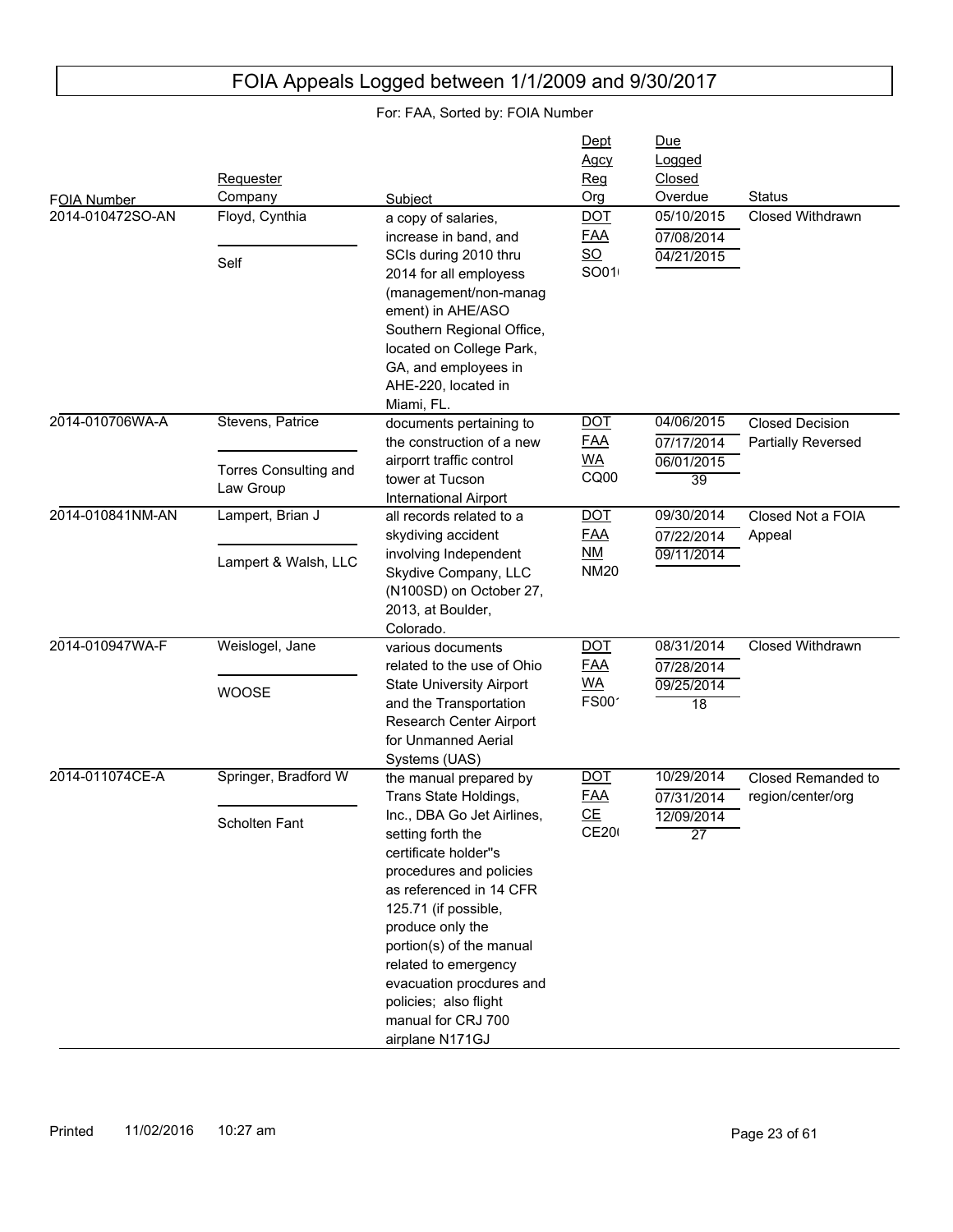# FOIA Appeals Logged between 1/1/2009 and 9/30/2017

For: FAA, Sorted by: FOIA Number

| FOIA Number | Requester / Company | Subject | Dept / Agcy / Reg / Org | Due / Logged / Closed / Overdue | Status |
|---|---|---|---|---|---|
| 2014-010472SO-AN | Floyd, Cynthia / Self | a copy of salaries, increase in band, and SCIs during 2010 thru 2014 for all employess (management/non-management) in AHE/ASO Southern Regional Office, located on College Park, GA, and employees in AHE-220, located in Miami, FL. | DOT / FAA / SO / SO01 | 05/10/2015 / 07/08/2014 / 04/21/2015 | Closed Withdrawn |
| 2014-010706WA-A | Stevens, Patrice / Torres Consulting and Law Group | documents pertaining to the construction of a new airporrt traffic control tower at Tucson International Airport | DOT / FAA / WA / CQ00 | 04/06/2015 / 07/17/2014 / 06/01/2015 / 39 | Closed Decision Partially Reversed |
| 2014-010841NM-AN | Lampert, Brian J / Lampert & Walsh, LLC | all records related to a skydiving accident involving Independent Skydive Company, LLC (N100SD) on October 27, 2013, at Boulder, Colorado. | DOT / FAA / NM / NM20 | 09/30/2014 / 07/22/2014 / 09/11/2014 | Closed Not a FOIA Appeal |
| 2014-010947WA-F | Weislogel, Jane / WOOSE | various documents related to the use of Ohio State University Airport and the Transportation Research Center Airport for Unmanned Aerial Systems (UAS) | DOT / FAA / WA / FS00 | 08/31/2014 / 07/28/2014 / 09/25/2014 / 18 | Closed Withdrawn |
| 2014-011074CE-A | Springer, Bradford W / Scholten Fant | the manual prepared by Trans State Holdings, Inc., DBA Go Jet Airlines, setting forth the certificate holder''s procedures and policies as referenced in 14 CFR 125.71 (if possible, produce only the portion(s) of the manual related to emergency evacuation procdures and policies; also flight manual for CRJ 700 airplane N171GJ | DOT / FAA / CE / CE20 | 10/29/2014 / 07/31/2014 / 12/09/2014 / 27 | Closed Remanded to region/center/org |

Printed 11/02/2016 10:27 am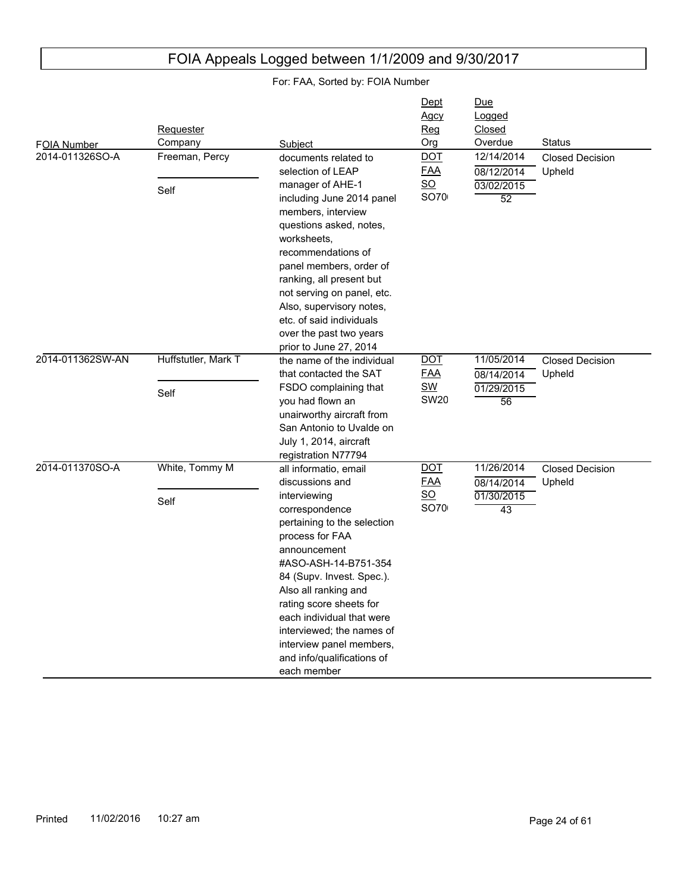# FOIA Appeals Logged between 1/1/2009 and 9/30/2017

For: FAA, Sorted by: FOIA Number

| FOIA Number | Requester / Company | Subject | Dept / Agcy / Reg / Org | Due / Logged / Closed / Overdue | Status |
|---|---|---|---|---|---|
| 2014-011326SO-A | Freeman, Percy / Self | documents related to selection of LEAP manager of AHE-1 including June 2014 panel members, interview questions asked, notes, worksheets, recommendations of panel members, order of ranking, all present but not serving on panel, etc. Also, supervisory notes, etc. of said individuals over the past two years prior to June 27, 2014 | DOT / FAA / SO / SO70 | 12/14/2014 / 08/12/2014 / 03/02/2015 / 52 | Closed Decision Upheld |
| 2014-011362SW-AN | Huffstutler, Mark T / Self | the name of the individual that contacted the SAT FSDO complaining that you had flown an unairworthy aircraft from San Antonio to Uvalde on July 1, 2014, aircraft registration N77794 | DOT / FAA / SW / SW20 | 11/05/2014 / 08/14/2014 / 01/29/2015 / 56 | Closed Decision Upheld |
| 2014-011370SO-A | White, Tommy M / Self | all informatio, email discussions and interviewing correspondence pertaining to the selection process for FAA announcement #ASO-ASH-14-B751-354 84 (Supv. Invest. Spec.). Also all ranking and rating score sheets for each individual that were interviewed; the names of interview panel members, and info/qualifications of each member | DOT / FAA / SO / SO70 | 11/26/2014 / 08/14/2014 / 01/30/2015 / 43 | Closed Decision Upheld |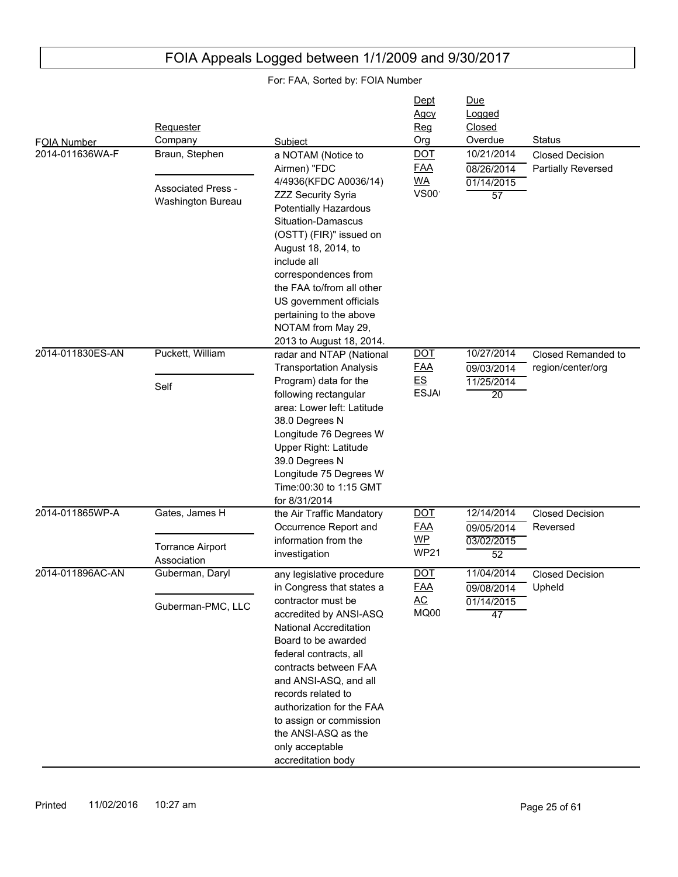# FOIA Appeals Logged between 1/1/2009 and 9/30/2017

For: FAA, Sorted by: FOIA Number

| FOIA Number | Requester / Company | Subject | Dept / Agcy / Reg / Org | Due / Logged / Closed / Overdue | Status |
|---|---|---|---|---|---|
| 2014-011636WA-F | Braun, Stephen / Associated Press - Washington Bureau | a NOTAM (Notice to Airmen) "FDC 4/4936(KFDC A0036/14) ZZZ Security Syria Potentially Hazardous Situation-Damascus (OSTT) (FIR)" issued on August 18, 2014, to include all correspondences from the FAA to/from all other US government officials pertaining to the above NOTAM from May 29, 2013 to August 18, 2014. | DOT / FAA / WA / VS00 | 10/21/2014 / 08/26/2014 / 01/14/2015 / 57 | Closed Decision Partially Reversed |
| 2014-011830ES-AN | Puckett, William / Self | radar and NTAP (National Transportation Analysis Program) data for the following rectangular area: Lower left: Latitude 38.0 Degrees N Longitude 76 Degrees W Upper Right: Latitude 39.0 Degrees N Longitude 75 Degrees W Time:00:30 to 1:15 GMT for 8/31/2014 | DOT / FAA / ES / ESJA | 10/27/2014 / 09/03/2014 / 11/25/2014 / 20 | Closed Remanded to region/center/org |
| 2014-011865WP-A | Gates, James H / Torrance Airport Association | the Air Traffic Mandatory Occurrence Report and information from the investigation | DOT / FAA / WP / WP21 | 12/14/2014 / 09/05/2014 / 03/02/2015 / 52 | Closed Decision Reversed |
| 2014-011896AC-AN | Guberman, Daryl / Guberman-PMC, LLC | any legislative procedure in Congress that states a contractor must be accredited by ANSI-ASQ National Accreditation Board to be awarded federal contracts, all contracts between FAA and ANSI-ASQ, and all records related to authorization for the FAA to assign or commission the ANSI-ASQ as the only acceptable accreditation body | DOT / FAA / AC / MQ00 | 11/04/2014 / 09/08/2014 / 01/14/2015 / 47 | Closed Decision Upheld |

Printed 11/02/2016 10:27 am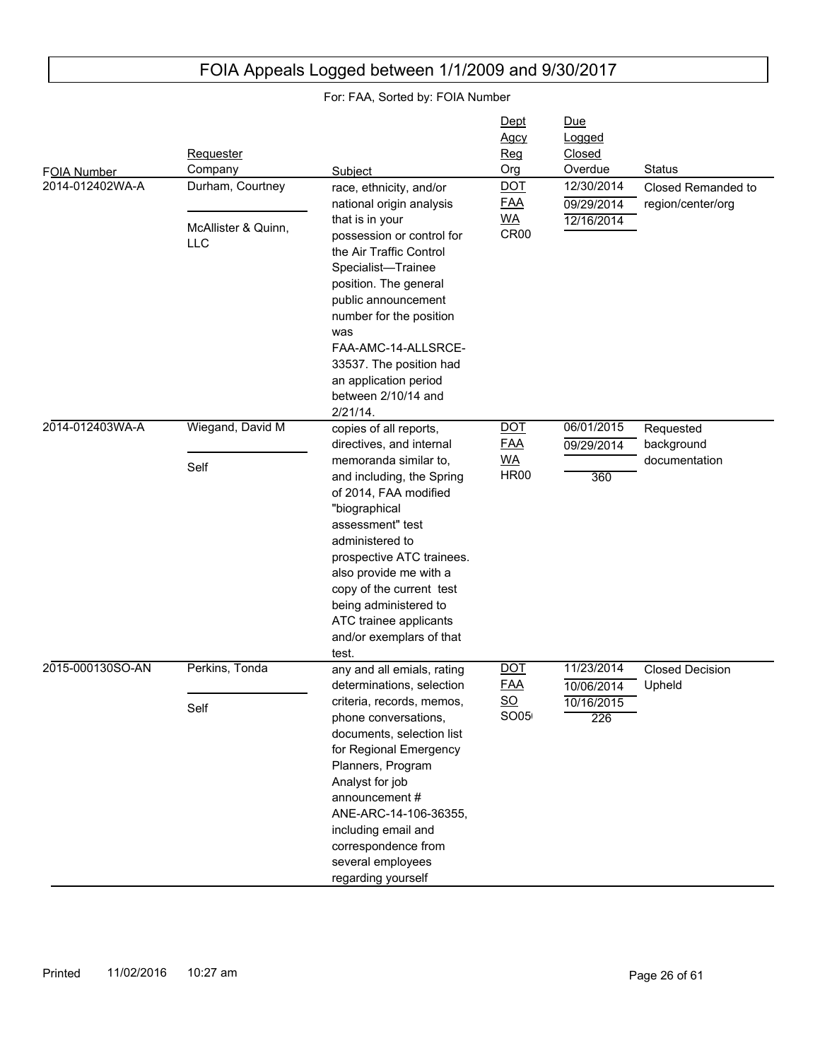# FOIA Appeals Logged between 1/1/2009 and 9/30/2017

For: FAA, Sorted by: FOIA Number

| FOIA Number | Requester / Company | Subject | Dept / Agcy / Reg / Org | Due / Logged / Closed / Overdue | Status |
|---|---|---|---|---|---|
| 2014-012402WA-A | Durham, Courtney / McAllister & Quinn, LLC | race, ethnicity, and/or national origin analysis that is in your possession or control for the Air Traffic Control Specialist—Trainee position. The general public announcement number for the position was FAA-AMC-14-ALLSRCE-33537. The position had an application period between 2/10/14 and 2/21/14. | DOT / FAA / WA / CR00 | 12/30/2014 / 09/29/2014 / 12/16/2014 / | Closed Remanded to region/center/org |
| 2014-012403WA-A | Wiegand, David M / Self | copies of all reports, directives, and internal memoranda similar to, and including, the Spring of 2014, FAA modified "biographical assessment" test administered to prospective ATC trainees. also provide me with a copy of the current test being administered to ATC trainee applicants and/or exemplars of that test. | DOT / FAA / WA / HR00 | 06/01/2015 / 09/29/2014 / / 360 | Requested background documentation |
| 2015-000130SO-AN | Perkins, Tonda / Self | any and all emials, rating determinations, selection criteria, records, memos, phone conversations, documents, selection list for Regional Emergency Planners, Program Analyst for job announcement # ANE-ARC-14-106-36355, including email and correspondence from several employees regarding yourself | DOT / FAA / SO / SO05 | 11/23/2014 / 10/06/2014 / 10/16/2015 / 226 | Closed Decision Upheld |

Printed 11/02/2016 10:27 am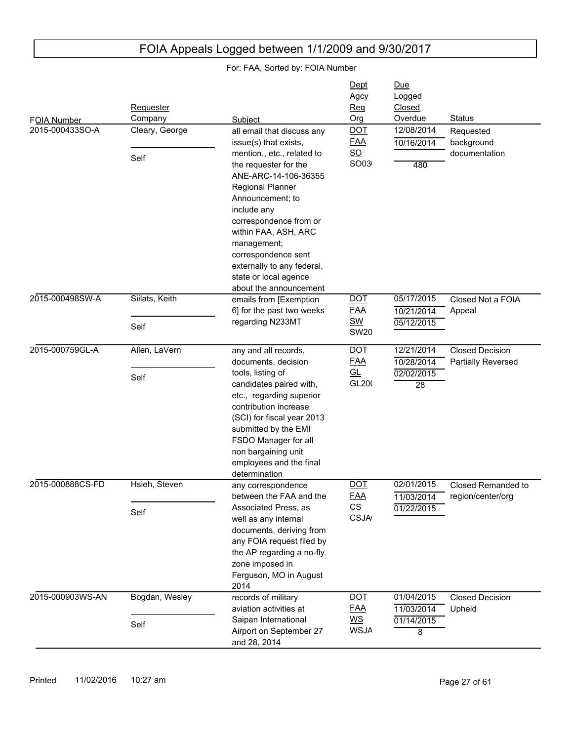# FOIA Appeals Logged between 1/1/2009 and 9/30/2017

For: FAA, Sorted by: FOIA Number

| FOIA Number | Requester / Company | Subject | Dept / Agcy / Reg / Org | Due / Logged / Closed / Overdue | Status |
|---|---|---|---|---|---|
| 2015-000433SO-A | Cleary, George / Self | all email that discuss any issue(s) that exists, mention,, etc., related to the requester for the ANE-ARC-14-106-36355 Regional Planner Announcement; to include any correspondence from or within FAA, ASH, ARC management; correspondence sent externally to any federal, state or local agence about the announcement | DOT / FAA / SO / SO03 | 12/08/2014 / 10/16/2014 / / 480 | Requested background documentation |
| 2015-000498SW-A | Siilats, Keith / Self | emails from [Exemption 6] for the past two weeks regarding N233MT | DOT / FAA / SW / SW20 | 05/17/2015 / 10/21/2014 / 05/12/2015 / | Closed Not a FOIA Appeal |
| 2015-000759GL-A | Allen, LaVern / Self | any and all records, documents, decision tools, listing of candidates paired with, etc., regarding superior contribution increase (SCI) for fiscal year 2013 submitted by the EMI FSDO Manager for all non bargaining unit employees and the final determination | DOT / FAA / GL / GL20 | 12/21/2014 / 10/28/2014 / 02/02/2015 / 28 | Closed Decision Partially Reversed |
| 2015-000888CS-FD | Hsieh, Steven / Self | any correspondence between the FAA and the Associated Press, as well as any internal documents, deriving from any FOIA request filed by the AP regarding a no-fly zone imposed in Ferguson, MO in August 2014 | DOT / FAA / CS / CSJA | 02/01/2015 / 11/03/2014 / 01/22/2015 / | Closed Remanded to region/center/org |
| 2015-000903WS-AN | Bogdan, Wesley / Self | records of military aviation activities at Saipan International Airport on September 27 and 28, 2014 | DOT / FAA / WS / WSJA | 01/04/2015 / 11/03/2014 / 01/14/2015 / 8 | Closed Decision Upheld |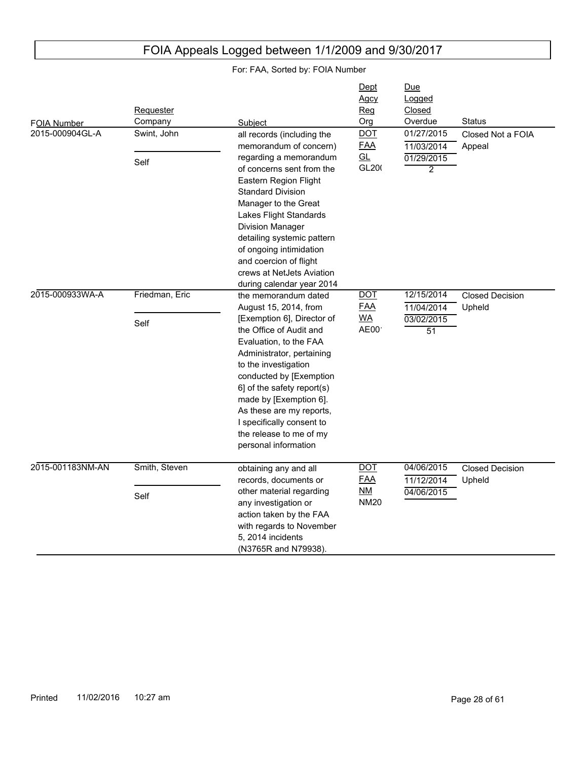# FOIA Appeals Logged between 1/1/2009 and 9/30/2017

For: FAA, Sorted by: FOIA Number

| FOIA Number | Requester / Company | Subject | Dept / Agcy / Reg / Org | Due / Logged / Closed / Overdue | Status |
|---|---|---|---|---|---|
| 2015-000904GL-A | Swint, John / Self | all records (including the memorandum of concern) regarding a memorandum of concerns sent from the Eastern Region Flight Standard Division Manager to the Great Lakes Flight Standards Division Manager detailing systemic pattern of ongoing intimidation and coercion of flight crews at NetJets Aviation during calendar year 2014 | DOT / FAA / GL / GL20( | 01/27/2015 / 11/03/2014 / 01/29/2015 / 2 | Closed Not a FOIA Appeal |
| 2015-000933WA-A | Friedman, Eric / Self | the memorandum dated August 15, 2014, from [Exemption 6], Director of the Office of Audit and Evaluation, to the FAA Administrator, pertaining to the investigation conducted by [Exemption 6] of the safety report(s) made by [Exemption 6]. As these are my reports, I specifically consent to the release to me of my personal information | DOT / FAA / WA / AE00' | 12/15/2014 / 11/04/2014 / 03/02/2015 / 51 | Closed Decision Upheld |
| 2015-001183NM-AN | Smith, Steven / Self | obtaining any and all records, documents or other material regarding any investigation or action taken by the FAA with regards to November 5, 2014 incidents (N3765R and N79938). | DOT / FAA / NM / NM20 | 04/06/2015 / 11/12/2014 / 04/06/2015 / | Closed Decision Upheld |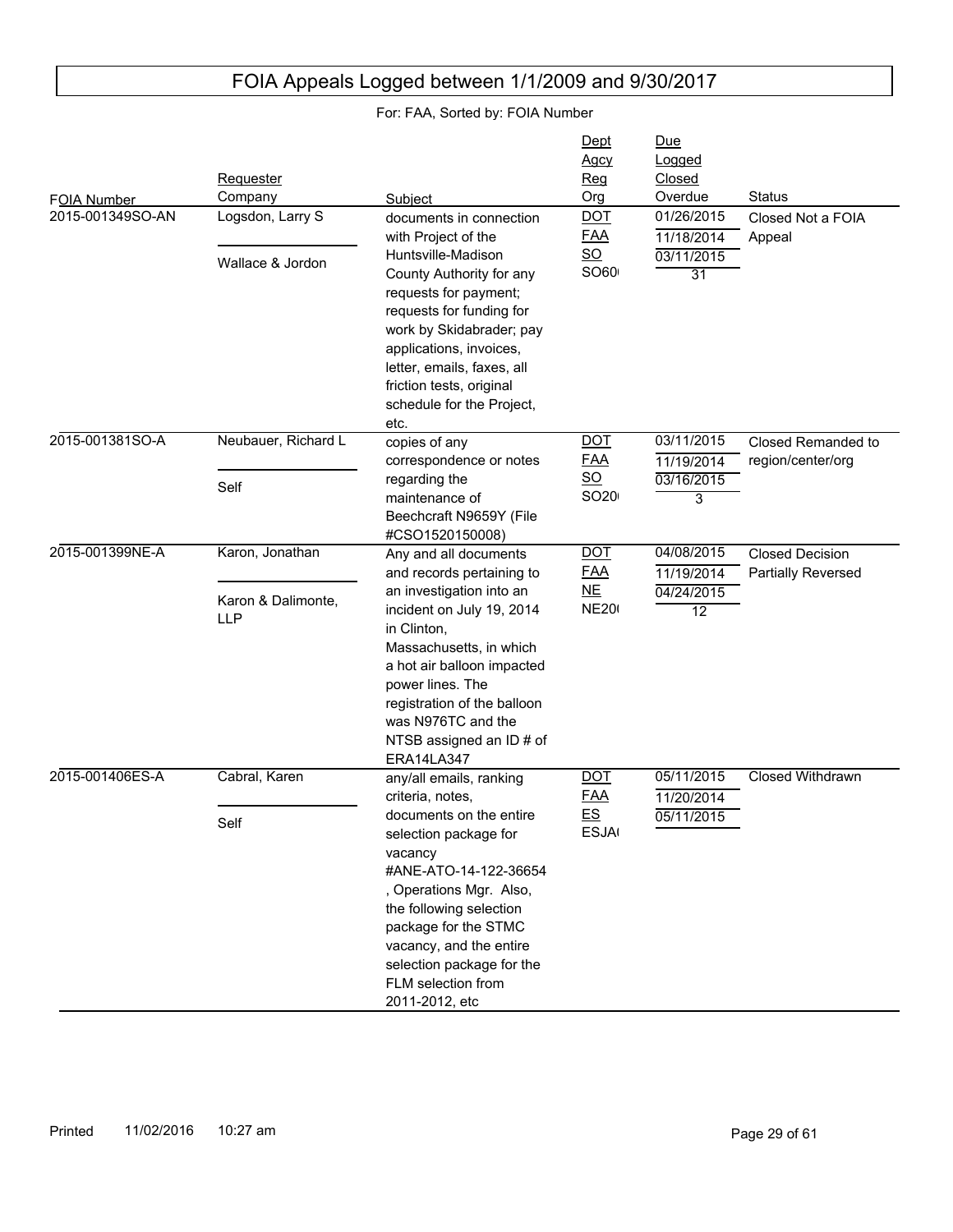# FOIA Appeals Logged between 1/1/2009 and 9/30/2017

For: FAA, Sorted by: FOIA Number

| FOIA Number | Requester / Company | Subject | Dept / Agcy / Reg / Org | Due / Logged / Closed / Overdue | Status |
|---|---|---|---|---|---|
| 2015-001349SO-AN | Logsdon, Larry S / Wallace & Jordon | documents in connection with Project of the Huntsville-Madison County Authority for any requests for payment; requests for funding for work by Skidabrader; pay applications, invoices, letter, emails, faxes, all friction tests, original schedule for the Project, etc. | DOT / FAA / SO / SO60 | 01/26/2015 / 11/18/2014 / 03/11/2015 / 31 | Closed Not a FOIA Appeal |
| 2015-001381SO-A | Neubauer, Richard L / Self | copies of any correspondence or notes regarding the maintenance of Beechcraft N9659Y (File #CSO1520150008) | DOT / FAA / SO / SO20 | 03/11/2015 / 11/19/2014 / 03/16/2015 / 3 | Closed Remanded to region/center/org |
| 2015-001399NE-A | Karon, Jonathan / Karon & Dalimonte, LLP | Any and all documents and records pertaining to an investigation into an incident on July 19, 2014 in Clinton, Massachusetts, in which a hot air balloon impacted power lines. The registration of the balloon was N976TC and the NTSB assigned an ID # of ERA14LA347 | DOT / FAA / NE / NE20 | 04/08/2015 / 11/19/2014 / 04/24/2015 / 12 | Closed Decision Partially Reversed |
| 2015-001406ES-A | Cabral, Karen / Self | any/all emails, ranking criteria, notes, documents on the entire selection package for vacancy #ANE-ATO-14-122-36654 , Operations Mgr. Also, the following selection package for the STMC vacancy, and the entire selection package for the FLM selection from 2011-2012, etc | DOT / FAA / ES / ESJA | 05/11/2015 / 11/20/2014 / 05/11/2015 / | Closed Withdrawn |

Printed 11/02/2016 10:27 am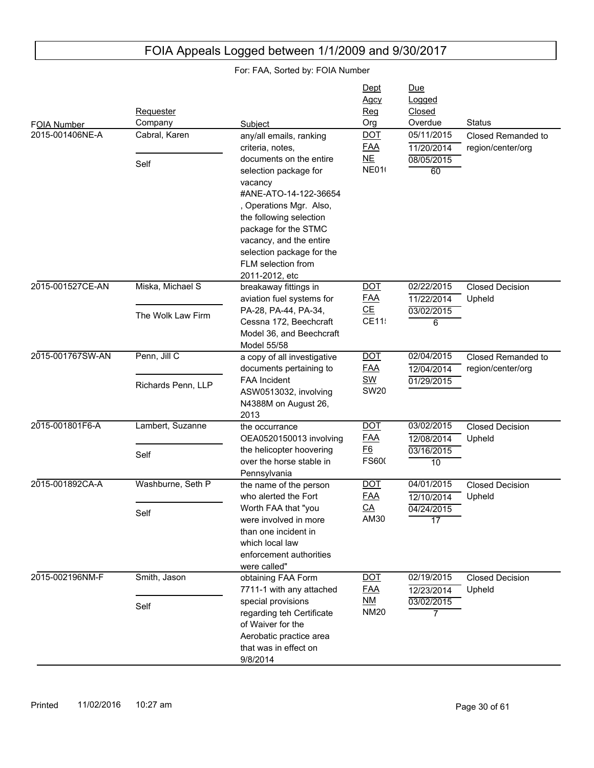# FOIA Appeals Logged between 1/1/2009 and 9/30/2017

For: FAA, Sorted by: FOIA Number

| FOIA Number | Requester / Company | Subject | Dept / Agcy / Reg / Org | Due / Logged / Closed / Overdue | Status |
|---|---|---|---|---|---|
| 2015-001406NE-A | Cabral, Karen / Self | any/all emails, ranking criteria, notes, documents on the entire selection package for vacancy #ANE-ATO-14-122-36654 , Operations Mgr. Also, the following selection package for the STMC vacancy, and the entire selection package for the FLM selection from 2011-2012, etc | DOT / FAA / NE / NE01( | 05/11/2015 / 11/20/2014 / 08/05/2015 / 60 | Closed Remanded to region/center/org |
| 2015-001527CE-AN | Miska, Michael S / The Wolk Law Firm | breakaway fittings in aviation fuel systems for PA-28, PA-44, PA-34, Cessna 172, Beechcraft Model 36, and Beechcraft Model 55/58 | DOT / FAA / CE / CE11! | 02/22/2015 / 11/22/2014 / 03/02/2015 / 6 | Closed Decision Upheld |
| 2015-001767SW-AN | Penn, Jill C / Richards Penn, LLP | a copy of all investigative documents pertaining to FAA Incident ASW0513032, involving N4388M on August 26, 2013 | DOT / FAA / SW / SW20 | 02/04/2015 / 12/04/2014 / 01/29/2015 | Closed Remanded to region/center/org |
| 2015-001801F6-A | Lambert, Suzanne / Self | the occurrance OEA0520150013 involving the helicopter hoovering over the horse stable in Pennsylvania | DOT / FAA / F6 / FS60( | 03/02/2015 / 12/08/2014 / 03/16/2015 / 10 | Closed Decision Upheld |
| 2015-001892CA-A | Washburne, Seth P / Self | the name of the person who alerted the Fort Worth FAA that "you were involved in more than one incident in which local law enforcement authorities were called" | DOT / FAA / CA / AM30 | 04/01/2015 / 12/10/2014 / 04/24/2015 / 17 | Closed Decision Upheld |
| 2015-002196NM-F | Smith, Jason / Self | obtaining FAA Form 7711-1 with any attached special provisions regarding teh Certificate of Waiver for the Aerobatic practice area that was in effect on 9/8/2014 | DOT / FAA / NM / NM20 | 02/19/2015 / 12/23/2014 / 03/02/2015 / 7 | Closed Decision Upheld |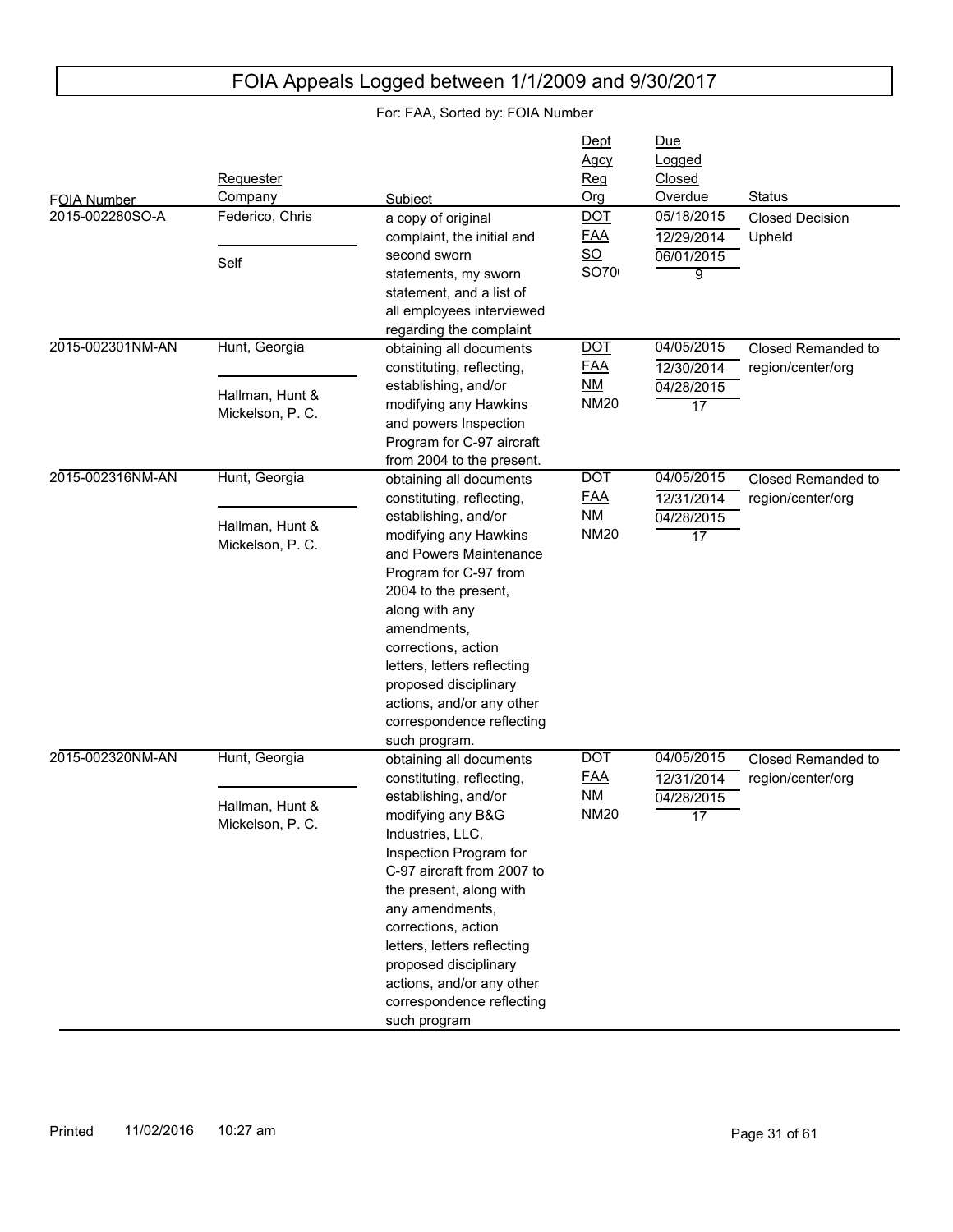# FOIA Appeals Logged between 1/1/2009 and 9/30/2017

For: FAA, Sorted by: FOIA Number

| FOIA Number | Requester / Company | Subject | Dept / Agcy / Reg / Org | Due / Logged / Closed / Overdue | Status |
|---|---|---|---|---|---|
| 2015-002280SO-A | Federico, Chris / Self | a copy of original complaint, the initial and second sworn statements, my sworn statement, and a list of all employees interviewed regarding the complaint | DOT / FAA / SO / SO70 | 05/18/2015 / 12/29/2014 / 06/01/2015 / 9 | Closed Decision Upheld |
| 2015-002301NM-AN | Hunt, Georgia / Hallman, Hunt & Mickelson, P. C. | obtaining all documents constituting, reflecting, establishing, and/or modifying any Hawkins and powers Inspection Program for C-97 aircraft from 2004 to the present. | DOT / FAA / NM / NM20 | 04/05/2015 / 12/30/2014 / 04/28/2015 / 17 | Closed Remanded to region/center/org |
| 2015-002316NM-AN | Hunt, Georgia / Hallman, Hunt & Mickelson, P. C. | obtaining all documents constituting, reflecting, establishing, and/or modifying any Hawkins and Powers Maintenance Program for C-97 from 2004 to the present, along with any amendments, corrections, action letters, letters reflecting proposed disciplinary actions, and/or any other correspondence reflecting such program. | DOT / FAA / NM / NM20 | 04/05/2015 / 12/31/2014 / 04/28/2015 / 17 | Closed Remanded to region/center/org |
| 2015-002320NM-AN | Hunt, Georgia / Hallman, Hunt & Mickelson, P. C. | obtaining all documents constituting, reflecting, establishing, and/or modifying any B&G Industries, LLC, Inspection Program for C-97 aircraft from 2007 to the present, along with any amendments, corrections, action letters, letters reflecting proposed disciplinary actions, and/or any other correspondence reflecting such program | DOT / FAA / NM / NM20 | 04/05/2015 / 12/31/2014 / 04/28/2015 / 17 | Closed Remanded to region/center/org |

Printed 11/02/2016 10:27 am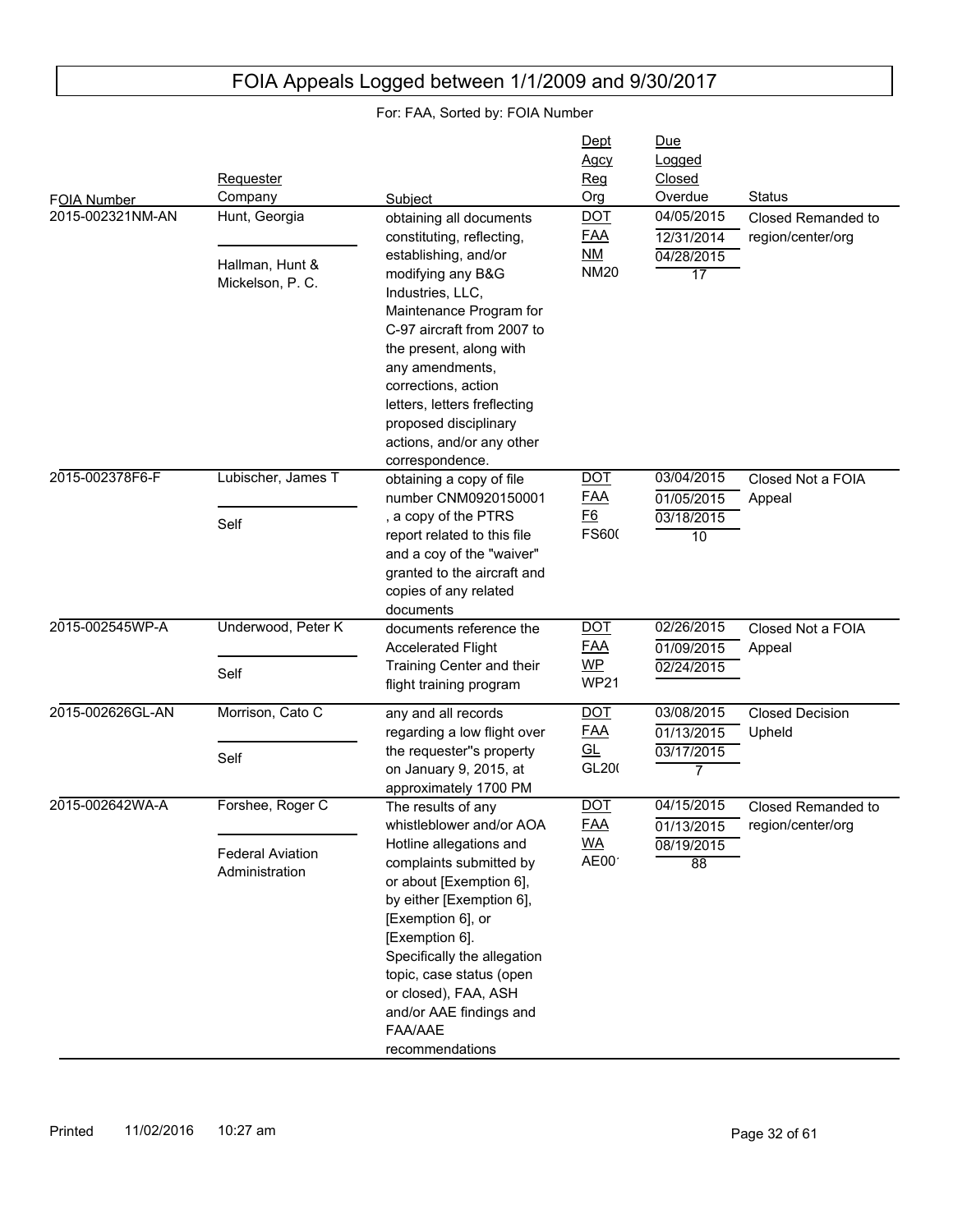# FOIA Appeals Logged between 1/1/2009 and 9/30/2017

For: FAA, Sorted by: FOIA Number

| FOIA Number | Requester / Company | Subject | Dept / Agcy / Reg / Org | Due / Logged / Closed / Overdue | Status |
|---|---|---|---|---|---|
| 2015-002321NM-AN | Hunt, Georgia / Hallman, Hunt & Mickelson, P. C. | obtaining all documents constituting, reflecting, establishing, and/or modifying any B&G Industries, LLC, Maintenance Program for C-97 aircraft from 2007 to the present, along with any amendments, corrections, action letters, letters freflecting proposed disciplinary actions, and/or any other correspondence. | DOT / FAA / NM / NM20 | 04/05/2015 / 12/31/2014 / 04/28/2015 / 17 | Closed Remanded to region/center/org |
| 2015-002378F6-F | Lubischer, James T / Self | obtaining a copy of file number CNM0920150001 , a copy of the PTRS report related to this file and a coy of the "waiver" granted to the aircraft and copies of any related documents | DOT / FAA / F6 / FS60( | 03/04/2015 / 01/05/2015 / 03/18/2015 / 10 | Closed Not a FOIA Appeal |
| 2015-002545WP-A | Underwood, Peter K / Self | documents reference the Accelerated Flight Training Center and their flight training program | DOT / FAA / WP / WP21 | 02/26/2015 / 01/09/2015 / 02/24/2015 | Closed Not a FOIA Appeal |
| 2015-002626GL-AN | Morrison, Cato C / Self | any and all records regarding a low flight over the requester''s property on January 9, 2015, at approximately 1700 PM | DOT / FAA / GL / GL20( | 03/08/2015 / 01/13/2015 / 03/17/2015 / 7 | Closed Decision Upheld |
| 2015-002642WA-A | Forshee, Roger C / Federal Aviation Administration | The results of any whistleblower and/or AOA Hotline allegations and complaints submitted by or about [Exemption 6], by either [Exemption 6], [Exemption 6], or [Exemption 6]. Specifically the allegation topic, case status (open or closed), FAA, ASH and/or AAE findings and FAA/AAE recommendations | DOT / FAA / WA / AE00 | 04/15/2015 / 01/13/2015 / 08/19/2015 / 88 | Closed Remanded to region/center/org |

Printed 11/02/2016 10:27 am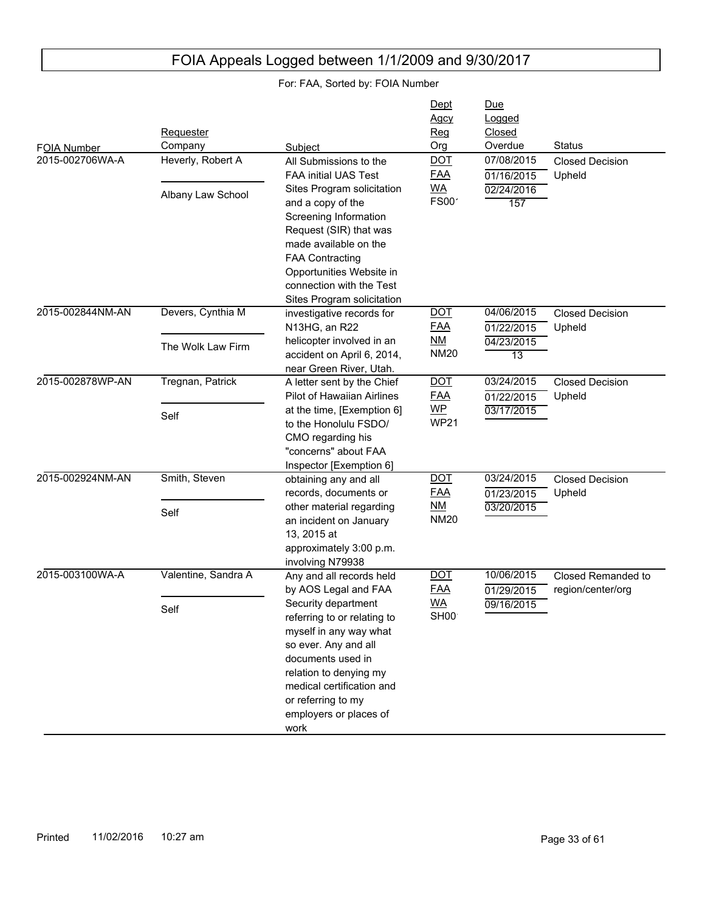# FOIA Appeals Logged between 1/1/2009 and 9/30/2017

For: FAA, Sorted by: FOIA Number

| FOIA Number | Requester / Company | Subject | Dept / Agcy / Reg / Org | Due / Logged / Closed / Overdue | Status |
|---|---|---|---|---|---|
| 2015-002706WA-A | Heverly, Robert A / Albany Law School | All Submissions to the FAA initial UAS Test Sites Program solicitation and a copy of the Screening Information Request (SIR) that was made available on the FAA Contracting Opportunities Website in connection with the Test Sites Program solicitation | DOT / FAA / WA / FS00´ | 07/08/2015 / 01/16/2015 / 02/24/2016 / 157 | Closed Decision Upheld |
| 2015-002844NM-AN | Devers, Cynthia M / The Wolk Law Firm | investigative records for N13HG, an R22 helicopter involved in an accident on April 6, 2014, near Green River, Utah. | DOT / FAA / NM / NM20 | 04/06/2015 / 01/22/2015 / 04/23/2015 / 13 | Closed Decision Upheld |
| 2015-002878WP-AN | Tregnan, Patrick / Self | A letter sent by the Chief Pilot of Hawaiian Airlines at the time, [Exemption 6] to the Honolulu FSDO/ CMO regarding his "concerns" about FAA Inspector [Exemption 6] | DOT / FAA / WP / WP21 | 03/24/2015 / 01/22/2015 / 03/17/2015 | Closed Decision Upheld |
| 2015-002924NM-AN | Smith, Steven / Self | obtaining any and all records, documents or other material regarding an incident on January 13, 2015 at approximately 3:00 p.m. involving N79938 | DOT / FAA / NM / NM20 | 03/24/2015 / 01/23/2015 / 03/20/2015 | Closed Decision Upheld |
| 2015-003100WA-A | Valentine, Sandra A / Self | Any and all records held by AOS Legal and FAA Security department referring to or relating to myself in any way what so ever. Any and all documents used in relation to denying my medical certification and or referring to my employers or places of work | DOT / FAA / WA / SH00 | 10/06/2015 / 01/29/2015 / 09/16/2015 | Closed Remanded to region/center/org |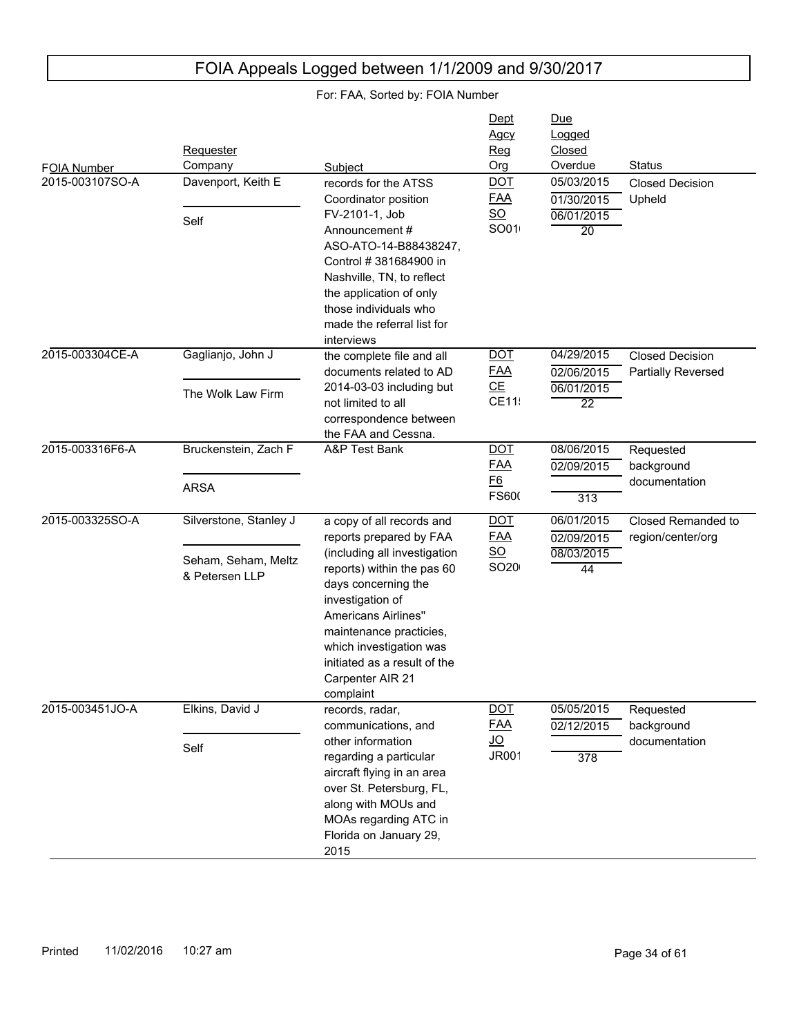# FOIA Appeals Logged between 1/1/2009 and 9/30/2017

For: FAA, Sorted by: FOIA Number

| FOIA Number | Requester / Company | Subject | Dept / Agcy / Reg / Org | Due / Logged / Closed / Overdue | Status |
|---|---|---|---|---|---|
| 2015-003107SO-A | Davenport, Keith E / Self | records for the ATSS Coordinator position FV-2101-1, Job Announcement # ASO-ATO-14-B88438247, Control # 381684900 in Nashville, TN, to reflect the application of only those individuals who made the referral list for interviews | DOT / FAA / SO / SO01( | 05/03/2015 / 01/30/2015 / 06/01/2015 / 20 | Closed Decision Upheld |
| 2015-003304CE-A | Gaglianjo, John J / The Wolk Law Firm | the complete file and all documents related to AD 2014-03-03 including but not limited to all correspondence between the FAA and Cessna. | DOT / FAA / CE / CE11! | 04/29/2015 / 02/06/2015 / 06/01/2015 / 22 | Closed Decision Partially Reversed |
| 2015-003316F6-A | Bruckenstein, Zach F / ARSA | A&P Test Bank | DOT / FAA / F6 / FS60( | 08/06/2015 / 02/09/2015 / / 313 | Requested background documentation |
| 2015-003325SO-A | Silverstone, Stanley J / Seham, Seham, Meltz & Petersen LLP | a copy of all records and reports prepared by FAA (including all investigation reports) within the pas 60 days concerning the investigation of Americans Airlines'' maintenance practicies, which investigation was initiated as a result of the Carpenter AIR 21 complaint | DOT / FAA / SO / SO20( | 06/01/2015 / 02/09/2015 / 08/03/2015 / 44 | Closed Remanded to region/center/org |
| 2015-003451JO-A | Elkins, David J / Self | records, radar, communications, and other information regarding a particular aircraft flying in an area over St. Petersburg, FL, along with MOUs and MOAs regarding ATC in Florida on January 29, 2015 | DOT / FAA / JO / JR001 | 05/05/2015 / 02/12/2015 / / 378 | Requested background documentation |

Printed 11/02/2016 10:27 am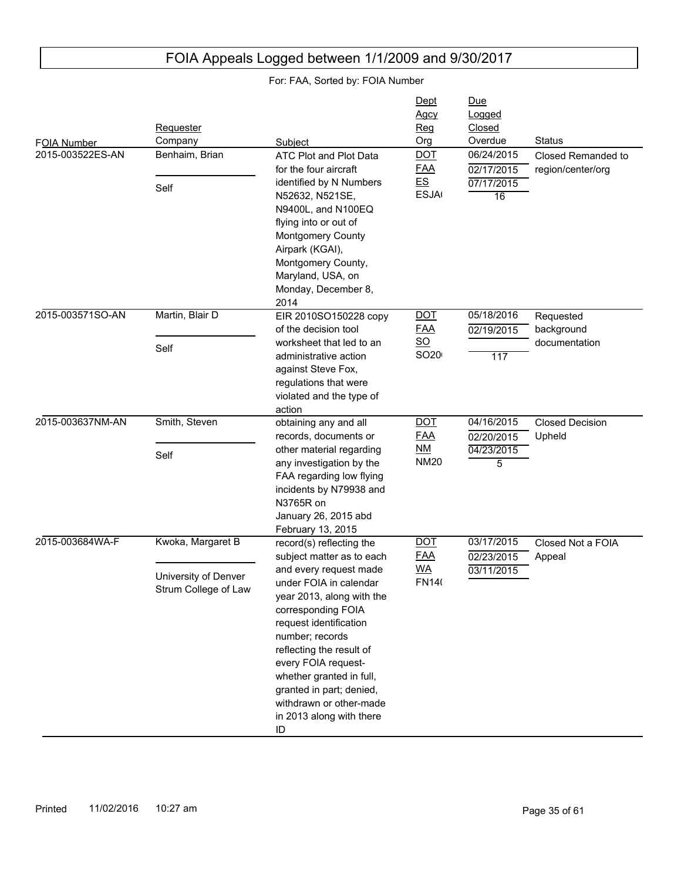# FOIA Appeals Logged between 1/1/2009 and 9/30/2017

For: FAA, Sorted by: FOIA Number

| FOIA Number | Requester / Company | Subject | Dept / Agcy / Reg / Org | Due / Logged / Closed / Overdue | Status |
|---|---|---|---|---|---|
| 2015-003522ES-AN | Benhaim, Brian / Self | ATC Plot and Plot Data for the four aircraft identified by N Numbers N52632, N521SE, N9400L, and N100EQ flying into or out of Montgomery County Airpark (KGAI), Montgomery County, Maryland, USA, on Monday, December 8, 2014 | DOT / FAA / ES / ESJA( | 06/24/2015 / 02/17/2015 / 07/17/2015 / 16 | Closed Remanded to region/center/org |
| 2015-003571SO-AN | Martin, Blair D / Self | EIR 2010SO150228 copy of the decision tool worksheet that led to an administrative action against Steve Fox, regulations that were violated and the type of action | DOT / FAA / SO / SO20( | 05/18/2016 / 02/19/2015 / / 117 | Requested background documentation |
| 2015-003637NM-AN | Smith, Steven / Self | obtaining any and all records, documents or other material regarding any investigation by the FAA regarding low flying incidents by N79938 and N3765R on January 26, 2015 abd February 13, 2015 | DOT / FAA / NM / NM20 | 04/16/2015 / 02/20/2015 / 04/23/2015 / 5 | Closed Decision Upheld |
| 2015-003684WA-F | Kwoka, Margaret B / University of Denver Strum College of Law | record(s) reflecting the subject matter as to each and every request made under FOIA in calendar year 2013, along with the corresponding FOIA request identification number; records reflecting the result of every FOIA request- whether granted in full, granted in part; denied, withdrawn or other-made in 2013 along with there ID | DOT / FAA / WA / FN14( | 03/17/2015 / 02/23/2015 / 03/11/2015 / | Closed Not a FOIA Appeal |

Printed 11/02/2016 10:27 am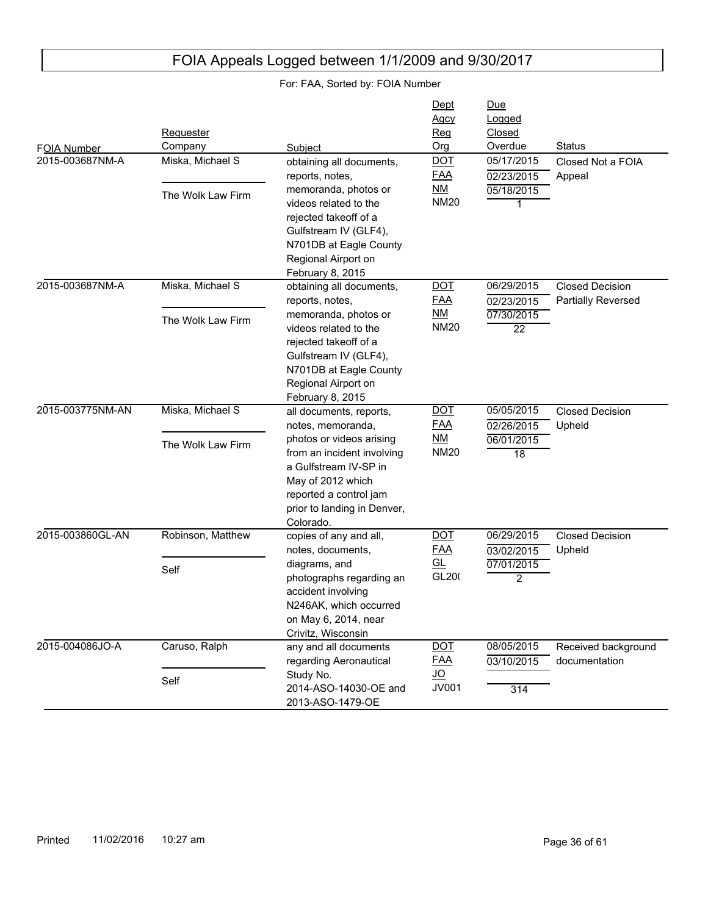# FOIA Appeals Logged between 1/1/2009 and 9/30/2017

For: FAA, Sorted by: FOIA Number

| FOIA Number | Requester / Company | Subject | Dept / Agcy / Reg / Org | Due / Logged / Closed / Overdue | Status |
|---|---|---|---|---|---|
| 2015-003687NM-A | Miska, Michael S / The Wolk Law Firm | obtaining all documents, reports, notes, memoranda, photos or videos related to the rejected takeoff of a Gulfstream IV (GLF4), N701DB at Eagle County Regional Airport on February 8, 2015 | DOT / FAA / NM / NM20 | 05/17/2015 / 02/23/2015 / 05/18/2015 / 1 | Closed Not a FOIA Appeal |
| 2015-003687NM-A | Miska, Michael S / The Wolk Law Firm | obtaining all documents, reports, notes, memoranda, photos or videos related to the rejected takeoff of a Gulfstream IV (GLF4), N701DB at Eagle County Regional Airport on February 8, 2015 | DOT / FAA / NM / NM20 | 06/29/2015 / 02/23/2015 / 07/30/2015 / 22 | Closed Decision Partially Reversed |
| 2015-003775NM-AN | Miska, Michael S / The Wolk Law Firm | all documents, reports, notes, memoranda, photos or videos arising from an incident involving a Gulfstream IV-SP in May of 2012 which reported a control jam prior to landing in Denver, Colorado. | DOT / FAA / NM / NM20 | 05/05/2015 / 02/26/2015 / 06/01/2015 / 18 | Closed Decision Upheld |
| 2015-003860GL-AN | Robinson, Matthew / Self | copies of any and all, notes, documents, diagrams, and photographs regarding an accident involving N246AK, which occurred on May 6, 2014, near Crivitz, Wisconsin | DOT / FAA / GL / GL20( | 06/29/2015 / 03/02/2015 / 07/01/2015 / 2 | Closed Decision Upheld |
| 2015-004086JO-A | Caruso, Ralph / Self | any and all documents regarding Aeronautical Study No. 2014-ASO-14030-OE and 2013-ASO-1479-OE | DOT / FAA / JO / JV001 | 08/05/2015 / 03/10/2015 / / 314 | Received background documentation |

Printed 11/02/2016 10:27 am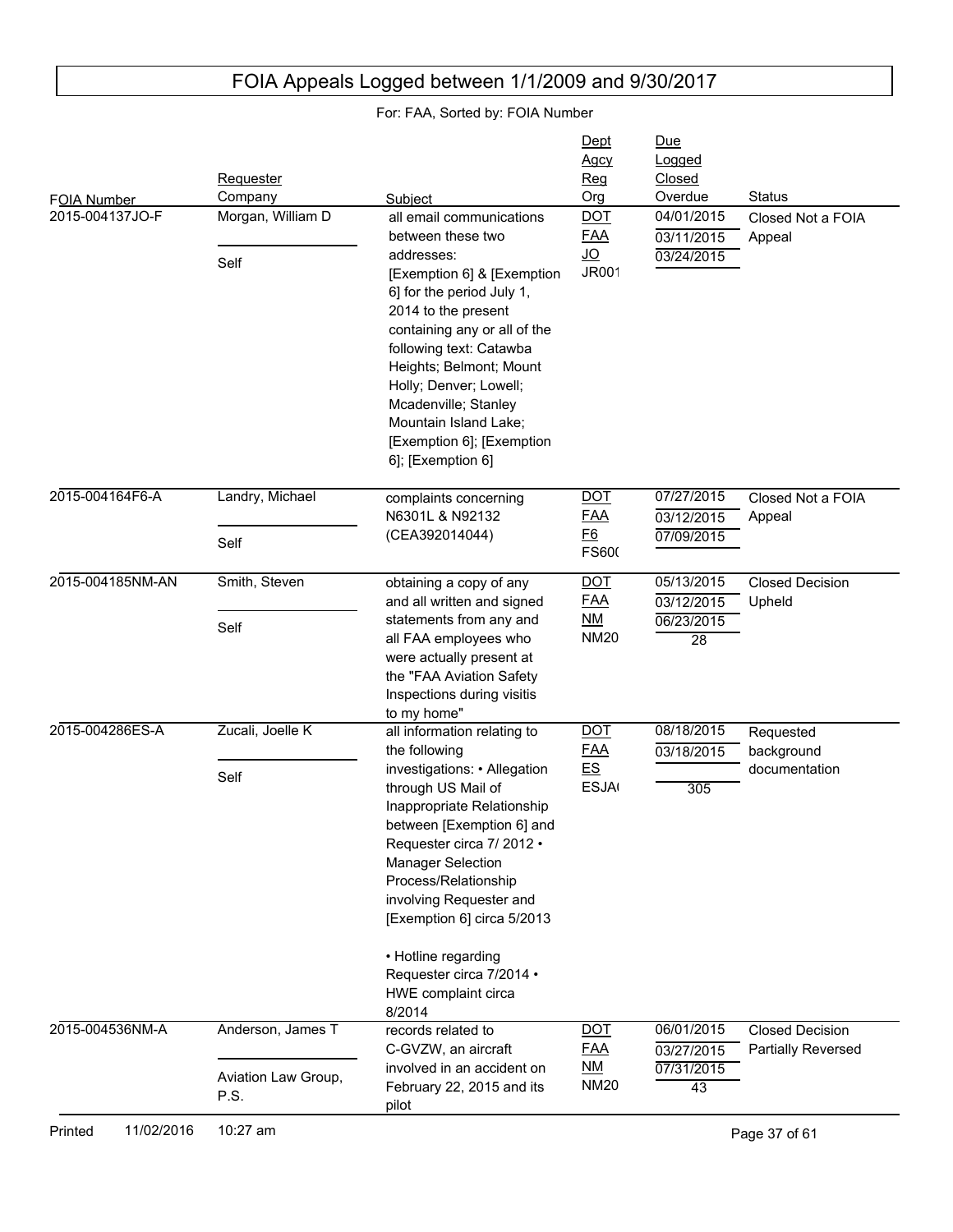# FOIA Appeals Logged between 1/1/2009 and 9/30/2017

For: FAA, Sorted by: FOIA Number

| FOIA Number | Requester / Company | Subject | Dept / Agcy / Reg / Org | Due / Logged / Closed / Overdue | Status |
|---|---|---|---|---|---|
| 2015-004137JO-F | Morgan, William D / Self | all email communications between these two addresses: [Exemption 6] & [Exemption 6] for the period July 1, 2014 to the present containing any or all of the following text: Catawba Heights; Belmont; Mount Holly; Denver; Lowell; Mcadenville; Stanley Mountain Island Lake; [Exemption 6]; [Exemption 6]; [Exemption 6] | DOT / FAA / JO / JR001 | 04/01/2015 / 03/11/2015 / 03/24/2015 / | Closed Not a FOIA Appeal |
| 2015-004164F6-A | Landry, Michael / Self | complaints concerning N6301L & N92132 (CEA392014044) | DOT / FAA / F6 / FS60( | 07/27/2015 / 03/12/2015 / 07/09/2015 / | Closed Not a FOIA Appeal |
| 2015-004185NM-AN | Smith, Steven / Self | obtaining a copy of any and all written and signed statements from any and all FAA employees who were actually present at the "FAA Aviation Safety Inspections during visitis to my home" | DOT / FAA / NM / NM20 | 05/13/2015 / 03/12/2015 / 06/23/2015 / 28 | Closed Decision Upheld |
| 2015-004286ES-A | Zucali, Joelle K / Self | all information relating to the following investigations: • Allegation through US Mail of Inappropriate Relationship between [Exemption 6] and Requester circa 7/ 2012 • Manager Selection Process/Relationship involving Requester and [Exemption 6] circa 5/2013<br><br>• Hotline regarding Requester circa 7/2014 • HWE complaint circa 8/2014 | DOT / FAA / ES / ESJA( | 08/18/2015 / 03/18/2015 / / 305 | Requested background documentation |
| 2015-004536NM-A | Anderson, James T / Aviation Law Group, P.S. | records related to C-GVZW, an aircraft involved in an accident on February 22, 2015 and its pilot | DOT / FAA / NM / NM20 | 06/01/2015 / 03/27/2015 / 07/31/2015 / 43 | Closed Decision Partially Reversed |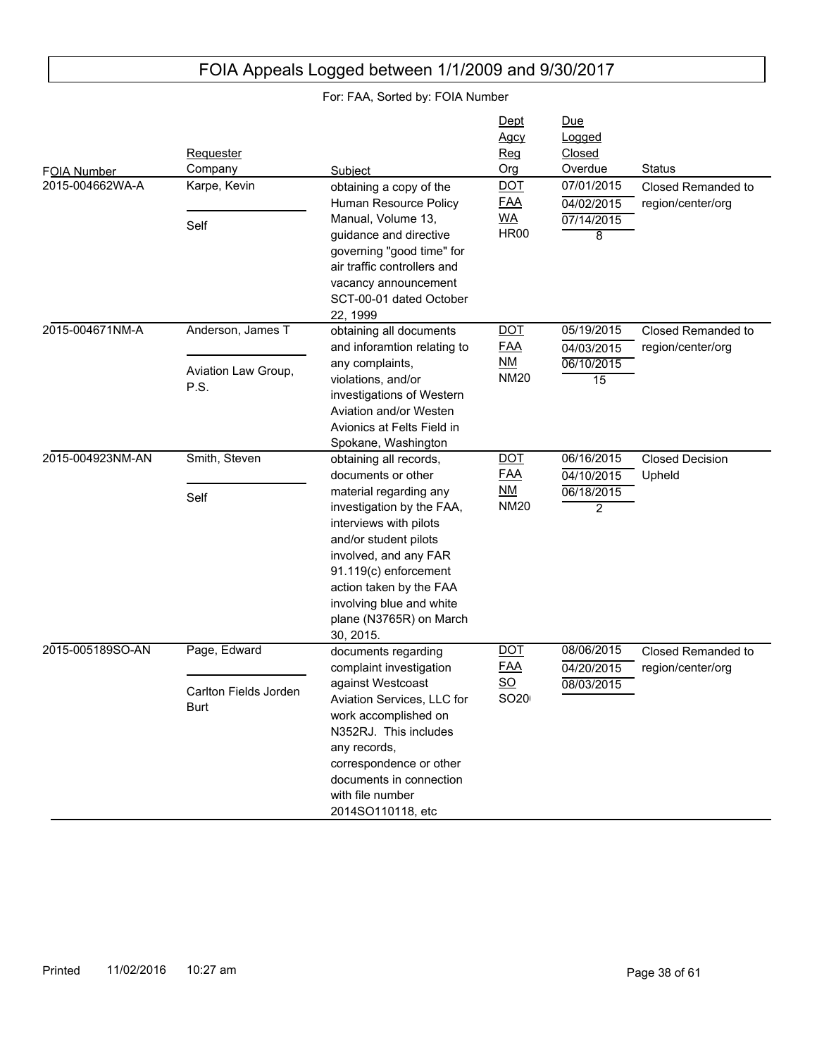# FOIA Appeals Logged between 1/1/2009 and 9/30/2017

For: FAA, Sorted by: FOIA Number

| FOIA Number | Requester / Company | Subject | Dept / Agcy / Reg / Org | Due / Logged / Closed / Overdue | Status |
|---|---|---|---|---|---|
| 2015-004662WA-A | Karpe, Kevin / Self | obtaining a copy of the Human Resource Policy Manual, Volume 13, guidance and directive governing "good time" for air traffic controllers and vacancy announcement SCT-00-01 dated October 22, 1999 | DOT / FAA / WA / HR00 | 07/01/2015 / 04/02/2015 / 07/14/2015 / 8 | Closed Remanded to region/center/org |
| 2015-004671NM-A | Anderson, James T / Aviation Law Group, P.S. | obtaining all documents and inforamtion relating to any complaints, violations, and/or investigations of Western Aviation and/or Westen Avionics at Felts Field in Spokane, Washington | DOT / FAA / NM / NM20 | 05/19/2015 / 04/03/2015 / 06/10/2015 / 15 | Closed Remanded to region/center/org |
| 2015-004923NM-AN | Smith, Steven / Self | obtaining all records, documents or other material regarding any investigation by the FAA, interviews with pilots and/or student pilots involved, and any FAR 91.119(c) enforcement action taken by the FAA involving blue and white plane (N3765R) on March 30, 2015. | DOT / FAA / NM / NM20 | 06/16/2015 / 04/10/2015 / 06/18/2015 / 2 | Closed Decision Upheld |
| 2015-005189SO-AN | Page, Edward / Carlton Fields Jorden Burt | documents regarding complaint investigation against Westcoast Aviation Services, LLC for work accomplished on N352RJ. This includes any records, correspondence or other documents in connection with file number 2014SO110118, etc | DOT / FAA / SO / SO20 | 08/06/2015 / 04/20/2015 / 08/03/2015 | Closed Remanded to region/center/org |

Printed 11/02/2016 10:27 am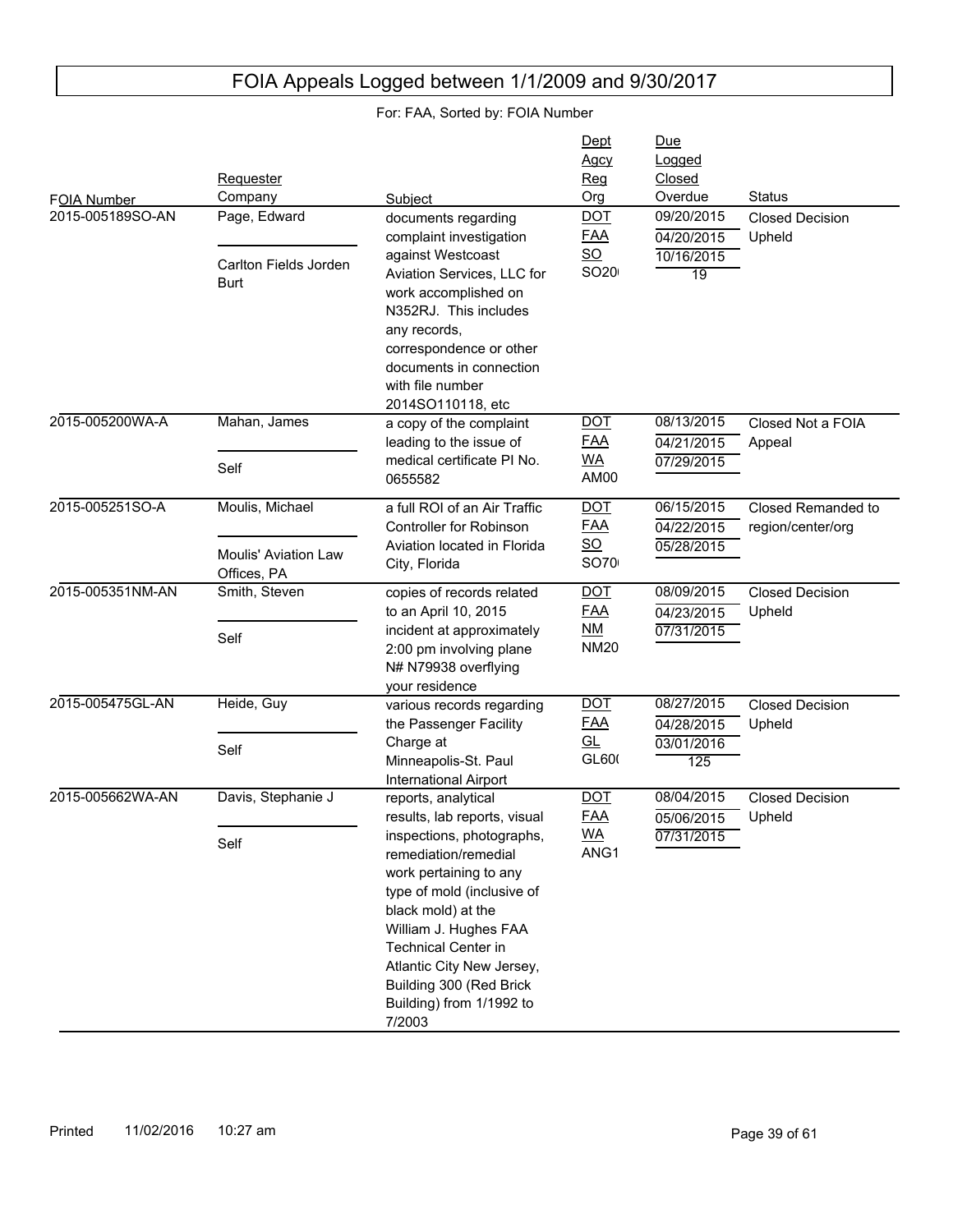# FOIA Appeals Logged between 1/1/2009 and 9/30/2017

For: FAA, Sorted by: FOIA Number

| FOIA Number | Requester / Company | Subject | Dept / Agcy / Reg / Org | Due / Logged / Closed / Overdue | Status |
|---|---|---|---|---|---|
| 2015-005189SO-AN | Page, Edward / Carlton Fields Jorden Burt | documents regarding complaint investigation against Westcoast Aviation Services, LLC for work accomplished on N352RJ. This includes any records, correspondence or other documents in connection with file number 2014SO110118, etc | DOT / FAA / SO / SO20( | 09/20/2015 / 04/20/2015 / 10/16/2015 / 19 | Closed Decision Upheld |
| 2015-005200WA-A | Mahan, James / Self | a copy of the complaint leading to the issue of medical certificate PI No. 0655582 | DOT / FAA / WA / AM00 | 08/13/2015 / 04/21/2015 / 07/29/2015 | Closed Not a FOIA Appeal |
| 2015-005251SO-A | Moulis, Michael / Moulis' Aviation Law Offices, PA | a full ROI of an Air Traffic Controller for Robinson Aviation located in Florida City, Florida | DOT / FAA / SO / SO70( | 06/15/2015 / 04/22/2015 / 05/28/2015 | Closed Remanded to region/center/org |
| 2015-005351NM-AN | Smith, Steven / Self | copies of records related to an April 10, 2015 incident at approximately 2:00 pm involving plane N# N79938 overflying your residence | DOT / FAA / NM / NM20 | 08/09/2015 / 04/23/2015 / 07/31/2015 | Closed Decision Upheld |
| 2015-005475GL-AN | Heide, Guy / Self | various records regarding the Passenger Facility Charge at Minneapolis-St. Paul International Airport | DOT / FAA / GL / GL60( | 08/27/2015 / 04/28/2015 / 03/01/2016 / 125 | Closed Decision Upheld |
| 2015-005662WA-AN | Davis, Stephanie J / Self | reports, analytical results, lab reports, visual inspections, photographs, remediation/remedial work pertaining to any type of mold (inclusive of black mold) at the William J. Hughes FAA Technical Center in Atlantic City New Jersey, Building 300 (Red Brick Building) from 1/1992 to 7/2003 | DOT / FAA / WA / ANG1 | 08/04/2015 / 05/06/2015 / 07/31/2015 | Closed Decision Upheld |

Printed 11/02/2016 10:27 am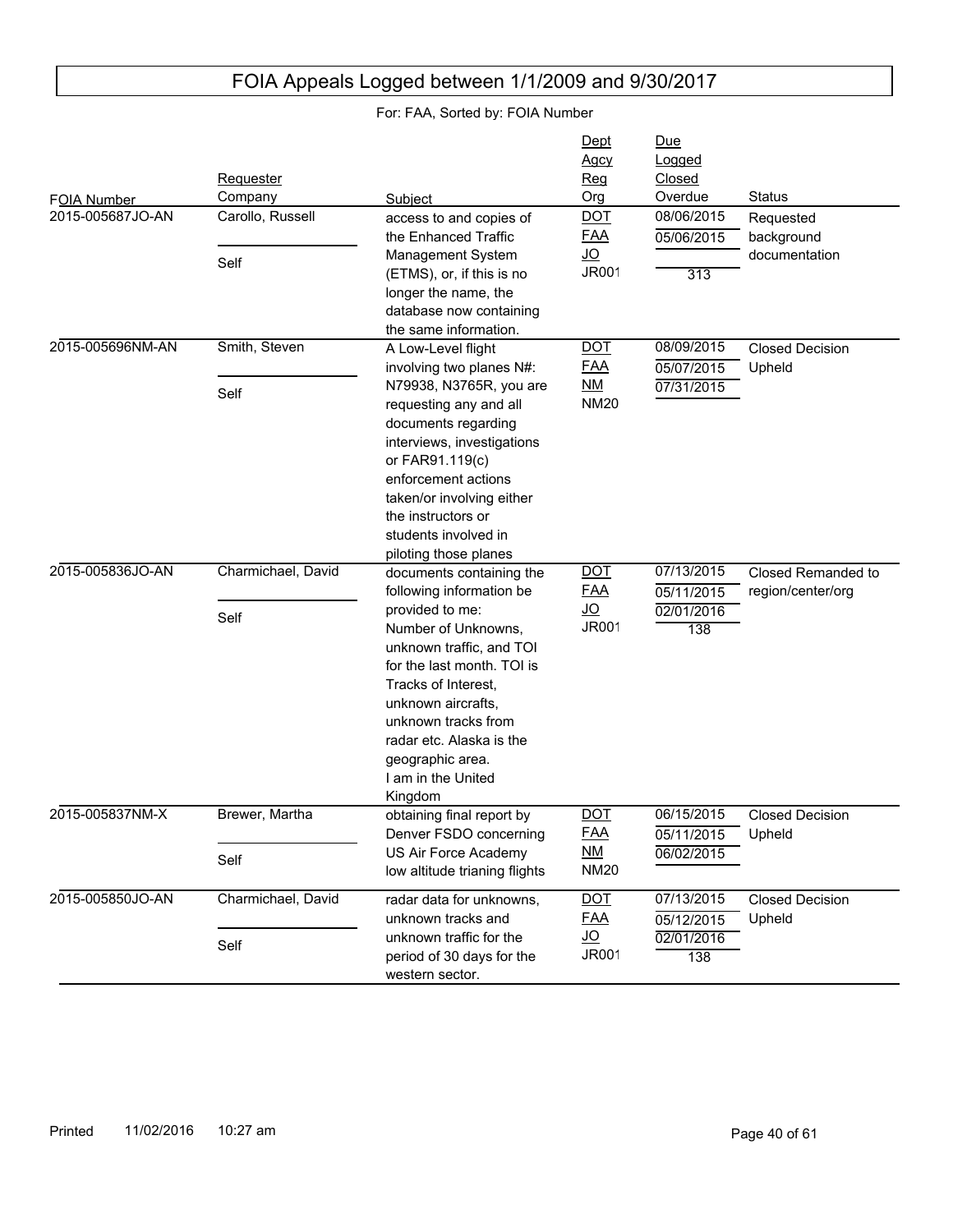# FOIA Appeals Logged between 1/1/2009 and 9/30/2017

For: FAA, Sorted by: FOIA Number

| FOIA Number | Requester / Company | Subject | Dept / Agcy / Reg / Org | Due / Logged / Closed / Overdue | Status |
|---|---|---|---|---|---|
| 2015-005687JO-AN | Carollo, Russell / Self | access to and copies of the Enhanced Traffic Management System (ETMS), or, if this is no longer the name, the database now containing the same information. | DOT / FAA / JO / JR001 | 08/06/2015 / 05/06/2015 / / 313 | Requested background documentation |
| 2015-005696NM-AN | Smith, Steven / Self | A Low-Level flight involving two planes N#: N79938, N3765R, you are requesting any and all documents regarding interviews, investigations or FAR91.119(c) enforcement actions taken/or involving either the instructors or students involved in piloting those planes | DOT / FAA / NM / NM20 | 08/09/2015 / 05/07/2015 / 07/31/2015 / | Closed Decision Upheld |
| 2015-005836JO-AN | Charmichael, David / Self | documents containing the following information be provided to me: Number of Unknowns, unknown traffic, and TOI for the last month. TOI is Tracks of Interest, unknown aircrafts, unknown tracks from radar etc. Alaska is the geographic area. I am in the United Kingdom | DOT / FAA / JO / JR001 | 07/13/2015 / 05/11/2015 / 02/01/2016 / 138 | Closed Remanded to region/center/org |
| 2015-005837NM-X | Brewer, Martha / Self | obtaining final report by Denver FSDO concerning US Air Force Academy low altitude trianing flights | DOT / FAA / NM / NM20 | 06/15/2015 / 05/11/2015 / 06/02/2015 / | Closed Decision Upheld |
| 2015-005850JO-AN | Charmichael, David / Self | radar data for unknowns, unknown tracks and unknown traffic for the period of 30 days for the western sector. | DOT / FAA / JO / JR001 | 07/13/2015 / 05/12/2015 / 02/01/2016 / 138 | Closed Decision Upheld |

Printed 11/02/2016 10:27 am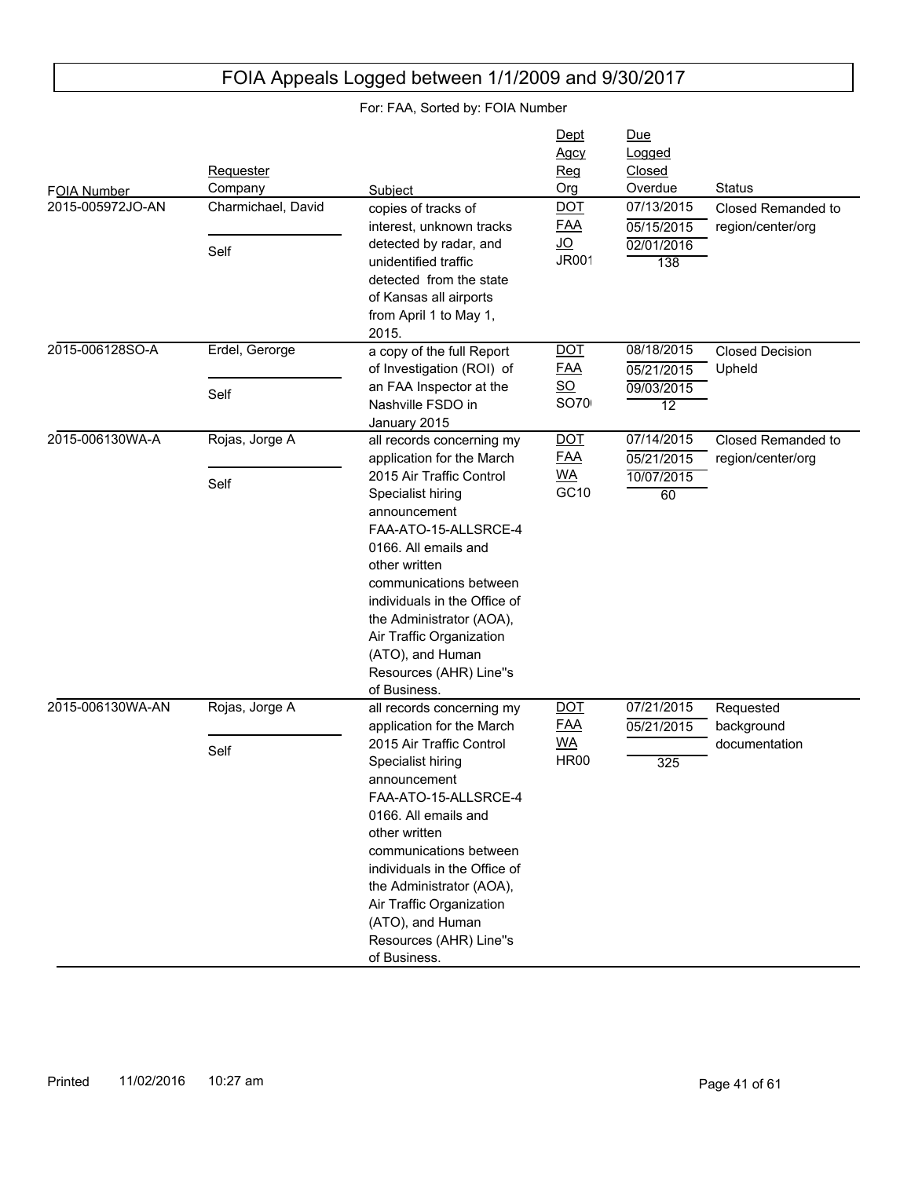# FOIA Appeals Logged between 1/1/2009 and 9/30/2017

For: FAA, Sorted by: FOIA Number

| FOIA Number | Requester / Company | Subject | Dept / Agcy / Reg / Org | Due / Logged / Closed / Overdue | Status |
|---|---|---|---|---|---|
| 2015-005972JO-AN | Charmichael, David / Self | copies of tracks of interest, unknown tracks detected by radar, and unidentified traffic detected from the state of Kansas all airports from April 1 to May 1, 2015. | DOT / FAA / JO / JR001 | 07/13/2015 / 05/15/2015 / 02/01/2016 / 138 | Closed Remanded to region/center/org |
| 2015-006128SO-A | Erdel, Gerorge / Self | a copy of the full Report of Investigation (ROI) of an FAA Inspector at the Nashville FSDO in January 2015 | DOT / FAA / SO / SO70 | 08/18/2015 / 05/21/2015 / 09/03/2015 / 12 | Closed Decision Upheld |
| 2015-006130WA-A | Rojas, Jorge A / Self | all records concerning my application for the March 2015 Air Traffic Control Specialist hiring announcement FAA-ATO-15-ALLSRCE-40166. All emails and other written communications between individuals in the Office of the Administrator (AOA), Air Traffic Organization (ATO), and Human Resources (AHR) Line"s of Business. | DOT / FAA / WA / GC10 | 07/14/2015 / 05/21/2015 / 10/07/2015 / 60 | Closed Remanded to region/center/org |
| 2015-006130WA-AN | Rojas, Jorge A / Self | all records concerning my application for the March 2015 Air Traffic Control Specialist hiring announcement FAA-ATO-15-ALLSRCE-40166. All emails and other written communications between individuals in the Office of the Administrator (AOA), Air Traffic Organization (ATO), and Human Resources (AHR) Line"s of Business. | DOT / FAA / WA / HR00 | 07/21/2015 / 05/21/2015 / / 325 | Requested background documentation |

Printed 11/02/2016 10:27 am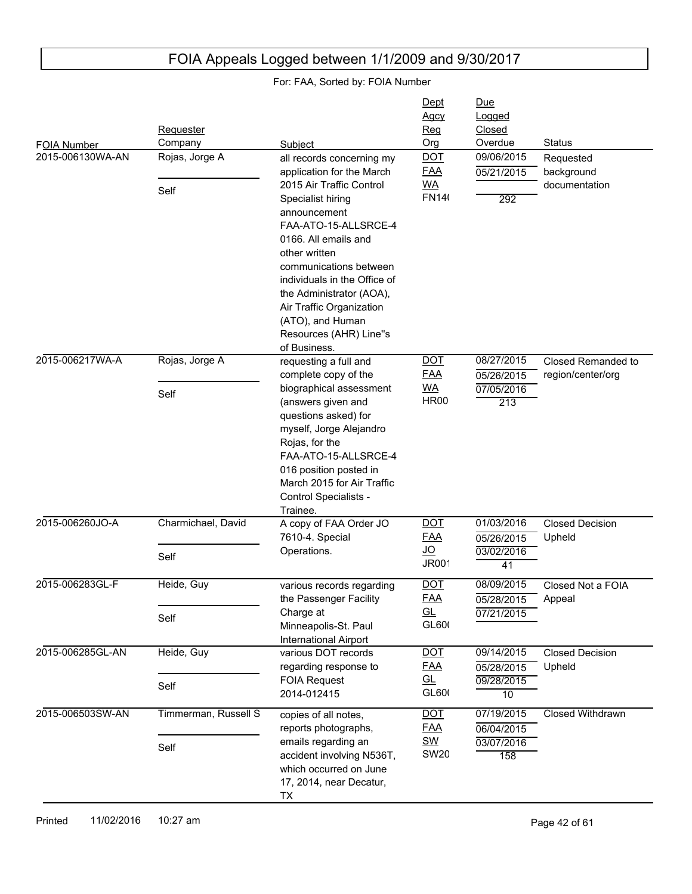# FOIA Appeals Logged between 1/1/2009 and 9/30/2017

For: FAA, Sorted by: FOIA Number

| FOIA Number | Requester / Company | Subject | Dept / Agcy / Reg / Org | Due / Logged / Closed / Overdue | Status |
|---|---|---|---|---|---|
| 2015-006130WA-AN | Rojas, Jorge A / Self | all records concerning my application for the March 2015 Air Traffic Control Specialist hiring announcement FAA-ATO-15-ALLSRCE-40166. All emails and other written communications between individuals in the Office of the Administrator (AOA), Air Traffic Organization (ATO), and Human Resources (AHR) Line''s of Business. | DOT / FAA / WA / FN14( | 09/06/2015 / 05/21/2015 / / 292 | Requested background documentation |
| 2015-006217WA-A | Rojas, Jorge A / Self | requesting a full and complete copy of the biographical assessment (answers given and questions asked) for myself, Jorge Alejandro Rojas, for the FAA-ATO-15-ALLSRCE-4016 position posted in March 2015 for Air Traffic Control Specialists - Trainee. | DOT / FAA / WA / HR00 | 08/27/2015 / 05/26/2015 / 07/05/2016 / 213 | Closed Remanded to region/center/org |
| 2015-006260JO-A | Charmichael, David / Self | A copy of FAA Order JO 7610-4. Special Operations. | DOT / FAA / JO / JR001 | 01/03/2016 / 05/26/2015 / 03/02/2016 / 41 | Closed Decision Upheld |
| 2015-006283GL-F | Heide, Guy / Self | various records regarding the Passenger Facility Charge at Minneapolis-St. Paul International Airport | DOT / FAA / GL / GL60( | 08/09/2015 / 05/28/2015 / 07/21/2015 | Closed Not a FOIA Appeal |
| 2015-006285GL-AN | Heide, Guy / Self | various DOT records regarding response to FOIA Request 2014-012415 | DOT / FAA / GL / GL60( | 09/14/2015 / 05/28/2015 / 09/28/2015 / 10 | Closed Decision Upheld |
| 2015-006503SW-AN | Timmerman, Russell S / Self | copies of all notes, reports photographs, emails regarding an accident involving N536T, which occurred on June 17, 2014, near Decatur, TX | DOT / FAA / SW / SW20 | 07/19/2015 / 06/04/2015 / 03/07/2016 / 158 | Closed Withdrawn |

Printed 11/02/2016 10:27 am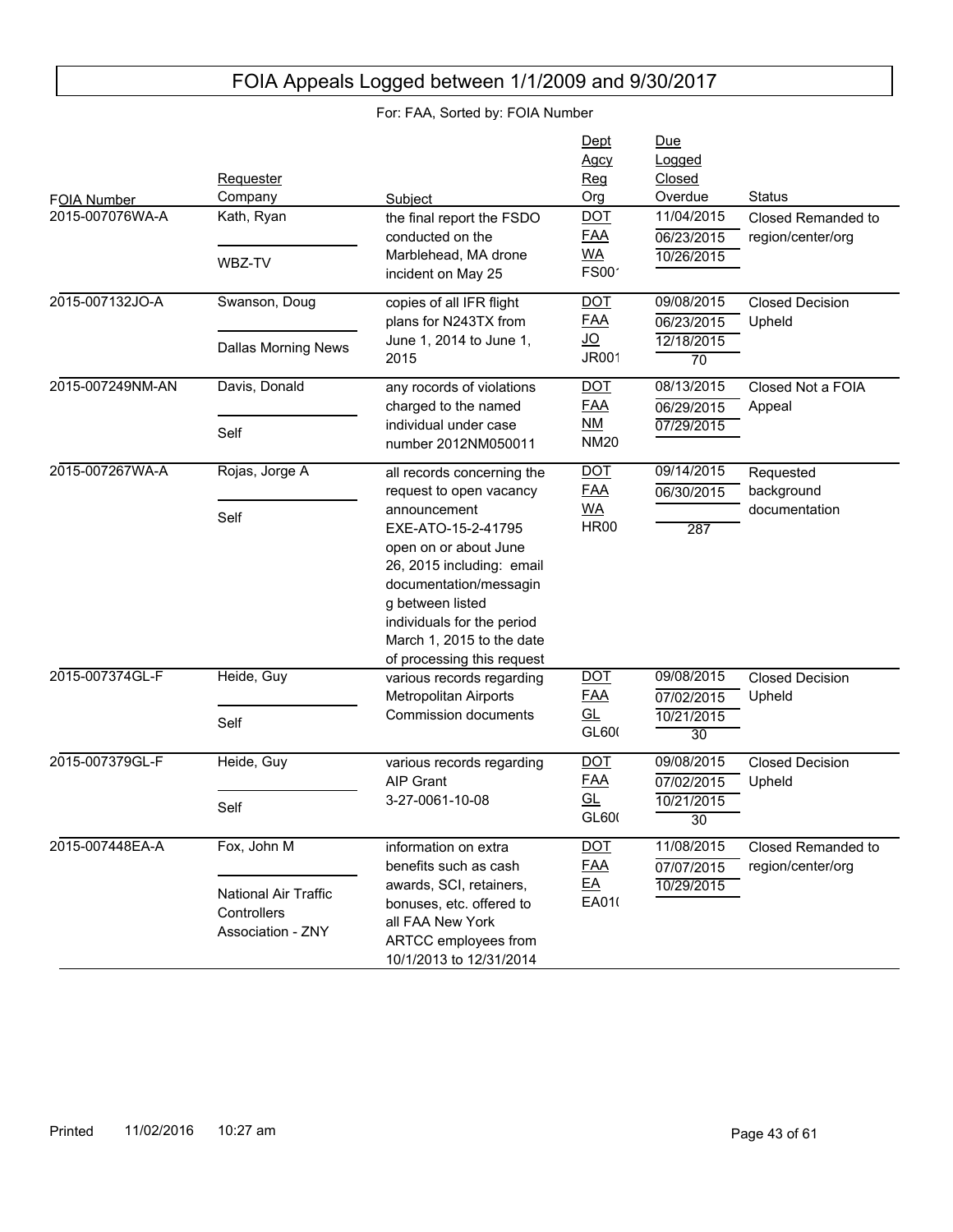# FOIA Appeals Logged between 1/1/2009 and 9/30/2017

For: FAA, Sorted by: FOIA Number

| FOIA Number | Requester / Company | Subject | Dept / Agcy / Reg / Org | Due / Logged / Closed / Overdue | Status |
|---|---|---|---|---|---|
| 2015-007076WA-A | Kath, Ryan / WBZ-TV | the final report the FSDO conducted on the Marblehead, MA drone incident on May 25 | DOT / FAA / WA / FS001 | 11/04/2015 / 06/23/2015 / 10/26/2015 | Closed Remanded to region/center/org |
| 2015-007132JO-A | Swanson, Doug / Dallas Morning News | copies of all IFR flight plans for N243TX from June 1, 2014 to June 1, 2015 | DOT / FAA / JO / JR001 | 09/08/2015 / 06/23/2015 / 12/18/2015 / 70 | Closed Decision Upheld |
| 2015-007249NM-AN | Davis, Donald / Self | any rocords of violations charged to the named individual under case number 2012NM050011 | DOT / FAA / NM / NM20 | 08/13/2015 / 06/29/2015 / 07/29/2015 | Closed Not a FOIA Appeal |
| 2015-007267WA-A | Rojas, Jorge A / Self | all records concerning the request to open vacancy announcement EXE-ATO-15-2-41795 open on or about June 26, 2015 including: email documentation/messaging between listed individuals for the period March 1, 2015 to the date of processing this request | DOT / FAA / WA / HR00 | 09/14/2015 / 06/30/2015 / / 287 | Requested background documentation |
| 2015-007374GL-F | Heide, Guy / Self | various records regarding Metropolitan Airports Commission documents | DOT / FAA / GL / GL600 | 09/08/2015 / 07/02/2015 / 10/21/2015 / 30 | Closed Decision Upheld |
| 2015-007379GL-F | Heide, Guy / Self | various records regarding AIP Grant 3-27-0061-10-08 | DOT / FAA / GL / GL600 | 09/08/2015 / 07/02/2015 / 10/21/2015 / 30 | Closed Decision Upheld |
| 2015-007448EA-A | Fox, John M / National Air Traffic Controllers Association - ZNY | information on extra benefits such as cash awards, SCI, retainers, bonuses, etc. offered to all FAA New York ARTCC employees from 10/1/2013 to 12/31/2014 | DOT / FAA / EA / EA010 | 11/08/2015 / 07/07/2015 / 10/29/2015 | Closed Remanded to region/center/org |

Printed 11/02/2016 10:27 am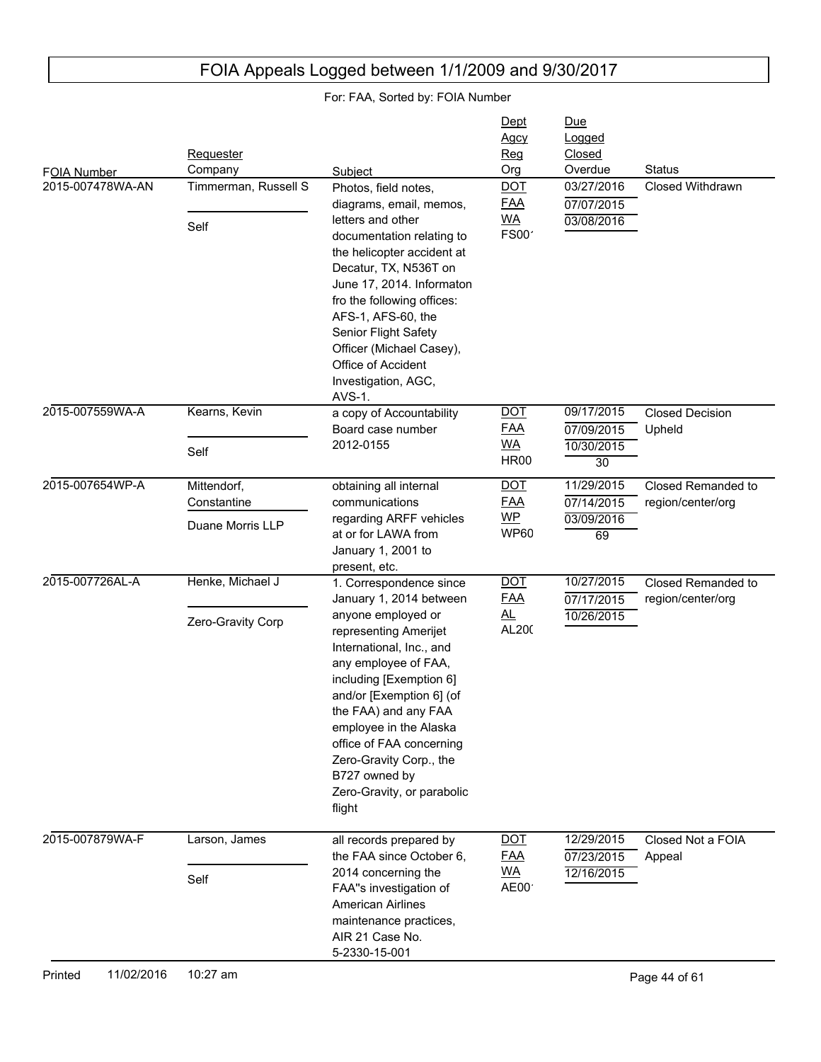# FOIA Appeals Logged between 1/1/2009 and 9/30/2017

For: FAA, Sorted by: FOIA Number

| FOIA Number | Requester / Company | Subject | Dept / Agcy / Reg / Org | Due / Logged / Closed / Overdue | Status |
|---|---|---|---|---|---|
| 2015-007478WA-AN | Timmerman, Russell S / Self | Photos, field notes, diagrams, email, memos, letters and other documentation relating to the helicopter accident at Decatur, TX, N536T on June 17, 2014. Informaton fro the following offices: AFS-1, AFS-60, the Senior Flight Safety Officer (Michael Casey), Office of Accident Investigation, AGC, AVS-1. | DOT / FAA / WA / FS00' | 03/27/2016 / 07/07/2015 / 03/08/2016 | Closed Withdrawn |
| 2015-007559WA-A | Kearns, Kevin / Self | a copy of Accountability Board case number 2012-0155 | DOT / FAA / WA / HR00 | 09/17/2015 / 07/09/2015 / 10/30/2015 / 30 | Closed Decision Upheld |
| 2015-007654WP-A | Mittendorf, Constantine / Duane Morris LLP | obtaining all internal communications regarding ARFF vehicles at or for LAWA from January 1, 2001 to present, etc. | DOT / FAA / WP / WP60 | 11/29/2015 / 07/14/2015 / 03/09/2016 / 69 | Closed Remanded to region/center/org |
| 2015-007726AL-A | Henke, Michael J / Zero-Gravity Corp | 1. Correspondence since January 1, 2014 between anyone employed or representing Amerijet International, Inc., and any employee of FAA, including [Exemption 6] and/or [Exemption 6] (of the FAA) and any FAA employee in the Alaska office of FAA concerning Zero-Gravity Corp., the B727 owned by Zero-Gravity, or parabolic flight | DOT / FAA / AL / AL20( | 10/27/2015 / 07/17/2015 / 10/26/2015 | Closed Remanded to region/center/org |
| 2015-007879WA-F | Larson, James / Self | all records prepared by the FAA since October 6, 2014 concerning the FAA''s investigation of American Airlines maintenance practices, AIR 21 Case No. 5-2330-15-001 | DOT / FAA / WA / AE00' | 12/29/2015 / 07/23/2015 / 12/16/2015 | Closed Not a FOIA Appeal |

Printed 11/02/2016 10:27 am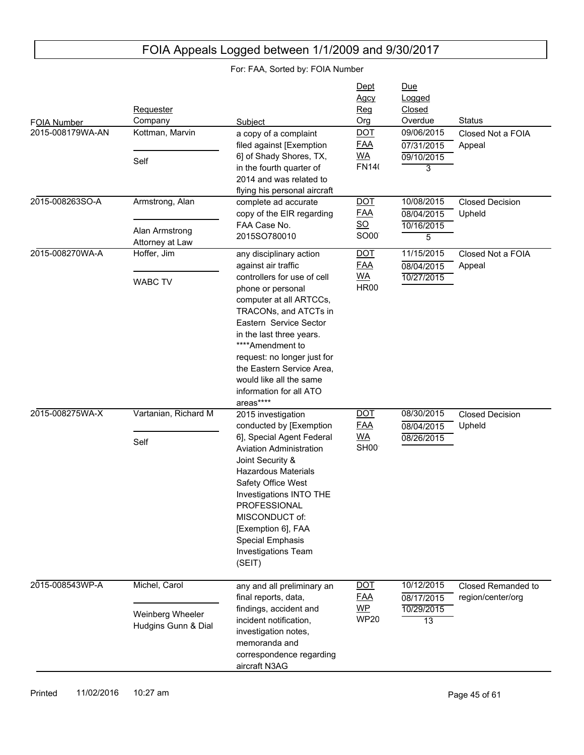# FOIA Appeals Logged between 1/1/2009 and 9/30/2017

For: FAA, Sorted by: FOIA Number

| FOIA Number | Requester / Company | Subject | Dept / Agcy / Reg / Org | Due / Logged / Closed / Overdue | Status |
|---|---|---|---|---|---|
| 2015-008179WA-AN | Kottman, Marvin / Self | a copy of a complaint filed against [Exemption 6] of Shady Shores, TX, in the fourth quarter of 2014 and was related to flying his personal aircraft | DOT / FAA / WA / FN14( | 09/06/2015 / 07/31/2015 / 09/10/2015 / 3 | Closed Not a FOIA Appeal |
| 2015-008263SO-A | Armstrong, Alan / Alan Armstrong Attorney at Law | complete ad accurate copy of the EIR regarding FAA Case No. 2015SO780010 | DOT / FAA / SO / SO00 | 10/08/2015 / 08/04/2015 / 10/16/2015 / 5 | Closed Decision Upheld |
| 2015-008270WA-A | Hoffer, Jim / WABC TV | any disciplinary action against air traffic controllers for use of cell phone or personal computer at all ARTCCs, TRACONs, and ATCTs in Eastern Service Sector in the last three years. ****Amendment to request: no longer just for the Eastern Service Area, would like all the same information for all ATO areas**** | DOT / FAA / WA / HR00 | 11/15/2015 / 08/04/2015 / 10/27/2015 | Closed Not a FOIA Appeal |
| 2015-008275WA-X | Vartanian, Richard M / Self | 2015 investigation conducted by [Exemption 6], Special Agent Federal Aviation Administration Joint Security & Hazardous Materials Safety Office West Investigations INTO THE PROFESSIONAL MISCONDUCT of: [Exemption 6], FAA Special Emphasis Investigations Team (SEIT) | DOT / FAA / WA / SH00 | 08/30/2015 / 08/04/2015 / 08/26/2015 | Closed Decision Upheld |
| 2015-008543WP-A | Michel, Carol / Weinberg Wheeler Hudgins Gunn & Dial | any and all preliminary an final reports, data, findings, accident and incident notification, investigation notes, memoranda and correspondence regarding aircraft N3AG | DOT / FAA / WP / WP20 | 10/12/2015 / 08/17/2015 / 10/29/2015 / 13 | Closed Remanded to region/center/org |

Printed 11/02/2016 10:27 am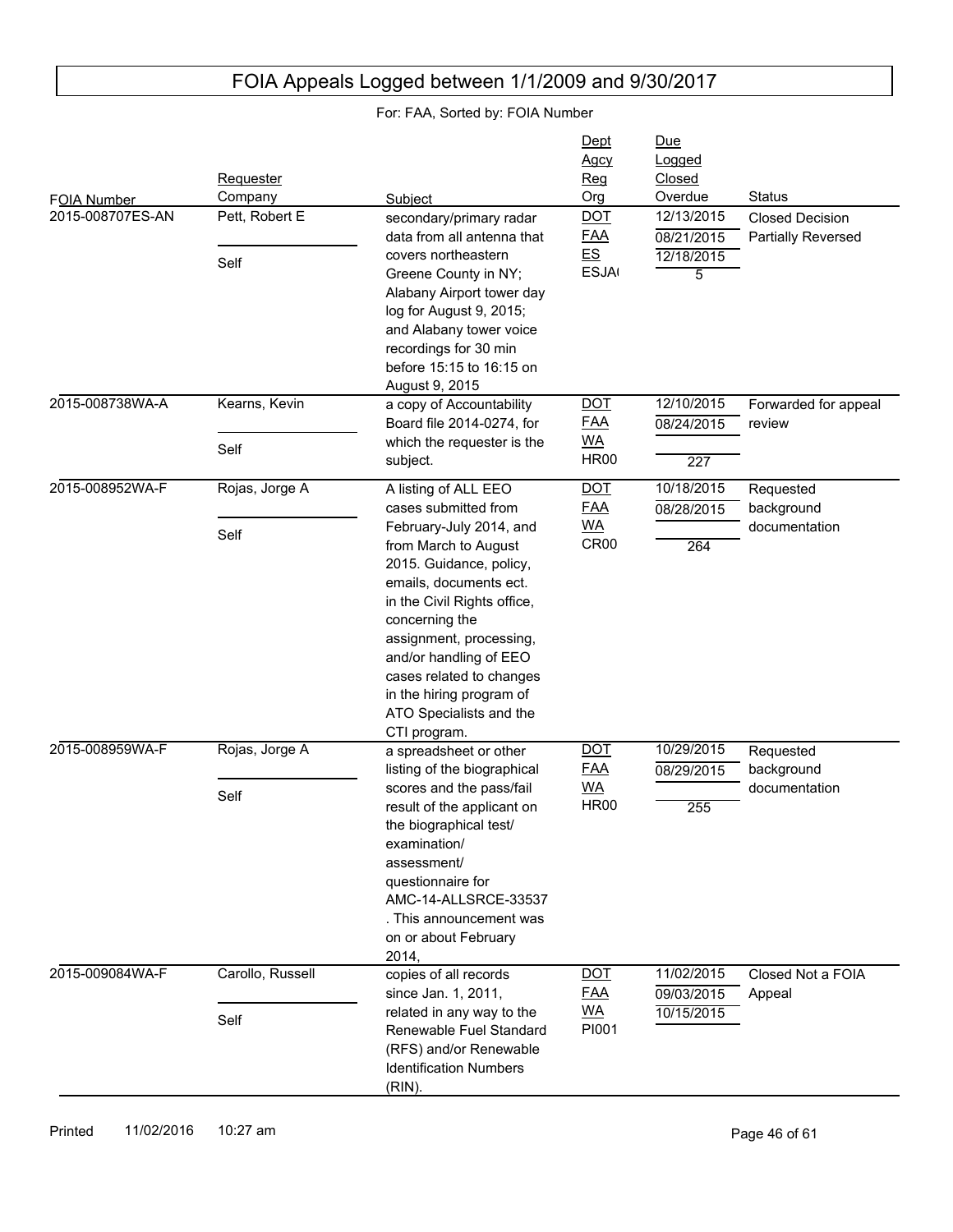# FOIA Appeals Logged between 1/1/2009 and 9/30/2017

For: FAA, Sorted by: FOIA Number

| FOIA Number | Requester / Company | Subject | Dept / Agcy / Reg / Org | Due / Logged / Closed / Overdue | Status |
|---|---|---|---|---|---|
| 2015-008707ES-AN | Pett, Robert E / Self | secondary/primary radar data from all antenna that covers northeastern Greene County in NY; Alabany Airport tower day log for August 9, 2015; and Alabany tower voice recordings for 30 min before 15:15 to 16:15 on August 9, 2015 | DOT / FAA / ES / ESJA( | 12/13/2015 / 08/21/2015 / 12/18/2015 / 5 | Closed Decision Partially Reversed |
| 2015-008738WA-A | Kearns, Kevin / Self | a copy of Accountability Board file 2014-0274, for which the requester is the subject. | DOT / FAA / WA / HR00 | 12/10/2015 / 08/24/2015 / / 227 | Forwarded for appeal review |
| 2015-008952WA-F | Rojas, Jorge A / Self | A listing of ALL EEO cases submitted from February-July 2014, and from March to August 2015. Guidance, policy, emails, documents ect. in the Civil Rights office, concerning the assignment, processing, and/or handling of EEO cases related to changes in the hiring program of ATO Specialists and the CTI program. | DOT / FAA / WA / CR00 | 10/18/2015 / 08/28/2015 / / 264 | Requested background documentation |
| 2015-008959WA-F | Rojas, Jorge A / Self | a spreadsheet or other listing of the biographical scores and the pass/fail result of the applicant on the biographical test/ examination/ assessment/ questionnaire for AMC-14-ALLSRCE-33537 . This announcement was on or about February 2014, | DOT / FAA / WA / HR00 | 10/29/2015 / 08/29/2015 / / 255 | Requested background documentation |
| 2015-009084WA-F | Carollo, Russell / Self | copies of all records since Jan. 1, 2011, related in any way to the Renewable Fuel Standard (RFS) and/or Renewable Identification Numbers (RIN). | DOT / FAA / WA / PI001 | 11/02/2015 / 09/03/2015 / 10/15/2015 / | Closed Not a FOIA Appeal |

Printed 11/02/2016 10:27 am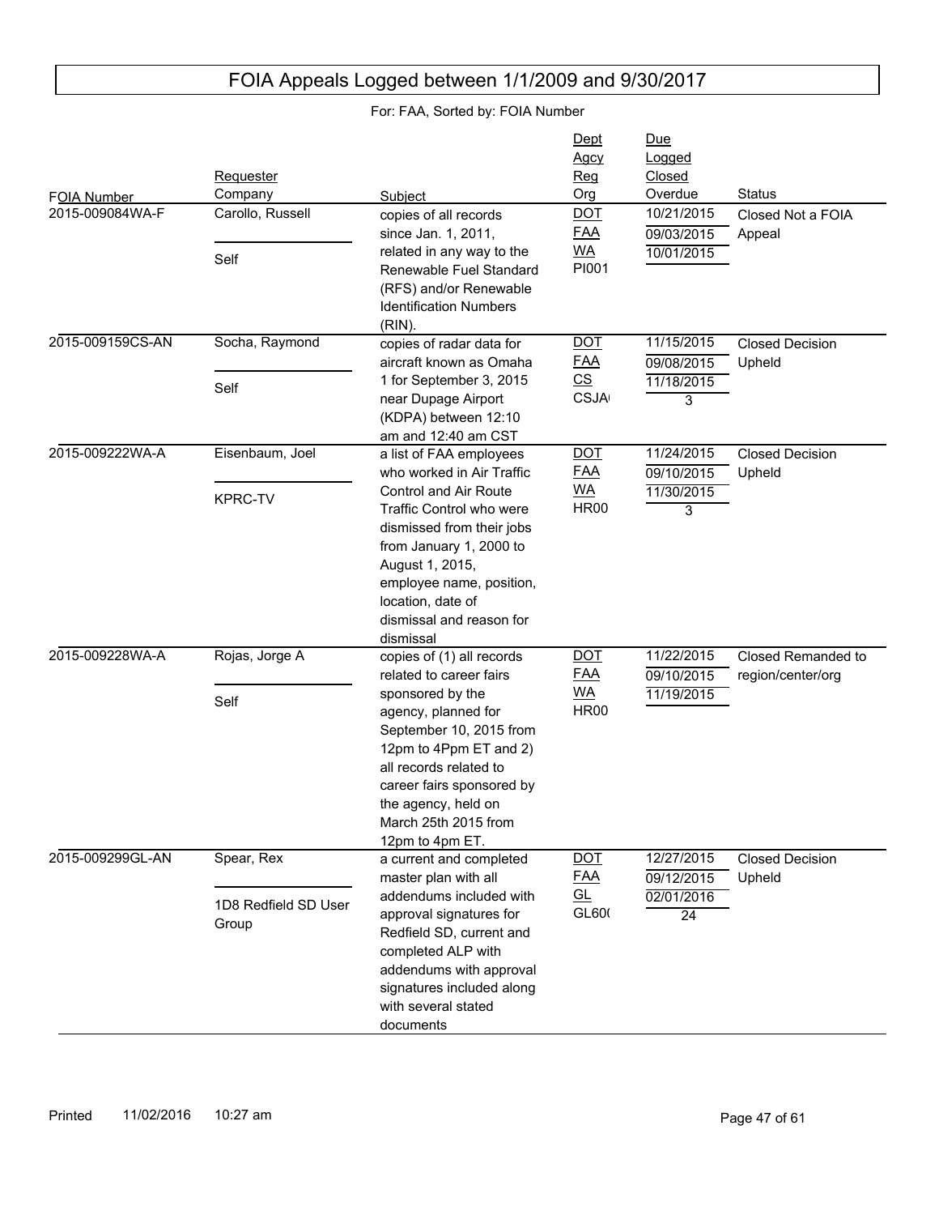# FOIA Appeals Logged between 1/1/2009 and 9/30/2017

For: FAA, Sorted by: FOIA Number

| FOIA Number | Requester / Company | Subject | Dept / Agcy / Reg / Org | Due / Logged / Closed / Overdue | Status |
|---|---|---|---|---|---|
| 2015-009084WA-F | Carollo, Russell / Self | copies of all records since Jan. 1, 2011, related in any way to the Renewable Fuel Standard (RFS) and/or Renewable Identification Numbers (RIN). | DOT / FAA / WA / PI001 | 10/21/2015 / 09/03/2015 / 10/01/2015 | Closed Not a FOIA Appeal |
| 2015-009159CS-AN | Socha, Raymond / Self | copies of radar data for aircraft known as Omaha 1 for September 3, 2015 near Dupage Airport (KDPA) between 12:10 am and 12:40 am CST | DOT / FAA / CS / CSJA | 11/15/2015 / 09/08/2015 / 11/18/2015 / 3 | Closed Decision Upheld |
| 2015-009222WA-A | Eisenbaum, Joel / KPRC-TV | a list of FAA employees who worked in Air Traffic Control and Air Route Traffic Control who were dismissed from their jobs from January 1, 2000 to August 1, 2015, employee name, position, location, date of dismissal and reason for dismissal | DOT / FAA / WA / HR00 | 11/24/2015 / 09/10/2015 / 11/30/2015 / 3 | Closed Decision Upheld |
| 2015-009228WA-A | Rojas, Jorge A / Self | copies of (1) all records related to career fairs sponsored by the agency, planned for September 10, 2015 from 12pm to 4Ppm ET and 2) all records related to career fairs sponsored by the agency, held on March 25th 2015 from 12pm to 4pm ET. | DOT / FAA / WA / HR00 | 11/22/2015 / 09/10/2015 / 11/19/2015 | Closed Remanded to region/center/org |
| 2015-009299GL-AN | Spear, Rex / 1D8 Redfield SD User Group | a current and completed master plan with all addendums included with approval signatures for Redfield SD, current and completed ALP with addendums with approval signatures included along with several stated documents | DOT / FAA / GL / GL60( | 12/27/2015 / 09/12/2015 / 02/01/2016 / 24 | Closed Decision Upheld |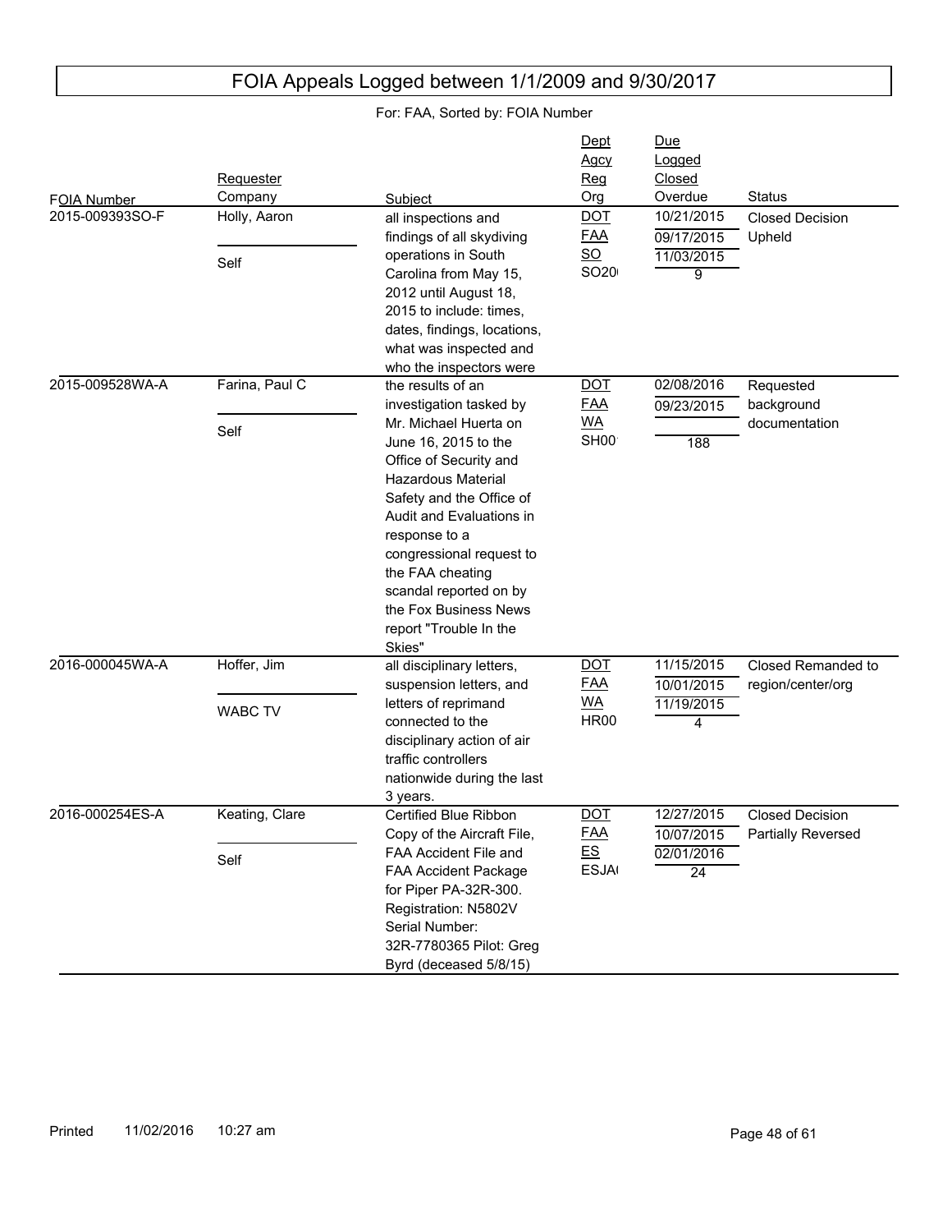# FOIA Appeals Logged between 1/1/2009 and 9/30/2017

For: FAA, Sorted by: FOIA Number

| FOIA Number | Requester / Company | Subject | Dept / Agcy / Reg / Org | Due / Logged / Closed / Overdue | Status |
|---|---|---|---|---|---|
| 2015-009393SO-F | Holly, Aaron / Self | all inspections and findings of all skydiving operations in South Carolina from May 15, 2012 until August 18, 2015 to include: times, dates, findings, locations, what was inspected and who the inspectors were | DOT / FAA / SO / SO20 | 10/21/2015 / 09/17/2015 / 11/03/2015 / 9 | Closed Decision Upheld |
| 2015-009528WA-A | Farina, Paul C / Self | the results of an investigation tasked by Mr. Michael Huerta on June 16, 2015 to the Office of Security and Hazardous Material Safety and the Office of Audit and Evaluations in response to a congressional request to the FAA cheating scandal reported on by the Fox Business News report "Trouble In the Skies" | DOT / FAA / WA / SH00 | 02/08/2016 / 09/23/2015 / / 188 | Requested background documentation |
| 2016-000045WA-A | Hoffer, Jim / WABC TV | all disciplinary letters, suspension letters, and letters of reprimand connected to the disciplinary action of air traffic controllers nationwide during the last 3 years. | DOT / FAA / WA / HR00 | 11/15/2015 / 10/01/2015 / 11/19/2015 / 4 | Closed Remanded to region/center/org |
| 2016-000254ES-A | Keating, Clare / Self | Certified Blue Ribbon Copy of the Aircraft File, FAA Accident File and FAA Accident Package for Piper PA-32R-300. Registration: N5802V Serial Number: 32R-7780365 Pilot: Greg Byrd (deceased 5/8/15) | DOT / FAA / ES / ESJA | 12/27/2015 / 10/07/2015 / 02/01/2016 / 24 | Closed Decision Partially Reversed |

Printed 11/02/2016 10:27 am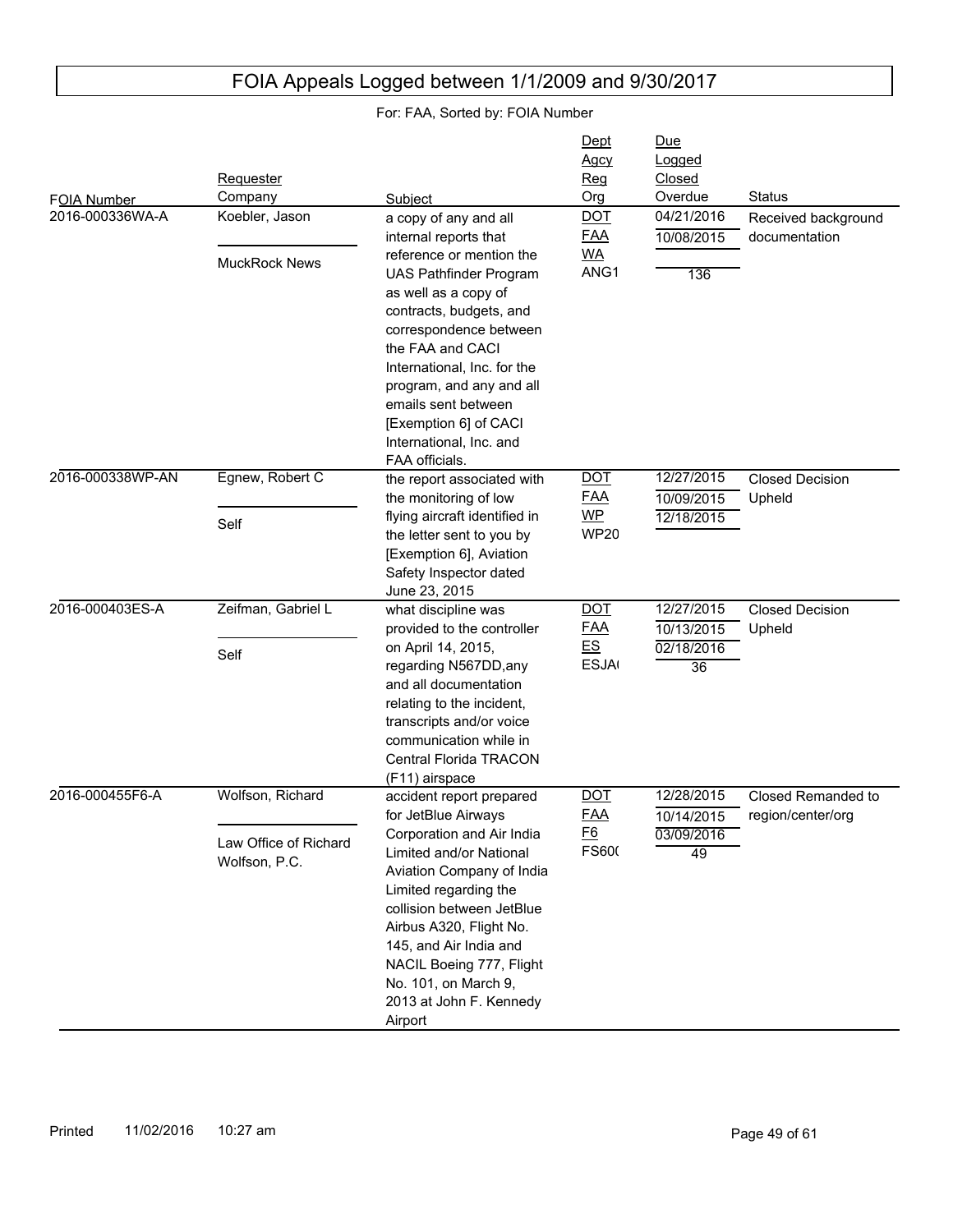# FOIA Appeals Logged between 1/1/2009 and 9/30/2017

For: FAA, Sorted by: FOIA Number

| FOIA Number | Requester / Company | Subject | Dept / Agcy / Reg / Org | Due / Logged / Closed / Overdue | Status |
|---|---|---|---|---|---|
| 2016-000336WA-A | Koebler, Jason / MuckRock News | a copy of any and all internal reports that reference or mention the UAS Pathfinder Program as well as a copy of contracts, budgets, and correspondence between the FAA and CACI International, Inc. for the program, and any and all emails sent between [Exemption 6] of CACI International, Inc. and FAA officials. | DOT / FAA / WA / ANG1 | 04/21/2016 / 10/08/2015 / / 136 | Received background documentation |
| 2016-000338WP-AN | Egnew, Robert C / Self | the report associated with the monitoring of low flying aircraft identified in the letter sent to you by [Exemption 6], Aviation Safety Inspector dated June 23, 2015 | DOT / FAA / WP / WP20 | 12/27/2015 / 10/09/2015 / 12/18/2015 / | Closed Decision Upheld |
| 2016-000403ES-A | Zeifman, Gabriel L / Self | what discipline was provided to the controller on April 14, 2015, regarding N567DD,any and all documentation relating to the incident, transcripts and/or voice communication while in Central Florida TRACON (F11) airspace | DOT / FAA / ES / ESJA( | 12/27/2015 / 10/13/2015 / 02/18/2016 / 36 | Closed Decision Upheld |
| 2016-000455F6-A | Wolfson, Richard / Law Office of Richard Wolfson, P.C. | accident report prepared for JetBlue Airways Corporation and Air India Limited and/or National Aviation Company of India Limited regarding the collision between JetBlue Airbus A320, Flight No. 145, and Air India and NACIL Boeing 777, Flight No. 101, on March 9, 2013 at John F. Kennedy Airport | DOT / FAA / F6 / FS60( | 12/28/2015 / 10/14/2015 / 03/09/2016 / 49 | Closed Remanded to region/center/org |

Printed 11/02/2016 10:27 am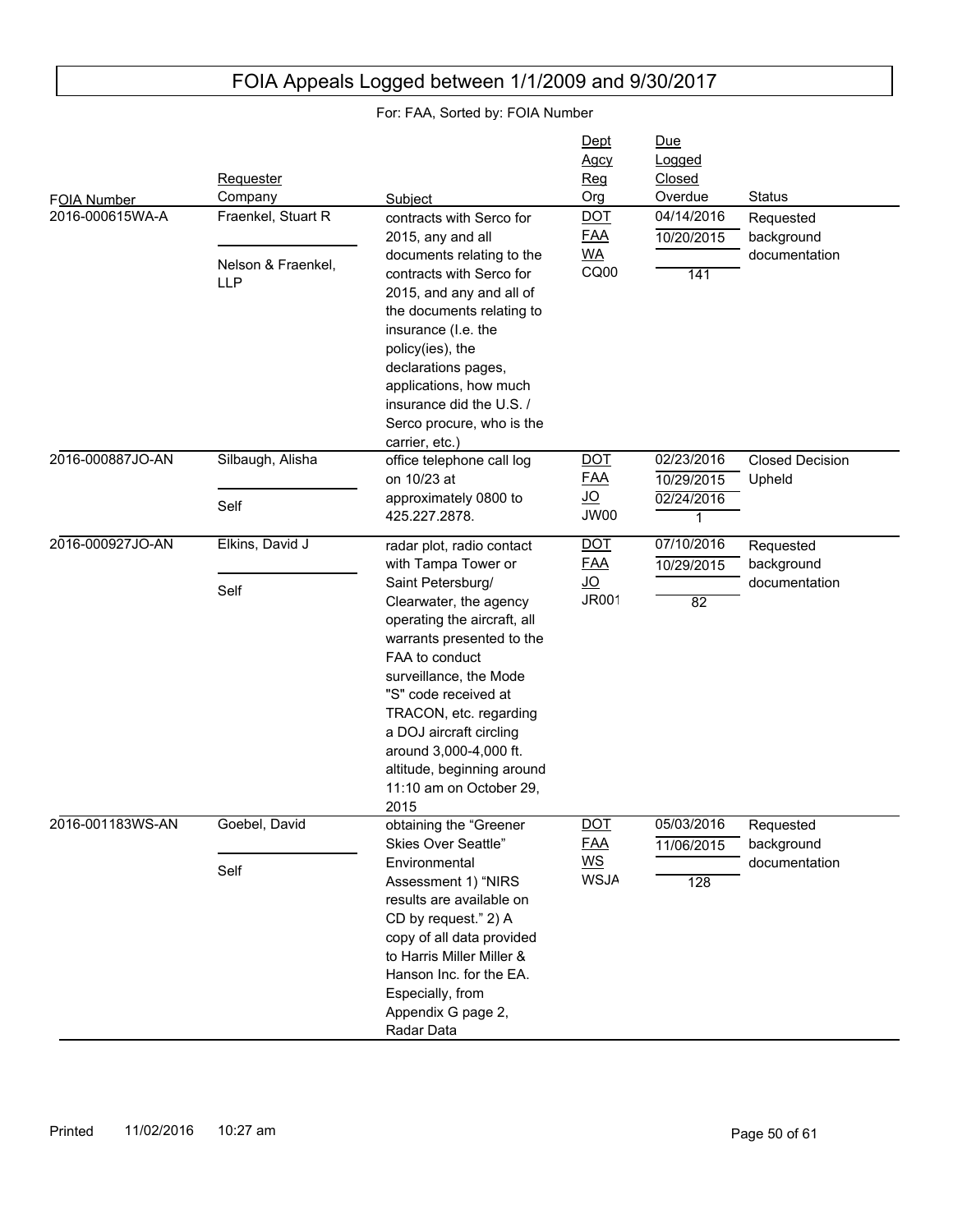# FOIA Appeals Logged between 1/1/2009 and 9/30/2017

For: FAA, Sorted by: FOIA Number

| FOIA Number | Requester / Company | Subject | Dept / Agcy / Reg / Org | Due / Logged / Closed / Overdue | Status |
|---|---|---|---|---|---|
| 2016-000615WA-A | Fraenkel, Stuart R / Nelson & Fraenkel, LLP | contracts with Serco for 2015, any and all documents relating to the contracts with Serco for 2015, and any and all of the documents relating to insurance (I.e. the policy(ies), the declarations pages, applications, how much insurance did the U.S. / Serco procure, who is the carrier, etc.) | DOT / FAA / WA / CQ00 | 04/14/2016 / 10/20/2015 / / 141 | Requested background documentation |
| 2016-000887JO-AN | Silbaugh, Alisha / Self | office telephone call log on 10/23 at approximately 0800 to 425.227.2878. | DOT / FAA / JO / JW00 | 02/23/2016 / 10/29/2015 / 02/24/2016 / 1 | Closed Decision Upheld |
| 2016-000927JO-AN | Elkins, David J / Self | radar plot, radio contact with Tampa Tower or Saint Petersburg/ Clearwater, the agency operating the aircraft, all warrants presented to the FAA to conduct surveillance, the Mode "S" code received at TRACON, etc. regarding a DOJ aircraft circling around 3,000-4,000 ft. altitude, beginning around 11:10 am on October 29, 2015 | DOT / FAA / JO / JR001 | 07/10/2016 / 10/29/2015 / / 82 | Requested background documentation |
| 2016-001183WS-AN | Goebel, David / Self | obtaining the "Greener Skies Over Seattle" Environmental Assessment 1) "NIRS results are available on CD by request." 2) A copy of all data provided to Harris Miller Miller & Hanson Inc. for the EA. Especially, from Appendix G page 2, Radar Data | DOT / FAA / WS / WSJA | 05/03/2016 / 11/06/2015 / / 128 | Requested background documentation |

Printed 11/02/2016 10:27 am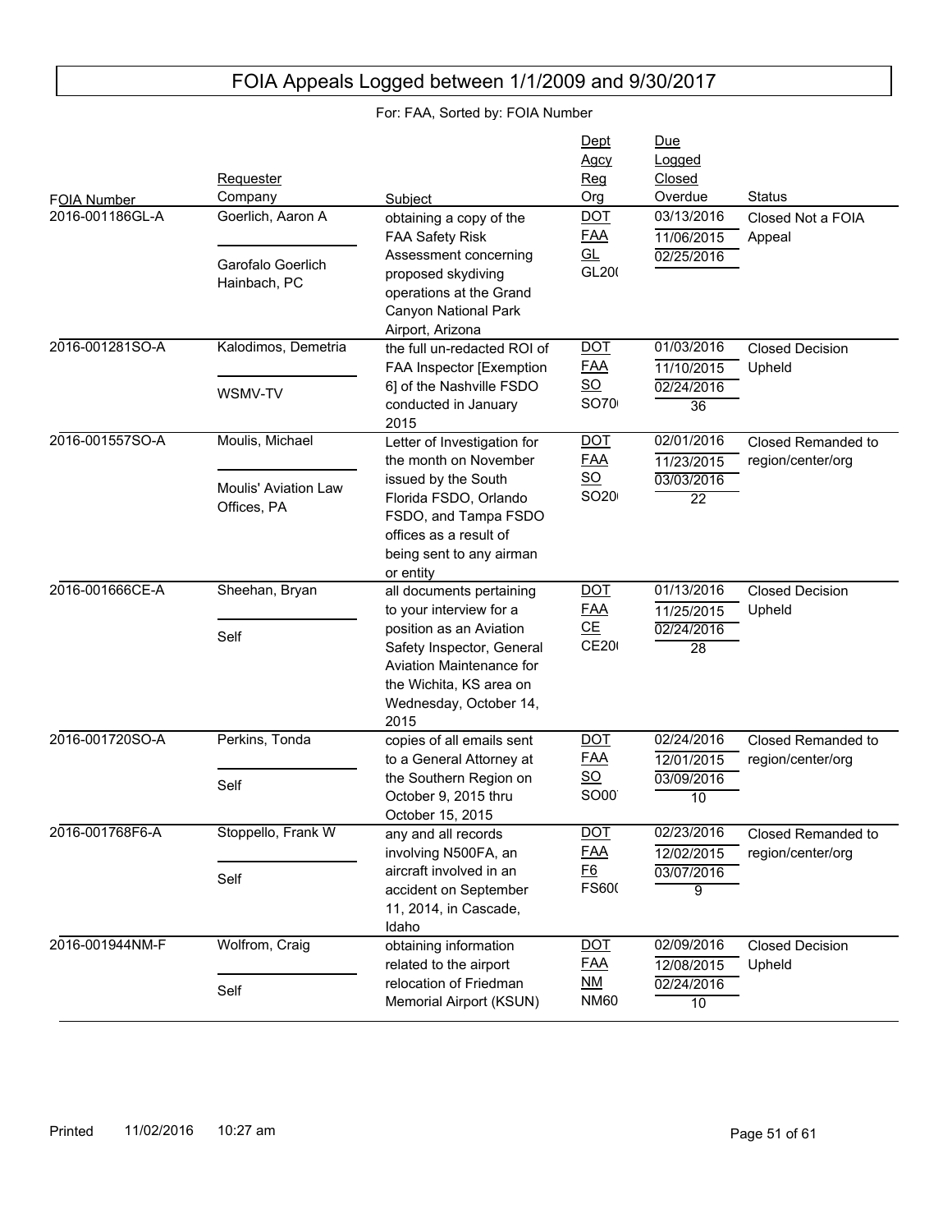# FOIA Appeals Logged between 1/1/2009 and 9/30/2017

For: FAA, Sorted by: FOIA Number

| FOIA Number | Requester / Company | Subject | Dept / Agcy / Reg / Org | Due / Logged / Closed / Overdue | Status |
|---|---|---|---|---|---|
| 2016-001186GL-A | Goerlich, Aaron A / Garofalo Goerlich Hainbach, PC | obtaining a copy of the FAA Safety Risk Assessment concerning proposed skydiving operations at the Grand Canyon National Park Airport, Arizona | DOT / FAA / GL / GL20( | 03/13/2016 / 11/06/2015 / 02/25/2016 / | Closed Not a FOIA Appeal |
| 2016-001281SO-A | Kalodimos, Demetria / WSMV-TV | the full un-redacted ROI of FAA Inspector [Exemption 6] of the Nashville FSDO conducted in January 2015 | DOT / FAA / SO / SO70( | 01/03/2016 / 11/10/2015 / 02/24/2016 / 36 | Closed Decision Upheld |
| 2016-001557SO-A | Moulis, Michael / Moulis' Aviation Law Offices, PA | Letter of Investigation for the month on November issued by the South Florida FSDO, Orlando FSDO, and Tampa FSDO offices as a result of being sent to any airman or entity | DOT / FAA / SO / SO20( | 02/01/2016 / 11/23/2015 / 03/03/2016 / 22 | Closed Remanded to region/center/org |
| 2016-001666CE-A | Sheehan, Bryan / Self | all documents pertaining to your interview for a position as an Aviation Safety Inspector, General Aviation Maintenance for the Wichita, KS area on Wednesday, October 14, 2015 | DOT / FAA / CE / CE20( | 01/13/2016 / 11/25/2015 / 02/24/2016 / 28 | Closed Decision Upheld |
| 2016-001720SO-A | Perkins, Tonda / Self | copies of all emails sent to a General Attorney at the Southern Region on October 9, 2015 thru October 15, 2015 | DOT / FAA / SO / SO00 | 02/24/2016 / 12/01/2015 / 03/09/2016 / 10 | Closed Remanded to region/center/org |
| 2016-001768F6-A | Stoppello, Frank W / Self | any and all records involving N500FA, an aircraft involved in an accident on September 11, 2014, in Cascade, Idaho | DOT / FAA / F6 / FS60( | 02/23/2016 / 12/02/2015 / 03/07/2016 / 9 | Closed Remanded to region/center/org |
| 2016-001944NM-F | Wolfrom, Craig / Self | obtaining information related to the airport relocation of Friedman Memorial Airport (KSUN) | DOT / FAA / NM / NM60 | 02/09/2016 / 12/08/2015 / 02/24/2016 / 10 | Closed Decision Upheld |

Printed 11/02/2016 10:27 am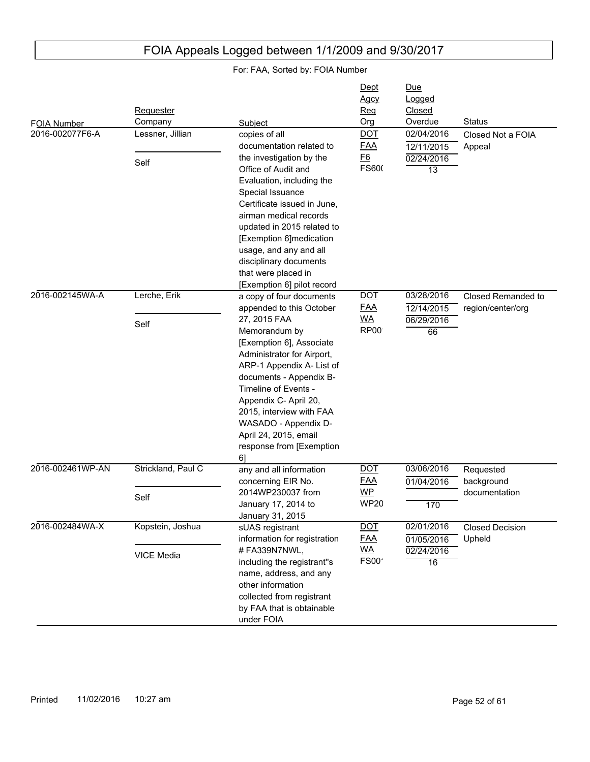# FOIA Appeals Logged between 1/1/2009 and 9/30/2017

For: FAA, Sorted by: FOIA Number

| FOIA Number | Requester / Company | Subject | Dept / Agcy / Reg / Org | Due / Logged / Closed / Overdue | Status |
|---|---|---|---|---|---|
| 2016-002077F6-A | Lessner, Jillian / Self | copies of all documentation related to the investigation by the Office of Audit and Evaluation, including the Special Issuance Certificate issued in June, airman medical records updated in 2015 related to [Exemption 6]medication usage, and any and all disciplinary documents that were placed in [Exemption 6] pilot record | DOT / FAA / F6 / FS60( | 02/04/2016 / 12/11/2015 / 02/24/2016 / 13 | Closed Not a FOIA Appeal |
| 2016-002145WA-A | Lerche, Erik / Self | a copy of four documents appended to this October 27, 2015 FAA Memorandum by [Exemption 6], Associate Administrator for Airport, ARP-1 Appendix A- List of documents - Appendix B- Timeline of Events - Appendix C- April 20, 2015, interview with FAA WASADO - Appendix D- April 24, 2015, email response from [Exemption 6] | DOT / FAA / WA / RP00 | 03/28/2016 / 12/14/2015 / 06/29/2016 / 66 | Closed Remanded to region/center/org |
| 2016-002461WP-AN | Strickland, Paul C / Self | any and all information concerning EIR No. 2014WP230037 from January 17, 2014 to January 31, 2015 | DOT / FAA / WP / WP20 | 03/06/2016 / 01/04/2016 / / 170 | Requested background documentation |
| 2016-002484WA-X | Kopstein, Joshua / VICE Media | sUAS registrant information for registration # FA339N7NWL, including the registrant''s name, address, and any other information collected from registrant by FAA that is obtainable under FOIA | DOT / FAA / WA / FS00 | 02/01/2016 / 01/05/2016 / 02/24/2016 / 16 | Closed Decision Upheld |

Printed 11/02/2016 10:27 am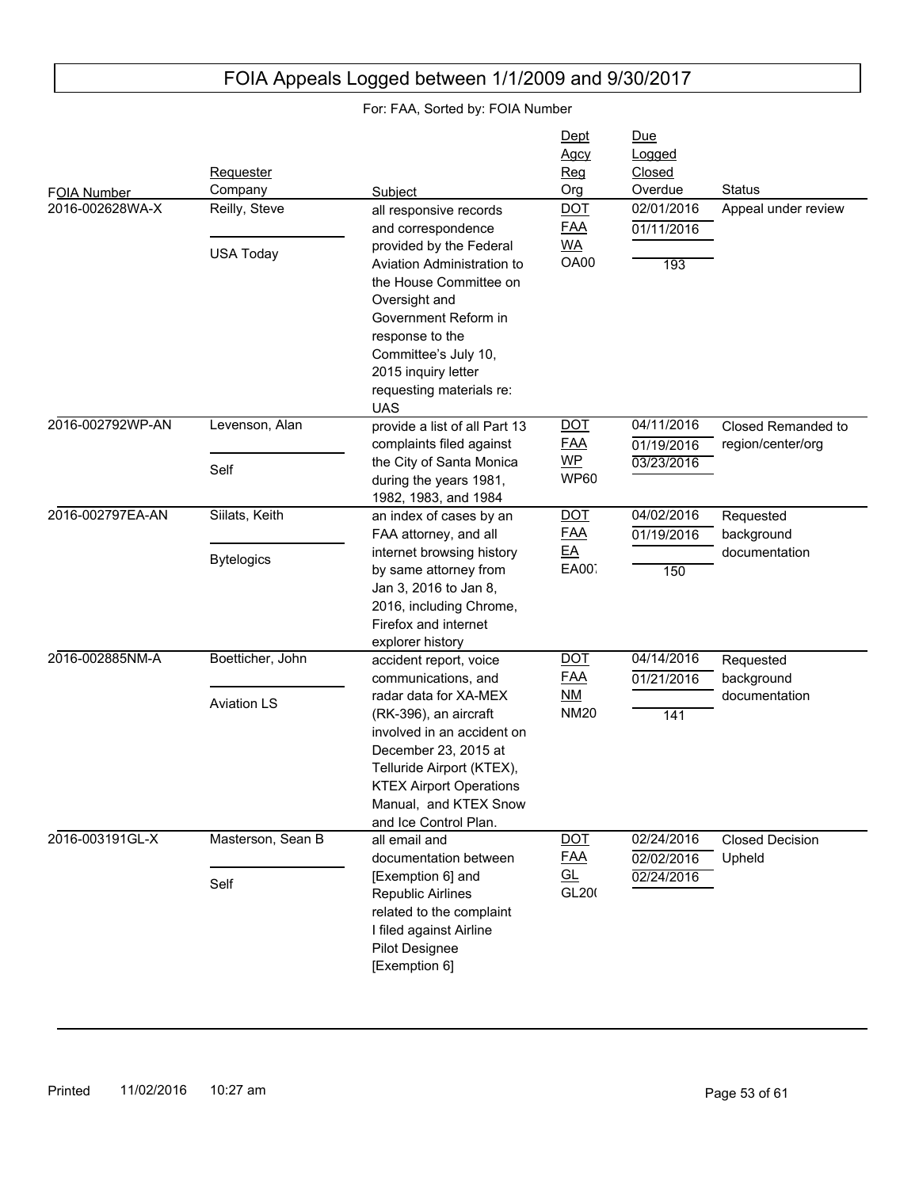# FOIA Appeals Logged between 1/1/2009 and 9/30/2017

For: FAA, Sorted by: FOIA Number

| FOIA Number | Requester / Company | Subject | Dept / Agcy / Reg / Org | Due / Logged / Closed / Overdue | Status |
|---|---|---|---|---|---|
| 2016-002628WA-X | Reilly, Steve / USA Today | all responsive records and correspondence provided by the Federal Aviation Administration to the House Committee on Oversight and Government Reform in response to the Committee's July 10, 2015 inquiry letter requesting materials re: UAS | DOT / FAA / WA / OA00 | 02/01/2016 / 01/11/2016 / / 193 | Appeal under review |
| 2016-002792WP-AN | Levenson, Alan / Self | provide a list of all Part 13 complaints filed against the City of Santa Monica during the years 1981, 1982, 1983, and 1984 | DOT / FAA / WP / WP60 | 04/11/2016 / 01/19/2016 / 03/23/2016 / | Closed Remanded to region/center/org |
| 2016-002797EA-AN | Siilats, Keith / Bytelogics | an index of cases by an FAA attorney, and all internet browsing history by same attorney from Jan 3, 2016 to Jan 8, 2016, including Chrome, Firefox and internet explorer history | DOT / FAA / EA / EA007 | 04/02/2016 / 01/19/2016 / / 150 | Requested background documentation |
| 2016-002885NM-A | Boetticher, John / Aviation LS | accident report, voice communications, and radar data for XA-MEX (RK-396), an aircraft involved in an accident on December 23, 2015 at Telluride Airport (KTEX), KTEX Airport Operations Manual, and KTEX Snow and Ice Control Plan. | DOT / FAA / NM / NM20 | 04/14/2016 / 01/21/2016 / / 141 | Requested background documentation |
| 2016-003191GL-X | Masterson, Sean B / Self | all email and documentation between [Exemption 6] and Republic Airlines related to the complaint I filed against Airline Pilot Designee [Exemption 6] | DOT / FAA / GL / GL20( | 02/24/2016 / 02/02/2016 / 02/24/2016 / | Closed Decision Upheld |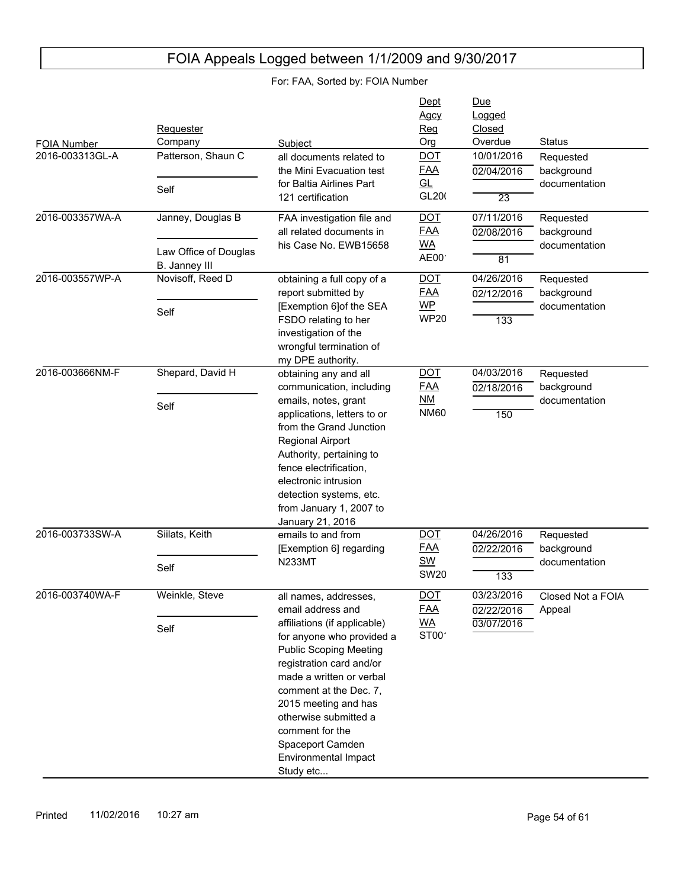# FOIA Appeals Logged between 1/1/2009 and 9/30/2017

For: FAA, Sorted by: FOIA Number

| FOIA Number | Requester / Company | Subject | Dept / Agcy / Reg / Org | Due / Logged / Closed / Overdue | Status |
|---|---|---|---|---|---|
| 2016-003313GL-A | Patterson, Shaun C / Self | all documents related to the Mini Evacuation test for Baltia Airlines Part 121 certification | DOT / FAA / GL / GL20( | 10/01/2016 / 02/04/2016 / / 23 | Requested background documentation |
| 2016-003357WA-A | Janney, Douglas B / Law Office of Douglas B. Janney III | FAA investigation file and all related documents in his Case No. EWB15658 | DOT / FAA / WA / AE00' | 07/11/2016 / 02/08/2016 / / 81 | Requested background documentation |
| 2016-003557WP-A | Novisoff, Reed D / Self | obtaining a full copy of a report submitted by [Exemption 6]of the SEA FSDO relating to her investigation of the wrongful termination of my DPE authority. | DOT / FAA / WP / WP20 | 04/26/2016 / 02/12/2016 / / 133 | Requested background documentation |
| 2016-003666NM-F | Shepard, David H / Self | obtaining any and all communication, including emails, notes, grant applications, letters to or from the Grand Junction Regional Airport Authority, pertaining to fence electrification, electronic intrusion detection systems, etc. from January 1, 2007 to January 21, 2016 | DOT / FAA / NM / NM60 | 04/03/2016 / 02/18/2016 / / 150 | Requested background documentation |
| 2016-003733SW-A | Siilats, Keith / Self | emails to and from [Exemption 6] regarding N233MT | DOT / FAA / SW / SW20 | 04/26/2016 / 02/22/2016 / / 133 | Requested background documentation |
| 2016-003740WA-F | Weinkle, Steve / Self | all names, addresses, email address and affiliations (if applicable) for anyone who provided a Public Scoping Meeting registration card and/or made a written or verbal comment at the Dec. 7, 2015 meeting and has otherwise submitted a comment for the Spaceport Camden Environmental Impact Study etc... | DOT / FAA / WA / ST00' | 03/23/2016 / 02/22/2016 / 03/07/2016 / | Closed Not a FOIA Appeal |

Printed 11/02/2016 10:27 am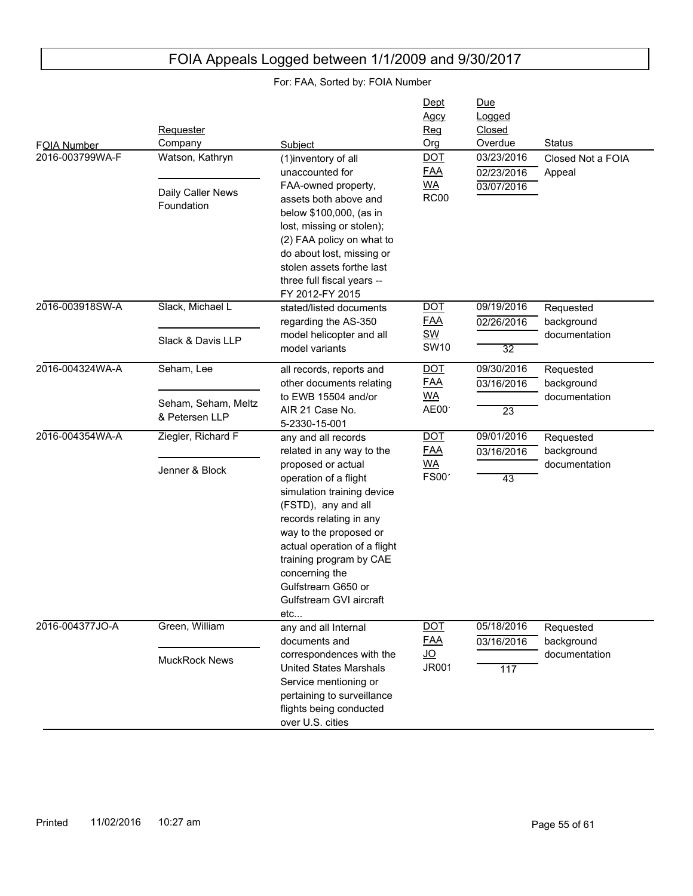# FOIA Appeals Logged between 1/1/2009 and 9/30/2017

For: FAA, Sorted by: FOIA Number

| FOIA Number | Requester / Company | Subject | Dept / Agcy / Reg / Org | Due / Logged / Closed / Overdue | Status |
|---|---|---|---|---|---|
| 2016-003799WA-F | Watson, Kathryn / Daily Caller News Foundation | (1)inventory of all unaccounted for FAA-owned property, assets both above and below $100,000, (as in lost, missing or stolen); (2) FAA policy on what to do about lost, missing or stolen assets forthe last three full fiscal years -- FY 2012-FY 2015 | DOT / FAA / WA / RC00 | 03/23/2016 / 02/23/2016 / 03/07/2016 / | Closed Not a FOIA Appeal |
| 2016-003918SW-A | Slack, Michael L / Slack & Davis LLP | stated/listed documents regarding the AS-350 model helicopter and all model variants | DOT / FAA / SW / SW10 | 09/19/2016 / 02/26/2016 / / 32 | Requested background documentation |
| 2016-004324WA-A | Seham, Lee / Seham, Seham, Meltz & Petersen LLP | all records, reports and other documents relating to EWB 15504 and/or AIR 21 Case No. 5-2330-15-001 | DOT / FAA / WA / AE00' | 09/30/2016 / 03/16/2016 / / 23 | Requested background documentation |
| 2016-004354WA-A | Ziegler, Richard F / Jenner & Block | any and all records related in any way to the proposed or actual operation of a flight simulation training device (FSTD), any and all records relating in any way to the proposed or actual operation of a flight training program by CAE concerning the Gulfstream G650 or Gulfstream GVI aircraft etc... | DOT / FAA / WA / FS00' | 09/01/2016 / 03/16/2016 / / 43 | Requested background documentation |
| 2016-004377JO-A | Green, William / MuckRock News | any and all Internal documents and correspondences with the United States Marshals Service mentioning or pertaining to surveillance flights being conducted over U.S. cities | DOT / FAA / JO / JR001 | 05/18/2016 / 03/16/2016 / / 117 | Requested background documentation |

Printed 11/02/2016 10:27 am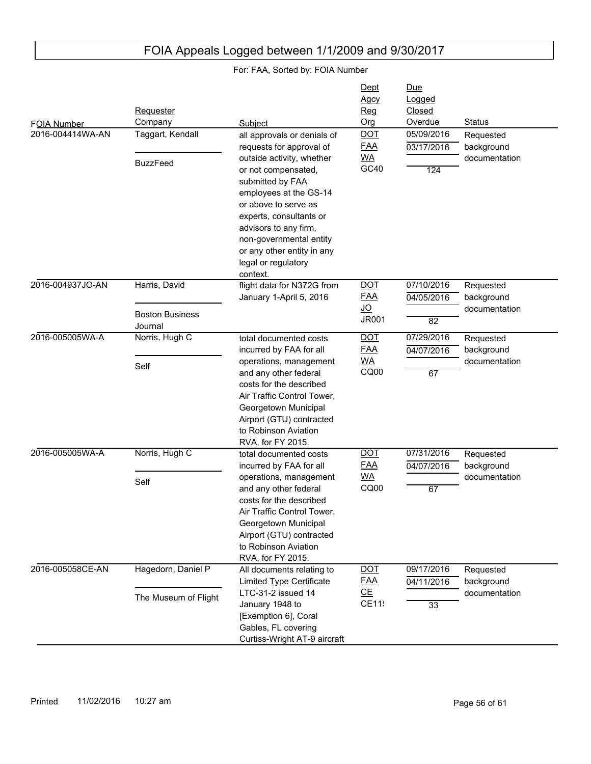# FOIA Appeals Logged between 1/1/2009 and 9/30/2017

For: FAA, Sorted by: FOIA Number

| FOIA Number | Requester / Company | Subject | Dept / Agcy / Reg / Org | Due / Logged / Closed / Overdue | Status |
|---|---|---|---|---|---|
| 2016-004414WA-AN | Taggart, Kendall / BuzzFeed | all approvals or denials of requests for approval of outside activity, whether or not compensated, submitted by FAA employees at the GS-14 or above to serve as experts, consultants or advisors to any firm, non-governmental entity or any other entity in any legal or regulatory context. | DOT / FAA / WA / GC40 | 05/09/2016 / 03/17/2016 / / 124 | Requested background documentation |
| 2016-004937JO-AN | Harris, David / Boston Business Journal | flight data for N372G from January 1-April 5, 2016 | DOT / FAA / JO / JR001 | 07/10/2016 / 04/05/2016 / / 82 | Requested background documentation |
| 2016-005005WA-A | Norris, Hugh C / Self | total documented costs incurred by FAA for all operations, management and any other federal costs for the described Air Traffic Control Tower, Georgetown Municipal Airport (GTU) contracted to Robinson Aviation RVA, for FY 2015. | DOT / FAA / WA / CQ00 | 07/29/2016 / 04/07/2016 / / 67 | Requested background documentation |
| 2016-005005WA-A | Norris, Hugh C / Self | total documented costs incurred by FAA for all operations, management and any other federal costs for the described Air Traffic Control Tower, Georgetown Municipal Airport (GTU) contracted to Robinson Aviation RVA, for FY 2015. | DOT / FAA / WA / CQ00 | 07/31/2016 / 04/07/2016 / / 67 | Requested background documentation |
| 2016-005058CE-AN | Hagedorn, Daniel P / The Museum of Flight | All documents relating to Limited Type Certificate LTC-31-2 issued 14 January 1948 to [Exemption 6], Coral Gables, FL covering Curtiss-Wright AT-9 aircraft | DOT / FAA / CE / CE11! | 09/17/2016 / 04/11/2016 / / 33 | Requested background documentation |

Printed 11/02/2016 10:27 am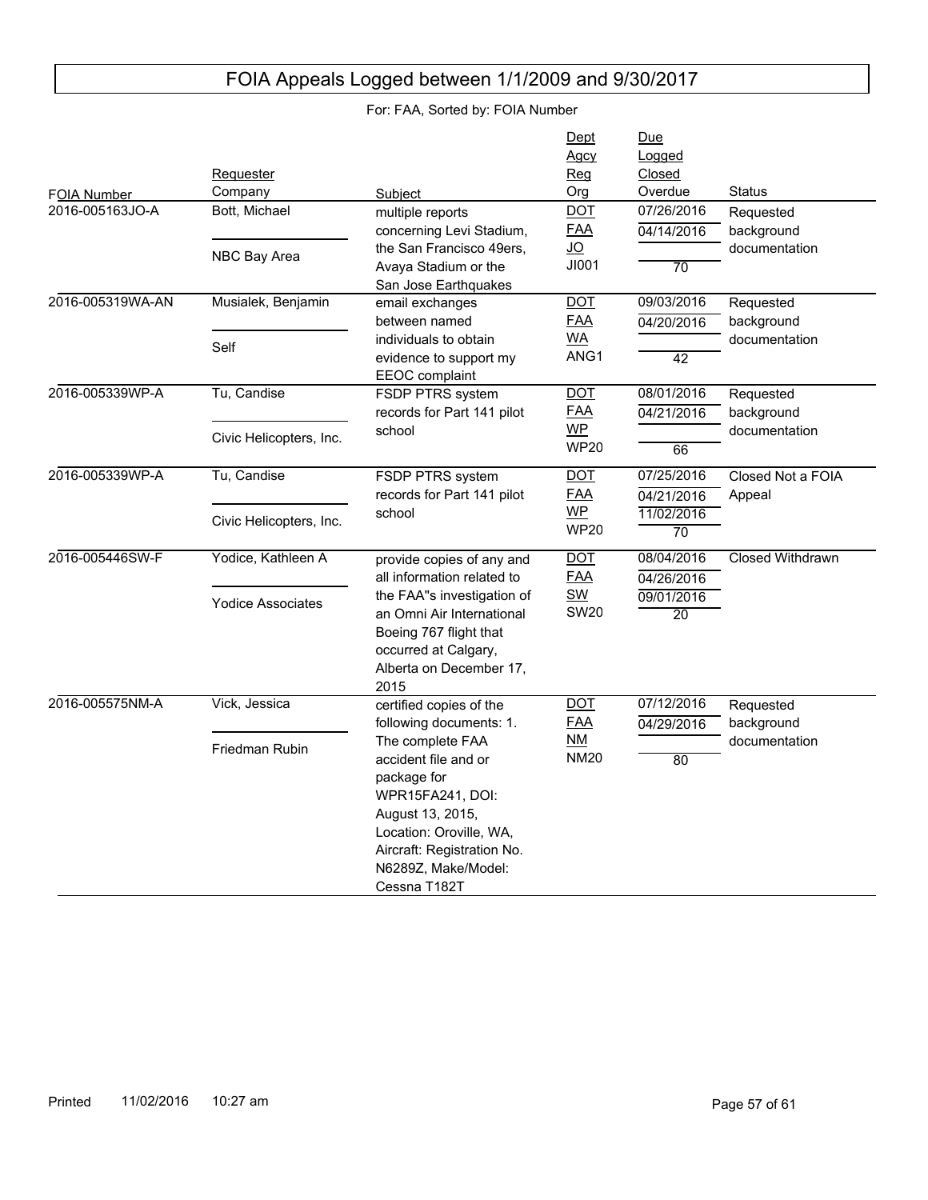# FOIA Appeals Logged between 1/1/2009 and 9/30/2017

For: FAA, Sorted by: FOIA Number

| FOIA Number | Requester / Company | Subject | Dept / Agcy / Reg / Org | Due / Logged / Closed / Overdue | Status |
|---|---|---|---|---|---|
| 2016-005163JO-A | Bott, Michael / NBC Bay Area | multiple reports concerning Levi Stadium, the San Francisco 49ers, Avaya Stadium or the San Jose Earthquakes | DOT / FAA / JO / JI001 | 07/26/2016 / 04/14/2016 / / 70 | Requested background documentation |
| 2016-005319WA-AN | Musialek, Benjamin / Self | email exchanges between named individuals to obtain evidence to support my EEOC complaint | DOT / FAA / WA / ANG1 | 09/03/2016 / 04/20/2016 / / 42 | Requested background documentation |
| 2016-005339WP-A | Tu, Candise / Civic Helicopters, Inc. | FSDP PTRS system records for Part 141 pilot school | DOT / FAA / WP / WP20 | 08/01/2016 / 04/21/2016 / / 66 | Requested background documentation |
| 2016-005339WP-A | Tu, Candise / Civic Helicopters, Inc. | FSDP PTRS system records for Part 141 pilot school | DOT / FAA / WP / WP20 | 07/25/2016 / 04/21/2016 / 11/02/2016 / 70 | Closed Not a FOIA Appeal |
| 2016-005446SW-F | Yodice, Kathleen A / Yodice Associates | provide copies of any and all information related to the FAA"s investigation of an Omni Air International Boeing 767 flight that occurred at Calgary, Alberta on December 17, 2015 | DOT / FAA / SW / SW20 | 08/04/2016 / 04/26/2016 / 09/01/2016 / 20 | Closed Withdrawn |
| 2016-005575NM-A | Vick, Jessica / Friedman Rubin | certified copies of the following documents: 1. The complete FAA accident file and or package for WPR15FA241, DOI: August 13, 2015, Location: Oroville, WA, Aircraft: Registration No. N6289Z, Make/Model: Cessna T182T | DOT / FAA / NM / NM20 | 07/12/2016 / 04/29/2016 / / 80 | Requested background documentation |

Printed 11/02/2016 10:27 am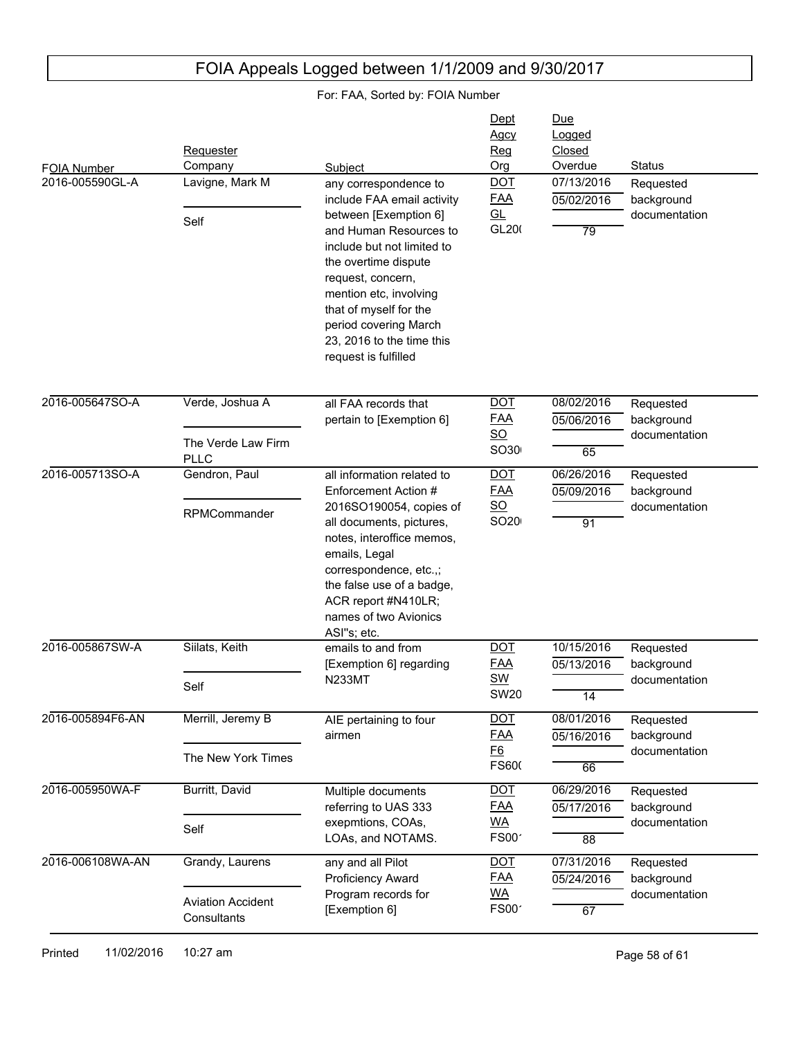# FOIA Appeals Logged between 1/1/2009 and 9/30/2017

For: FAA, Sorted by: FOIA Number

| FOIA Number | Requester / Company | Subject | Dept / Agcy / Reg / Org | Due / Logged / Closed / Overdue | Status |
|---|---|---|---|---|---|
| 2016-005590GL-A | Lavigne, Mark M / Self | any correspondence to include FAA email activity between [Exemption 6] and Human Resources to include but not limited to the overtime dispute request, concern, mention etc, involving that of myself for the period covering March 23, 2016 to the time this request is fulfilled | DOT / FAA / GL / GL20( | 07/13/2016 / 05/02/2016 / / 79 | Requested background documentation |
| 2016-005647SO-A | Verde, Joshua A / The Verde Law Firm PLLC | all FAA records that pertain to [Exemption 6] | DOT / FAA / SO / SO30( | 08/02/2016 / 05/06/2016 / / 65 | Requested background documentation |
| 2016-005713SO-A | Gendron, Paul / RPMCommander | all information related to Enforcement Action # 2016SO190054, copies of all documents, pictures, notes, interoffice memos, emails, Legal correspondence, etc.,; the false use of a badge, ACR report #N410LR; names of two Avionics ASI"s; etc. | DOT / FAA / SO / SO20( | 06/26/2016 / 05/09/2016 / / 91 | Requested background documentation |
| 2016-005867SW-A | Siilats, Keith / Self | emails to and from [Exemption 6] regarding N233MT | DOT / FAA / SW / SW20 | 10/15/2016 / 05/13/2016 / / 14 | Requested background documentation |
| 2016-005894F6-AN | Merrill, Jeremy B / The New York Times | AIE pertaining to four airmen | DOT / FAA / F6 / FS60( | 08/01/2016 / 05/16/2016 / / 66 | Requested background documentation |
| 2016-005950WA-F | Burritt, David / Self | Multiple documents referring to UAS 333 exepmtions, COAs, LOAs, and NOTAMS. | DOT / FAA / WA / FS00' | 06/29/2016 / 05/17/2016 / / 88 | Requested background documentation |
| 2016-006108WA-AN | Grandy, Laurens / Aviation Accident Consultants | any and all Pilot Proficiency Award Program records for [Exemption 6] | DOT / FAA / WA / FS00' | 07/31/2016 / 05/24/2016 / / 67 | Requested background documentation |

Printed 11/02/2016 10:27 am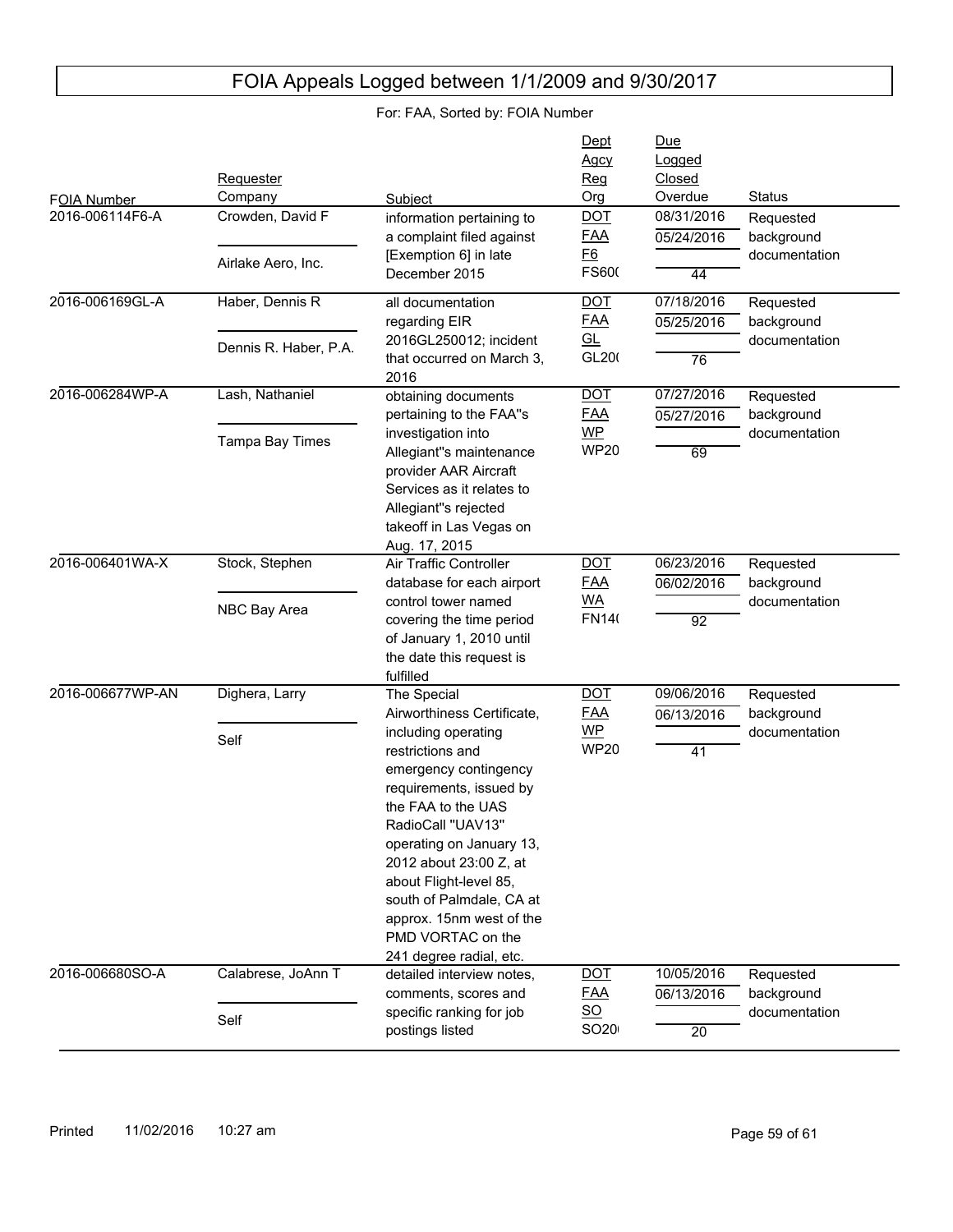# FOIA Appeals Logged between 1/1/2009 and 9/30/2017

For: FAA, Sorted by: FOIA Number

| FOIA Number | Requester / Company | Subject | Dept / Agcy / Reg / Org | Due / Logged / Closed / Overdue | Status |
|---|---|---|---|---|---|
| 2016-006114F6-A | Crowden, David F / Airlake Aero, Inc. | information pertaining to a complaint filed against [Exemption 6] in late December 2015 | DOT / FAA / F6 / FS60( | 08/31/2016 / 05/24/2016 / / 44 | Requested background documentation |
| 2016-006169GL-A | Haber, Dennis R / Dennis R. Haber, P.A. | all documentation regarding EIR 2016GL250012; incident that occurred on March 3, 2016 | DOT / FAA / GL / GL20( | 07/18/2016 / 05/25/2016 / / 76 | Requested background documentation |
| 2016-006284WP-A | Lash, Nathaniel / Tampa Bay Times | obtaining documents pertaining to the FAA''s investigation into Allegiant''s maintenance provider AAR Aircraft Services as it relates to Allegiant''s rejected takeoff in Las Vegas on Aug. 17, 2015 | DOT / FAA / WP / WP20 | 07/27/2016 / 05/27/2016 / / 69 | Requested background documentation |
| 2016-006401WA-X | Stock, Stephen / NBC Bay Area | Air Traffic Controller database for each airport control tower named covering the time period of January 1, 2010 until the date this request is fulfilled | DOT / FAA / WA / FN14( | 06/23/2016 / 06/02/2016 / / 92 | Requested background documentation |
| 2016-006677WP-AN | Dighera, Larry / Self | The Special Airworthiness Certificate, including operating restrictions and emergency contingency requirements, issued by the FAA to the UAS RadioCall "UAV13" operating on January 13, 2012 about 23:00 Z, at about Flight-level 85, south of Palmdale, CA at approx. 15nm west of the PMD VORTAC on the 241 degree radial, etc. | DOT / FAA / WP / WP20 | 09/06/2016 / 06/13/2016 / / 41 | Requested background documentation |
| 2016-006680SO-A | Calabrese, JoAnn T / Self | detailed interview notes, comments, scores and specific ranking for job postings listed | DOT / FAA / SO / SO20 | 10/05/2016 / 06/13/2016 / / 20 | Requested background documentation |

Printed 11/02/2016 10:27 am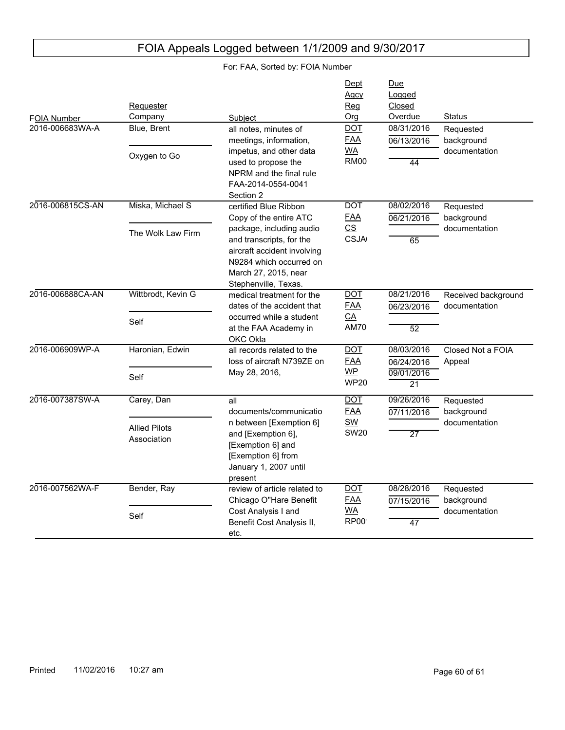# FOIA Appeals Logged between 1/1/2009 and 9/30/2017

For: FAA, Sorted by: FOIA Number

| FOIA Number | Requester / Company | Subject | Dept / Agcy / Reg / Org | Due / Logged / Closed / Overdue | Status |
|---|---|---|---|---|---|
| 2016-006683WA-A | Blue, Brent / Oxygen to Go | all notes, minutes of meetings, information, impetus, and other data used to propose the NPRM and the final rule FAA-2014-0554-0041 Section 2 | DOT / FAA / WA / RM00 | 08/31/2016 / 06/13/2016 / / 44 | Requested background documentation |
| 2016-006815CS-AN | Miska, Michael S / The Wolk Law Firm | certified Blue Ribbon Copy of the entire ATC package, including audio and transcripts, for the aircraft accident involving N9284 which occurred on March 27, 2015, near Stephenville, Texas. | DOT / FAA / CS / CSJA | 08/02/2016 / 06/21/2016 / / 65 | Requested background documentation |
| 2016-006888CA-AN | Wittbrodt, Kevin G / Self | medical treatment for the dates of the accident that occurred while a student at the FAA Academy in OKC Okla | DOT / FAA / CA / AM70 | 08/21/2016 / 06/23/2016 / / 52 | Received background documentation |
| 2016-006909WP-A | Haronian, Edwin / Self | all records related to the loss of aircraft N739ZE on May 28, 2016, | DOT / FAA / WP / WP20 | 08/03/2016 / 06/24/2016 / 09/01/2016 / 21 | Closed Not a FOIA Appeal |
| 2016-007387SW-A | Carey, Dan / Allied Pilots Association | all documents/communication between [Exemption 6] and [Exemption 6], [Exemption 6] and [Exemption 6] from January 1, 2007 until present | DOT / FAA / SW / SW20 | 09/26/2016 / 07/11/2016 / / 27 | Requested background documentation |
| 2016-007562WA-F | Bender, Ray / Self | review of article related to Chicago O"Hare Benefit Cost Analysis I and Benefit Cost Analysis II, etc. | DOT / FAA / WA / RP00 | 08/28/2016 / 07/15/2016 / / 47 | Requested background documentation |

Printed 11/02/2016 10:27 am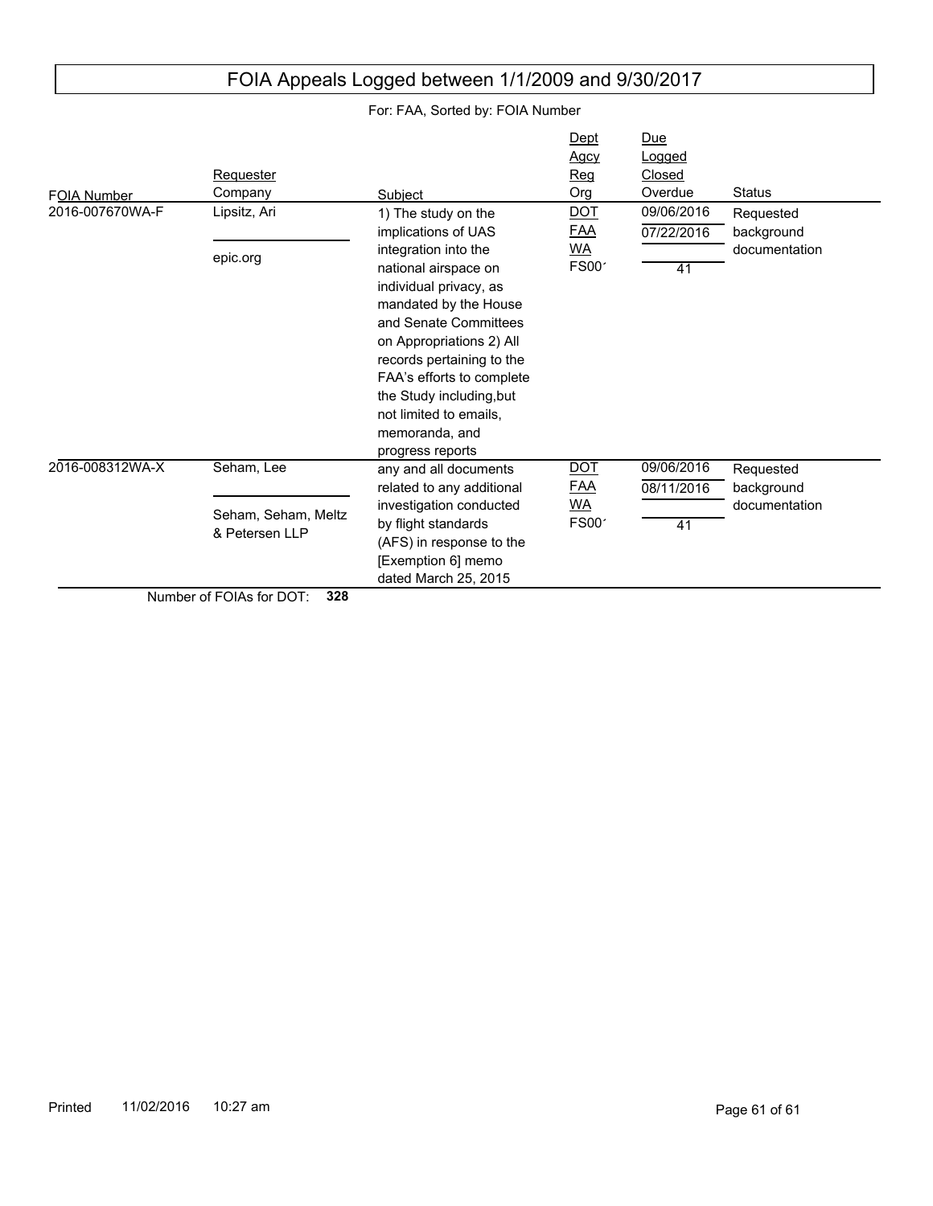# FOIA Appeals Logged between 1/1/2009 and 9/30/2017

For: FAA, Sorted by: FOIA Number

| FOIA Number | Requester / Company | Subject | Dept / Agcy / Reg / Org | Due / Logged / Closed / Overdue | Status |
|---|---|---|---|---|---|
| 2016-007670WA-F | Lipsitz, Ari / epic.org | 1) The study on the implications of UAS integration into the national airspace on individual privacy, as mandated by the House and Senate Committees on Appropriations 2) All records pertaining to the FAA's efforts to complete the Study including,but not limited to emails, memoranda, and progress reports | DOT / FAA / WA / FS00´ | 09/06/2016 / 07/22/2016 / / 41 | Requested background documentation |
| 2016-008312WA-X | Seham, Lee / Seham, Seham, Meltz & Petersen LLP | any and all documents related to any additional investigation conducted by flight standards (AFS) in response to the [Exemption 6] memo dated March 25, 2015 | DOT / FAA / WA / FS00´ | 09/06/2016 / 08/11/2016 / / 41 | Requested background documentation |

Number of FOIAs for DOT: **328**

Printed 11/02/2016 10:27 am